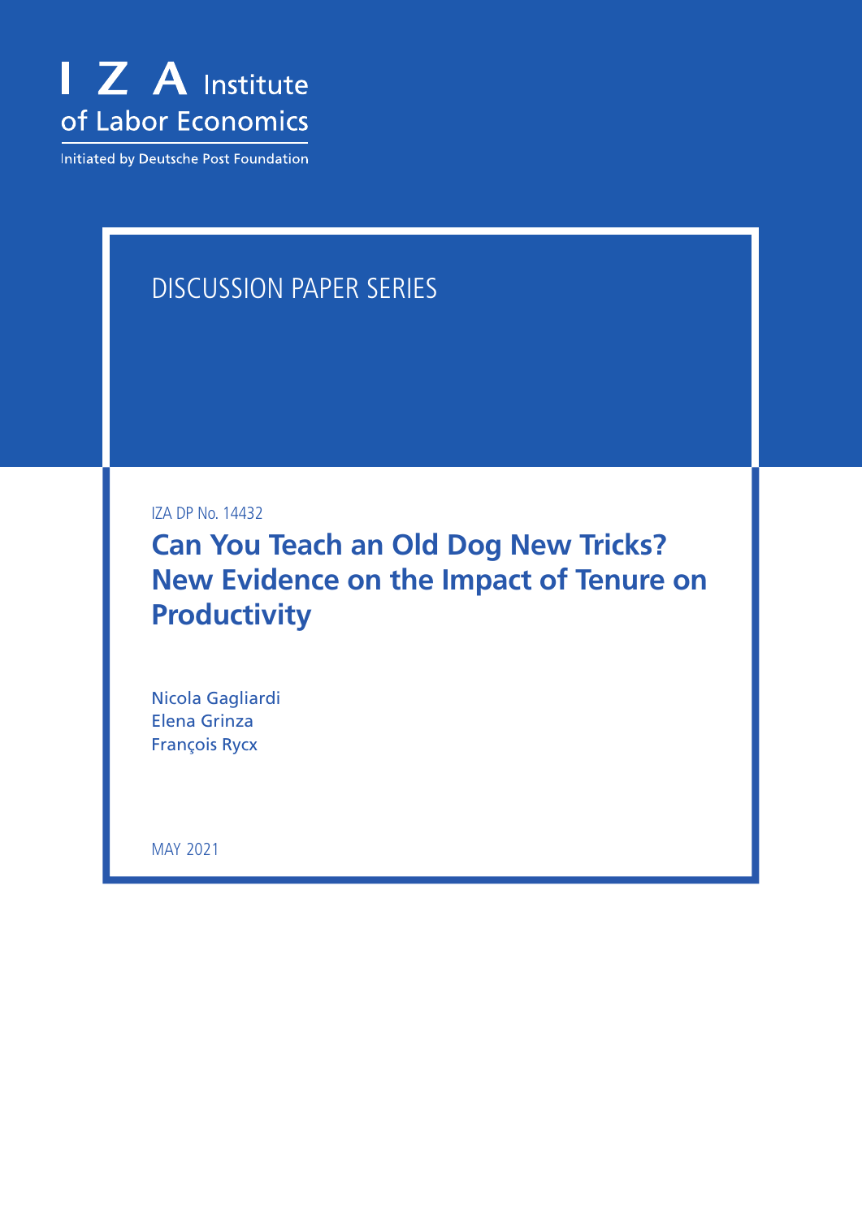I Z A Institute of Labor Economics

Initiated by Deutsche Post Foundation

DISCUSSION PAPER SERIES

IZA DP No. 14432

# Can You Teach an Old Dog New Tricks? New Evidence on the Impact of Tenure on Productivity

Nicola Gagliardi
Elena Grinza
François Rycx

MAY 2021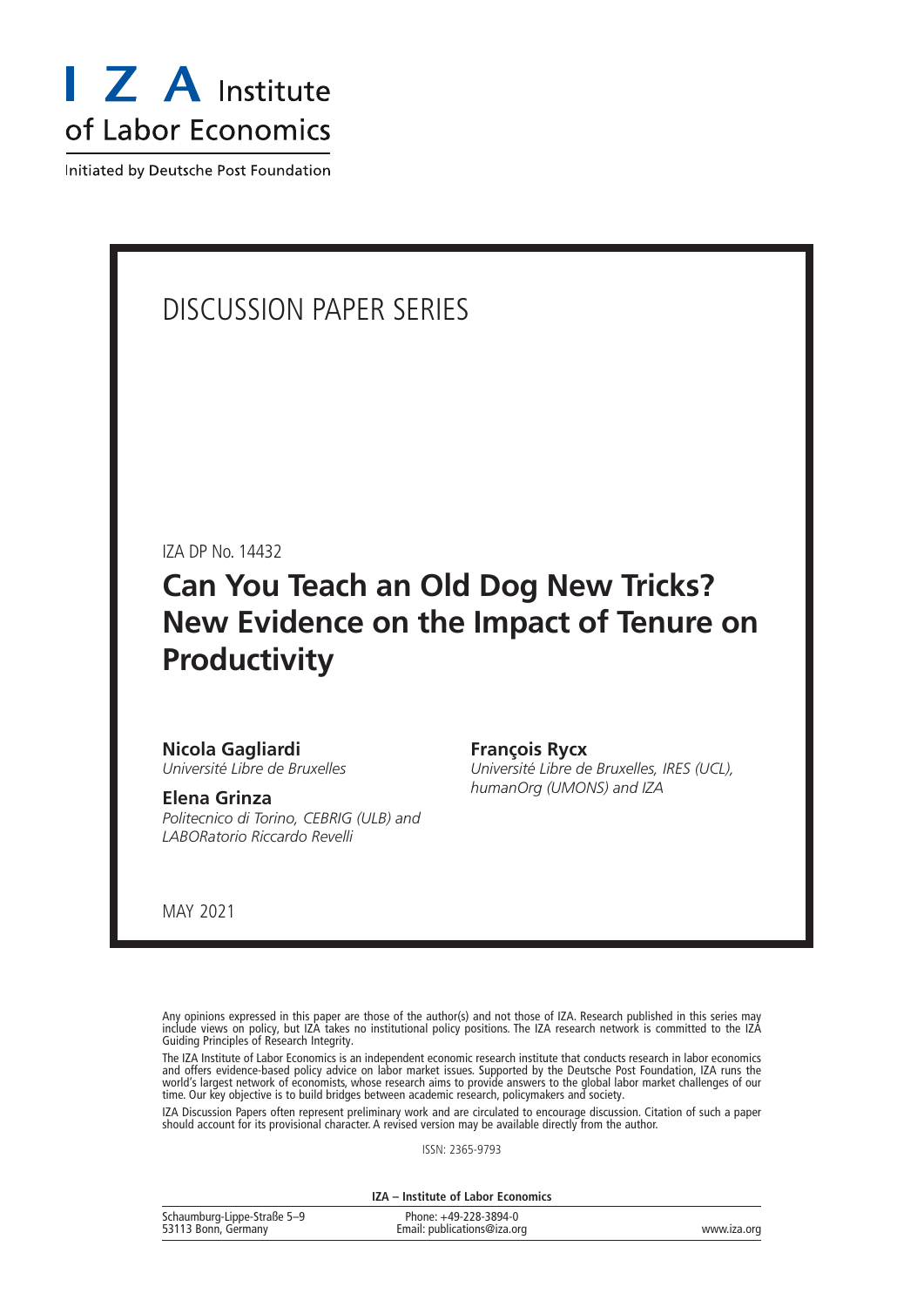DISCUSSION PAPER SERIES

IZA DP No. 14432

# Can You Teach an Old Dog New Tricks? New Evidence on the Impact of Tenure on Productivity

**Nicola Gagliardi**
*Université Libre de Bruxelles*

**Elena Grinza**
*Politecnico di Torino, CEBRIG (ULB) and LABORatorio Riccardo Revelli*

**François Rycx**
*Université Libre de Bruxelles, IRES (UCL), humanOrg (UMONS) and IZA*

MAY 2021

Any opinions expressed in this paper are those of the author(s) and not those of IZA. Research published in this series may include views on policy, but IZA takes no institutional policy positions. The IZA research network is committed to the IZA Guiding Principles of Research Integrity.

The IZA Institute of Labor Economics is an independent economic research institute that conducts research in labor economics and offers evidence-based policy advice on labor market issues. Supported by the Deutsche Post Foundation, IZA runs the world's largest network of economists, whose research aims to provide answers to the global labor market challenges of our time. Our key objective is to build bridges between academic research, policymakers and society.

IZA Discussion Papers often represent preliminary work and are circulated to encourage discussion. Citation of such a paper should account for its provisional character. A revised version may be available directly from the author.

ISSN: 2365-9793

**IZA – Institute of Labor Economics**

Schaumburg-Lippe-Straße 5–9
53113 Bonn, Germany

Phone: +49-228-3894-0
Email: publications@iza.org

www.iza.org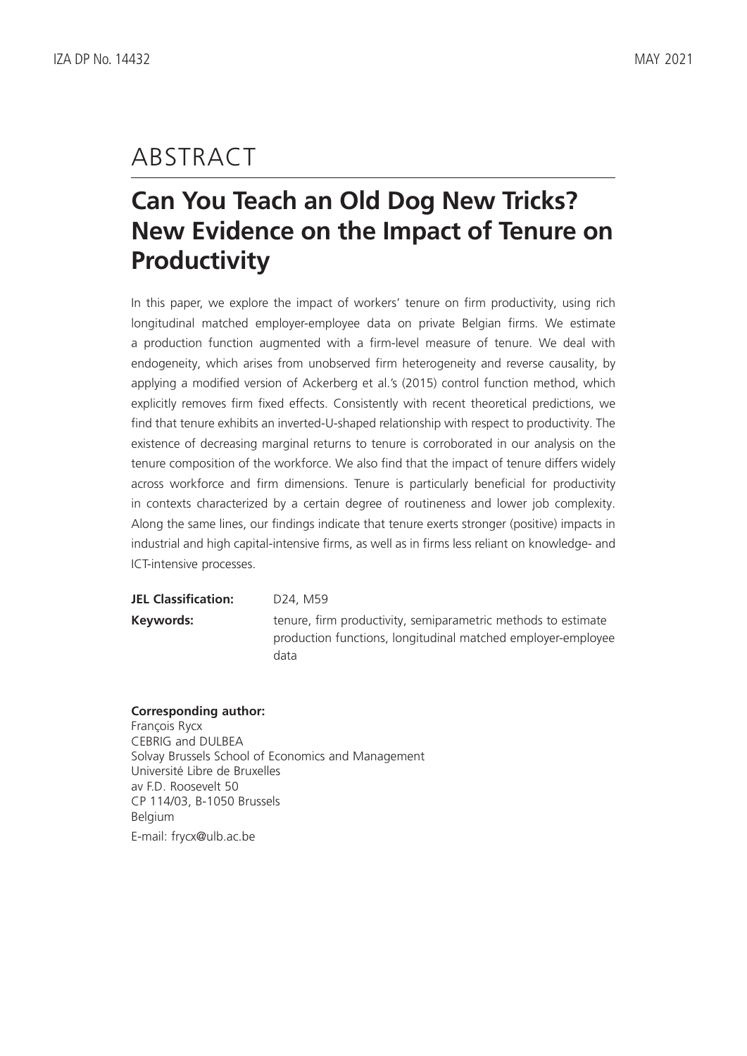# ABSTRACT

## Can You Teach an Old Dog New Tricks? New Evidence on the Impact of Tenure on Productivity

In this paper, we explore the impact of workers' tenure on firm productivity, using rich longitudinal matched employer-employee data on private Belgian firms. We estimate a production function augmented with a firm-level measure of tenure. We deal with endogeneity, which arises from unobserved firm heterogeneity and reverse causality, by applying a modified version of Ackerberg et al.'s (2015) control function method, which explicitly removes firm fixed effects. Consistently with recent theoretical predictions, we find that tenure exhibits an inverted-U-shaped relationship with respect to productivity. The existence of decreasing marginal returns to tenure is corroborated in our analysis on the tenure composition of the workforce. We also find that the impact of tenure differs widely across workforce and firm dimensions. Tenure is particularly beneficial for productivity in contexts characterized by a certain degree of routineness and lower job complexity. Along the same lines, our findings indicate that tenure exerts stronger (positive) impacts in industrial and high capital-intensive firms, as well as in firms less reliant on knowledge- and ICT-intensive processes.

**JEL Classification:** D24, M59

**Keywords:** tenure, firm productivity, semiparametric methods to estimate production functions, longitudinal matched employer-employee data

**Corresponding author:**
François Rycx
CEBRIG and DULBEA
Solvay Brussels School of Economics and Management
Université Libre de Bruxelles
av F.D. Roosevelt 50
CP 114/03, B-1050 Brussels
Belgium
E-mail: frycx@ulb.ac.be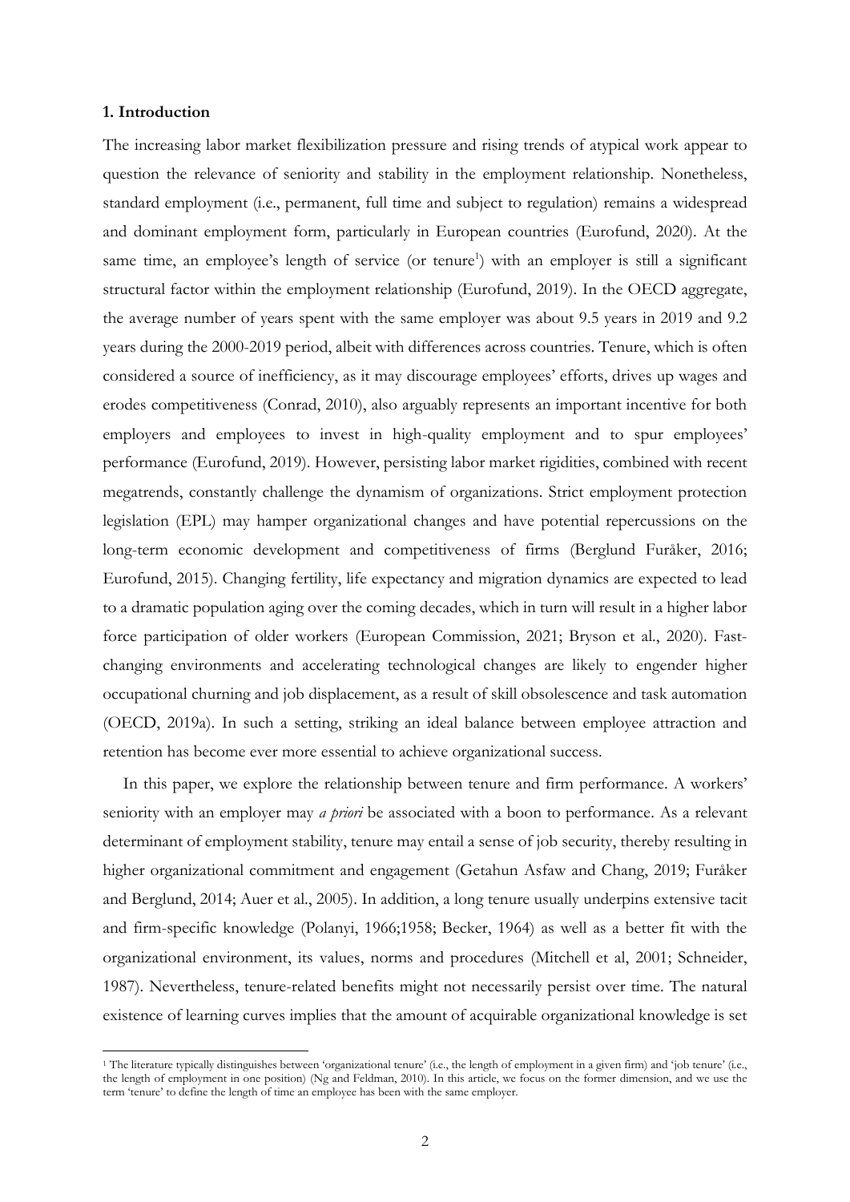**1. Introduction**

The increasing labor market flexibilization pressure and rising trends of atypical work appear to question the relevance of seniority and stability in the employment relationship. Nonetheless, standard employment (i.e., permanent, full time and subject to regulation) remains a widespread and dominant employment form, particularly in European countries (Eurofund, 2020). At the same time, an employee's length of service (or tenure[1]) with an employer is still a significant structural factor within the employment relationship (Eurofund, 2019). In the OECD aggregate, the average number of years spent with the same employer was about 9.5 years in 2019 and 9.2 years during the 2000-2019 period, albeit with differences across countries. Tenure, which is often considered a source of inefficiency, as it may discourage employees' efforts, drives up wages and erodes competitiveness (Conrad, 2010), also arguably represents an important incentive for both employers and employees to invest in high-quality employment and to spur employees' performance (Eurofund, 2019). However, persisting labor market rigidities, combined with recent megatrends, constantly challenge the dynamism of organizations. Strict employment protection legislation (EPL) may hamper organizational changes and have potential repercussions on the long-term economic development and competitiveness of firms (Berglund Furåker, 2016; Eurofund, 2015). Changing fertility, life expectancy and migration dynamics are expected to lead to a dramatic population aging over the coming decades, which in turn will result in a higher labor force participation of older workers (European Commission, 2021; Bryson et al., 2020). Fast-changing environments and accelerating technological changes are likely to engender higher occupational churning and job displacement, as a result of skill obsolescence and task automation (OECD, 2019a). In such a setting, striking an ideal balance between employee attraction and retention has become ever more essential to achieve organizational success.

In this paper, we explore the relationship between tenure and firm performance. A workers' seniority with an employer may *a priori* be associated with a boon to performance. As a relevant determinant of employment stability, tenure may entail a sense of job security, thereby resulting in higher organizational commitment and engagement (Getahun Asfaw and Chang, 2019; Furåker and Berglund, 2014; Auer et al., 2005). In addition, a long tenure usually underpins extensive tacit and firm-specific knowledge (Polanyi, 1966;1958; Becker, 1964) as well as a better fit with the organizational environment, its values, norms and procedures (Mitchell et al, 2001; Schneider, 1987). Nevertheless, tenure-related benefits might not necessarily persist over time. The natural existence of learning curves implies that the amount of acquirable organizational knowledge is set

[1] The literature typically distinguishes between 'organizational tenure' (i.e., the length of employment in a given firm) and 'job tenure' (i.e., the length of employment in one position) (Ng and Feldman, 2010). In this article, we focus on the former dimension, and we use the term 'tenure' to define the length of time an employee has been with the same employer.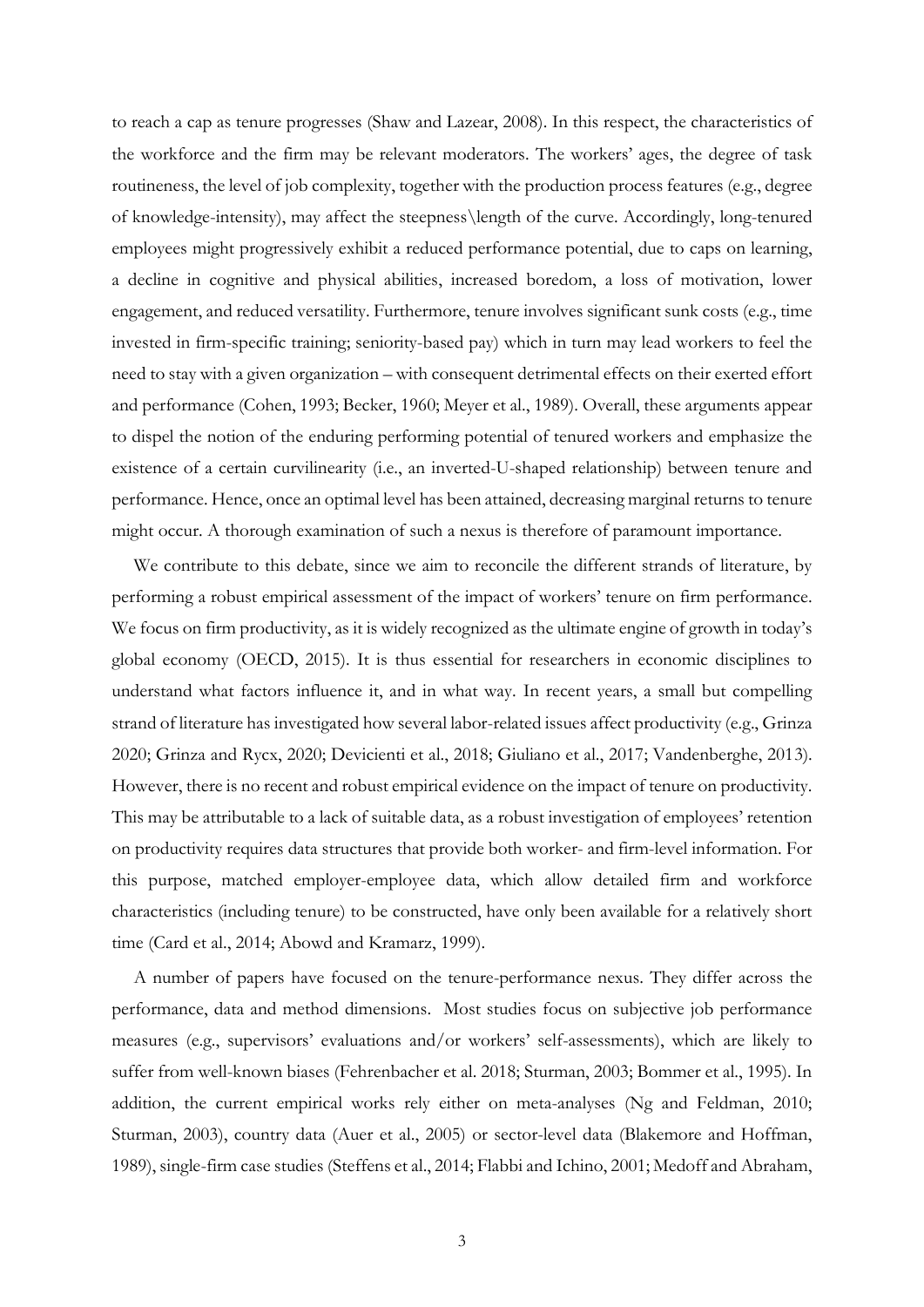to reach a cap as tenure progresses (Shaw and Lazear, 2008). In this respect, the characteristics of the workforce and the firm may be relevant moderators. The workers' ages, the degree of task routineness, the level of job complexity, together with the production process features (e.g., degree of knowledge-intensity), may affect the steepness\length of the curve. Accordingly, long-tenured employees might progressively exhibit a reduced performance potential, due to caps on learning, a decline in cognitive and physical abilities, increased boredom, a loss of motivation, lower engagement, and reduced versatility. Furthermore, tenure involves significant sunk costs (e.g., time invested in firm-specific training; seniority-based pay) which in turn may lead workers to feel the need to stay with a given organization – with consequent detrimental effects on their exerted effort and performance (Cohen, 1993; Becker, 1960; Meyer et al., 1989). Overall, these arguments appear to dispel the notion of the enduring performing potential of tenured workers and emphasize the existence of a certain curvilinearity (i.e., an inverted-U-shaped relationship) between tenure and performance. Hence, once an optimal level has been attained, decreasing marginal returns to tenure might occur. A thorough examination of such a nexus is therefore of paramount importance.

We contribute to this debate, since we aim to reconcile the different strands of literature, by performing a robust empirical assessment of the impact of workers' tenure on firm performance. We focus on firm productivity, as it is widely recognized as the ultimate engine of growth in today's global economy (OECD, 2015). It is thus essential for researchers in economic disciplines to understand what factors influence it, and in what way. In recent years, a small but compelling strand of literature has investigated how several labor-related issues affect productivity (e.g., Grinza 2020; Grinza and Rycx, 2020; Devicienti et al., 2018; Giuliano et al., 2017; Vandenberghe, 2013). However, there is no recent and robust empirical evidence on the impact of tenure on productivity. This may be attributable to a lack of suitable data, as a robust investigation of employees' retention on productivity requires data structures that provide both worker- and firm-level information. For this purpose, matched employer-employee data, which allow detailed firm and workforce characteristics (including tenure) to be constructed, have only been available for a relatively short time (Card et al., 2014; Abowd and Kramarz, 1999).

A number of papers have focused on the tenure-performance nexus. They differ across the performance, data and method dimensions. Most studies focus on subjective job performance measures (e.g., supervisors' evaluations and/or workers' self-assessments), which are likely to suffer from well-known biases (Fehrenbacher et al. 2018; Sturman, 2003; Bommer et al., 1995). In addition, the current empirical works rely either on meta-analyses (Ng and Feldman, 2010; Sturman, 2003), country data (Auer et al., 2005) or sector-level data (Blakemore and Hoffman, 1989), single-firm case studies (Steffens et al., 2014; Flabbi and Ichino, 2001; Medoff and Abraham,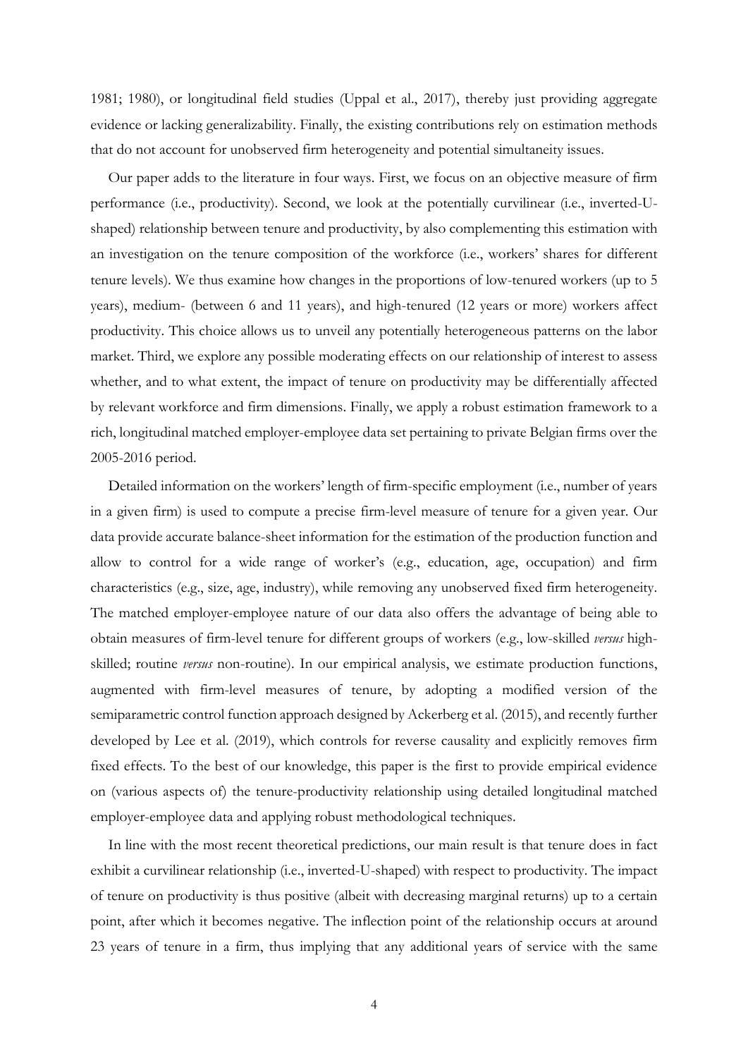1981; 1980), or longitudinal field studies (Uppal et al., 2017), thereby just providing aggregate evidence or lacking generalizability. Finally, the existing contributions rely on estimation methods that do not account for unobserved firm heterogeneity and potential simultaneity issues.

Our paper adds to the literature in four ways. First, we focus on an objective measure of firm performance (i.e., productivity). Second, we look at the potentially curvilinear (i.e., inverted-U-shaped) relationship between tenure and productivity, by also complementing this estimation with an investigation on the tenure composition of the workforce (i.e., workers' shares for different tenure levels). We thus examine how changes in the proportions of low-tenured workers (up to 5 years), medium- (between 6 and 11 years), and high-tenured (12 years or more) workers affect productivity. This choice allows us to unveil any potentially heterogeneous patterns on the labor market. Third, we explore any possible moderating effects on our relationship of interest to assess whether, and to what extent, the impact of tenure on productivity may be differentially affected by relevant workforce and firm dimensions. Finally, we apply a robust estimation framework to a rich, longitudinal matched employer-employee data set pertaining to private Belgian firms over the 2005-2016 period.

Detailed information on the workers' length of firm-specific employment (i.e., number of years in a given firm) is used to compute a precise firm-level measure of tenure for a given year. Our data provide accurate balance-sheet information for the estimation of the production function and allow to control for a wide range of worker's (e.g., education, age, occupation) and firm characteristics (e.g., size, age, industry), while removing any unobserved fixed firm heterogeneity. The matched employer-employee nature of our data also offers the advantage of being able to obtain measures of firm-level tenure for different groups of workers (e.g., low-skilled *versus* high-skilled; routine *versus* non-routine). In our empirical analysis, we estimate production functions, augmented with firm-level measures of tenure, by adopting a modified version of the semiparametric control function approach designed by Ackerberg et al. (2015), and recently further developed by Lee et al. (2019), which controls for reverse causality and explicitly removes firm fixed effects. To the best of our knowledge, this paper is the first to provide empirical evidence on (various aspects of) the tenure-productivity relationship using detailed longitudinal matched employer-employee data and applying robust methodological techniques.

In line with the most recent theoretical predictions, our main result is that tenure does in fact exhibit a curvilinear relationship (i.e., inverted-U-shaped) with respect to productivity. The impact of tenure on productivity is thus positive (albeit with decreasing marginal returns) up to a certain point, after which it becomes negative. The inflection point of the relationship occurs at around 23 years of tenure in a firm, thus implying that any additional years of service with the same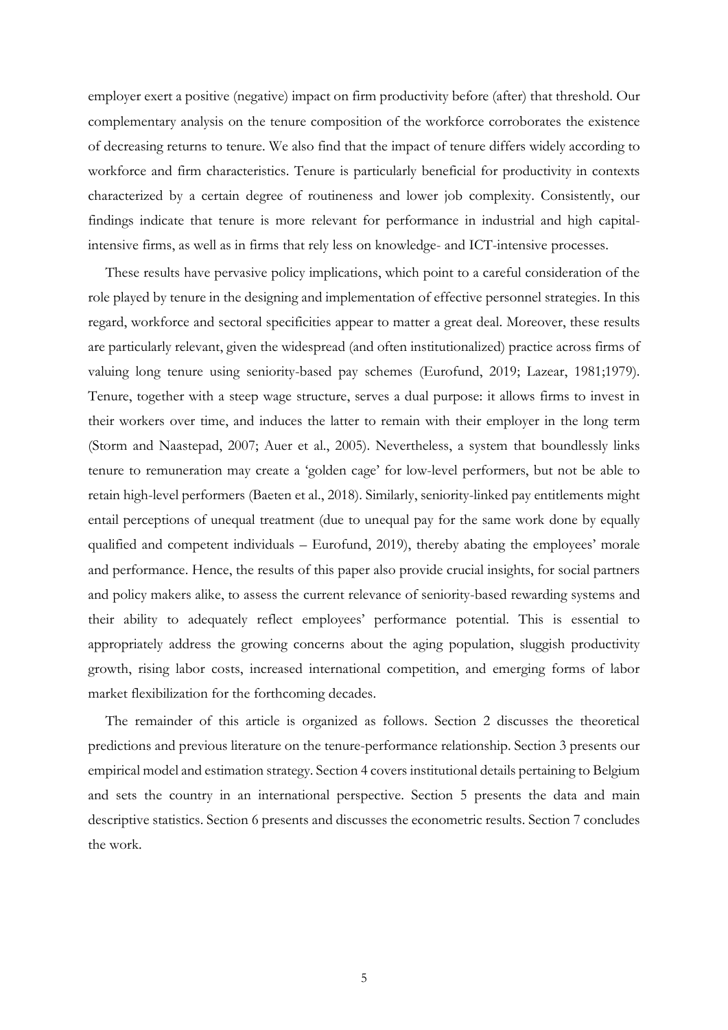employer exert a positive (negative) impact on firm productivity before (after) that threshold. Our complementary analysis on the tenure composition of the workforce corroborates the existence of decreasing returns to tenure. We also find that the impact of tenure differs widely according to workforce and firm characteristics. Tenure is particularly beneficial for productivity in contexts characterized by a certain degree of routineness and lower job complexity. Consistently, our findings indicate that tenure is more relevant for performance in industrial and high capital-intensive firms, as well as in firms that rely less on knowledge- and ICT-intensive processes.

These results have pervasive policy implications, which point to a careful consideration of the role played by tenure in the designing and implementation of effective personnel strategies. In this regard, workforce and sectoral specificities appear to matter a great deal. Moreover, these results are particularly relevant, given the widespread (and often institutionalized) practice across firms of valuing long tenure using seniority-based pay schemes (Eurofund, 2019; Lazear, 1981;1979). Tenure, together with a steep wage structure, serves a dual purpose: it allows firms to invest in their workers over time, and induces the latter to remain with their employer in the long term (Storm and Naastepad, 2007; Auer et al., 2005). Nevertheless, a system that boundlessly links tenure to remuneration may create a 'golden cage' for low-level performers, but not be able to retain high-level performers (Baeten et al., 2018). Similarly, seniority-linked pay entitlements might entail perceptions of unequal treatment (due to unequal pay for the same work done by equally qualified and competent individuals – Eurofund, 2019), thereby abating the employees' morale and performance. Hence, the results of this paper also provide crucial insights, for social partners and policy makers alike, to assess the current relevance of seniority-based rewarding systems and their ability to adequately reflect employees' performance potential. This is essential to appropriately address the growing concerns about the aging population, sluggish productivity growth, rising labor costs, increased international competition, and emerging forms of labor market flexibilization for the forthcoming decades.

The remainder of this article is organized as follows. Section 2 discusses the theoretical predictions and previous literature on the tenure-performance relationship. Section 3 presents our empirical model and estimation strategy. Section 4 covers institutional details pertaining to Belgium and sets the country in an international perspective. Section 5 presents the data and main descriptive statistics. Section 6 presents and discusses the econometric results. Section 7 concludes the work.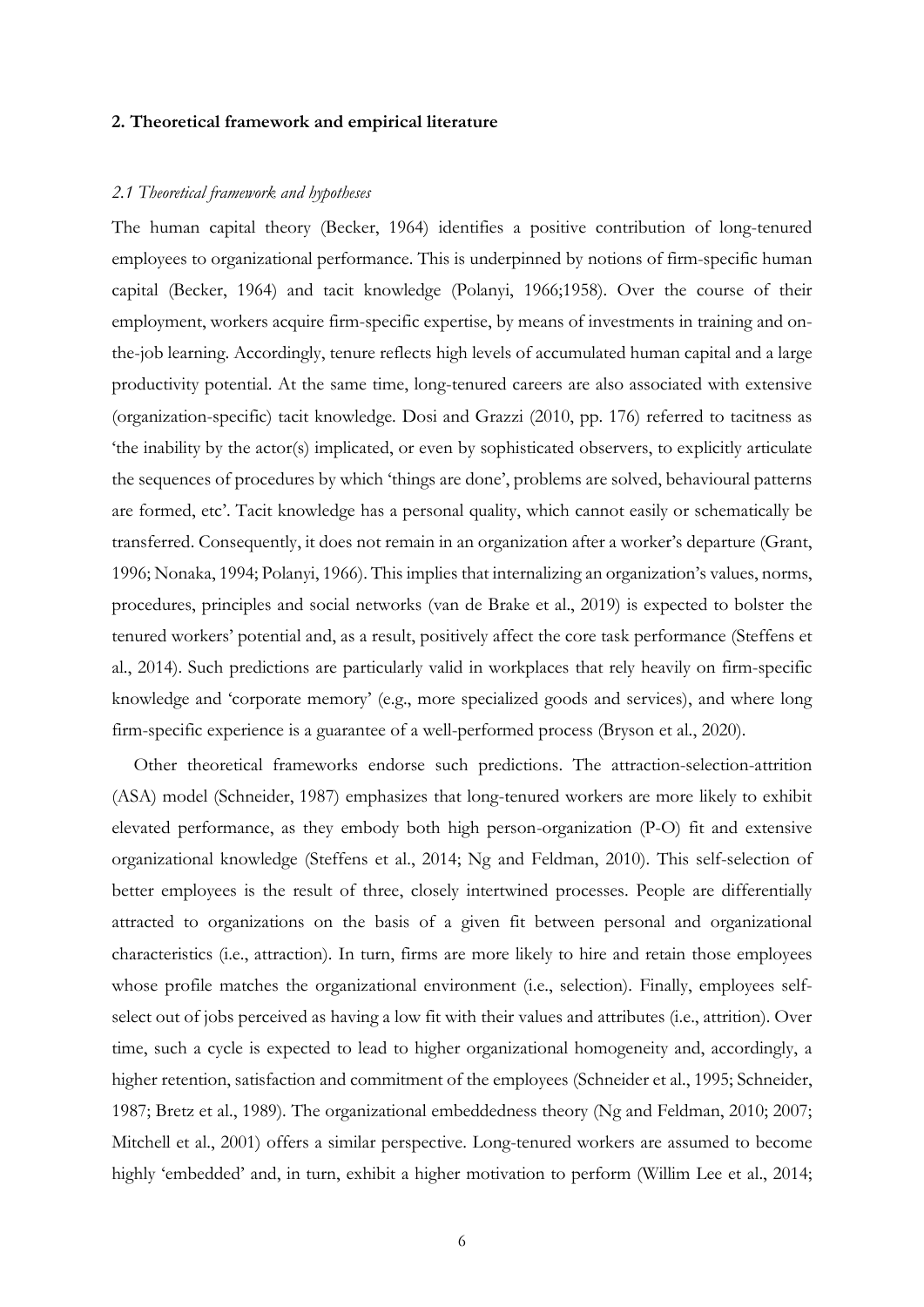## 2. Theoretical framework and empirical literature

### *2.1 Theoretical framework and hypotheses*

The human capital theory (Becker, 1964) identifies a positive contribution of long-tenured employees to organizational performance. This is underpinned by notions of firm-specific human capital (Becker, 1964) and tacit knowledge (Polanyi, 1966;1958). Over the course of their employment, workers acquire firm-specific expertise, by means of investments in training and on-the-job learning. Accordingly, tenure reflects high levels of accumulated human capital and a large productivity potential. At the same time, long-tenured careers are also associated with extensive (organization-specific) tacit knowledge. Dosi and Grazzi (2010, pp. 176) referred to tacitness as 'the inability by the actor(s) implicated, or even by sophisticated observers, to explicitly articulate the sequences of procedures by which 'things are done', problems are solved, behavioural patterns are formed, etc'. Tacit knowledge has a personal quality, which cannot easily or schematically be transferred. Consequently, it does not remain in an organization after a worker's departure (Grant, 1996; Nonaka, 1994; Polanyi, 1966). This implies that internalizing an organization's values, norms, procedures, principles and social networks (van de Brake et al., 2019) is expected to bolster the tenured workers' potential and, as a result, positively affect the core task performance (Steffens et al., 2014). Such predictions are particularly valid in workplaces that rely heavily on firm-specific knowledge and 'corporate memory' (e.g., more specialized goods and services), and where long firm-specific experience is a guarantee of a well-performed process (Bryson et al., 2020).

Other theoretical frameworks endorse such predictions. The attraction-selection-attrition (ASA) model (Schneider, 1987) emphasizes that long-tenured workers are more likely to exhibit elevated performance, as they embody both high person-organization (P-O) fit and extensive organizational knowledge (Steffens et al., 2014; Ng and Feldman, 2010). This self-selection of better employees is the result of three, closely intertwined processes. People are differentially attracted to organizations on the basis of a given fit between personal and organizational characteristics (i.e., attraction). In turn, firms are more likely to hire and retain those employees whose profile matches the organizational environment (i.e., selection). Finally, employees self-select out of jobs perceived as having a low fit with their values and attributes (i.e., attrition). Over time, such a cycle is expected to lead to higher organizational homogeneity and, accordingly, a higher retention, satisfaction and commitment of the employees (Schneider et al., 1995; Schneider, 1987; Bretz et al., 1989). The organizational embeddedness theory (Ng and Feldman, 2010; 2007; Mitchell et al., 2001) offers a similar perspective. Long-tenured workers are assumed to become highly 'embedded' and, in turn, exhibit a higher motivation to perform (Willim Lee et al., 2014;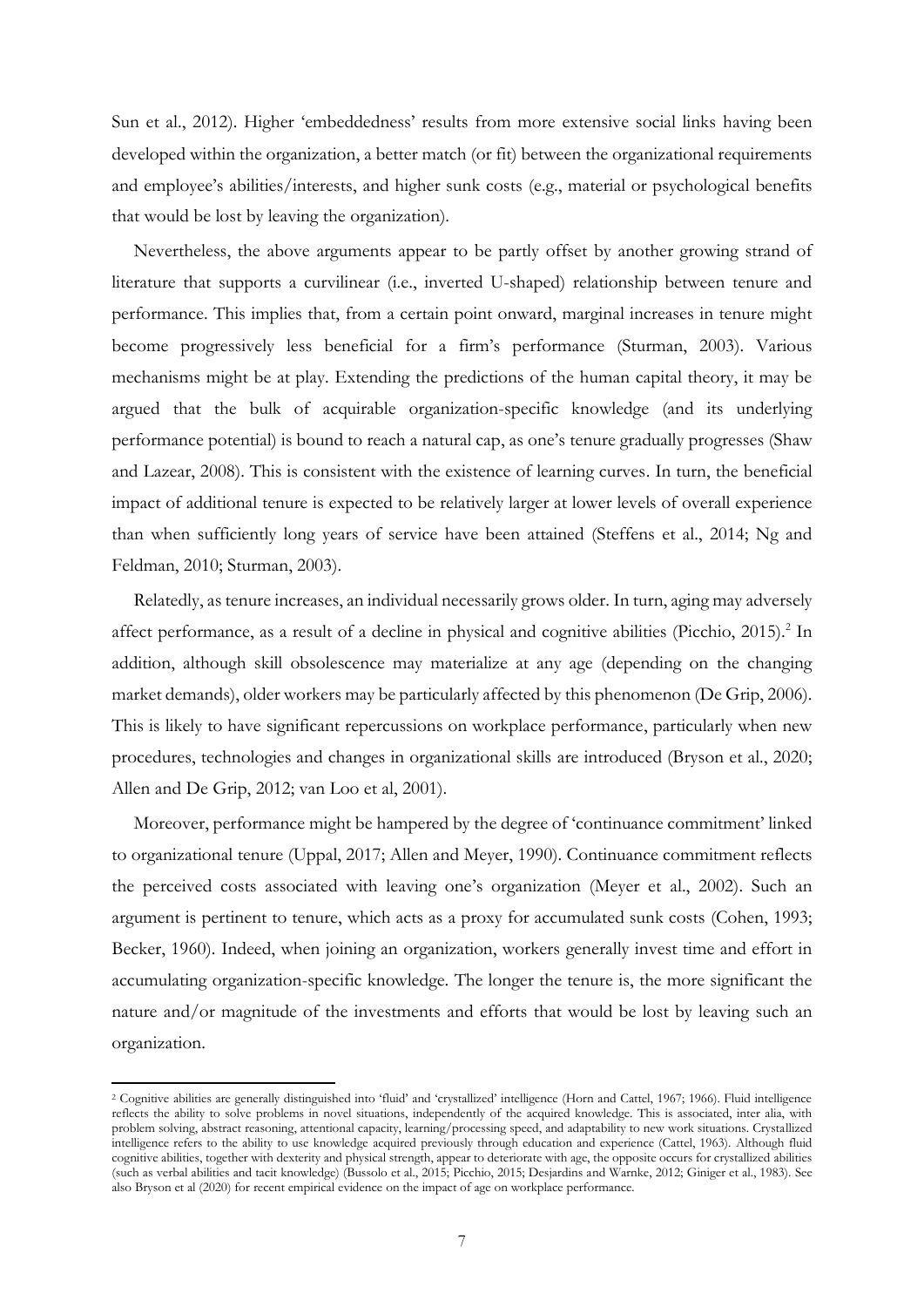Sun et al., 2012). Higher 'embeddedness' results from more extensive social links having been developed within the organization, a better match (or fit) between the organizational requirements and employee's abilities/interests, and higher sunk costs (e.g., material or psychological benefits that would be lost by leaving the organization).

Nevertheless, the above arguments appear to be partly offset by another growing strand of literature that supports a curvilinear (i.e., inverted U-shaped) relationship between tenure and performance. This implies that, from a certain point onward, marginal increases in tenure might become progressively less beneficial for a firm's performance (Sturman, 2003). Various mechanisms might be at play. Extending the predictions of the human capital theory, it may be argued that the bulk of acquirable organization-specific knowledge (and its underlying performance potential) is bound to reach a natural cap, as one's tenure gradually progresses (Shaw and Lazear, 2008). This is consistent with the existence of learning curves. In turn, the beneficial impact of additional tenure is expected to be relatively larger at lower levels of overall experience than when sufficiently long years of service have been attained (Steffens et al., 2014; Ng and Feldman, 2010; Sturman, 2003).

Relatedly, as tenure increases, an individual necessarily grows older. In turn, aging may adversely affect performance, as a result of a decline in physical and cognitive abilities (Picchio, 2015).[2] In addition, although skill obsolescence may materialize at any age (depending on the changing market demands), older workers may be particularly affected by this phenomenon (De Grip, 2006). This is likely to have significant repercussions on workplace performance, particularly when new procedures, technologies and changes in organizational skills are introduced (Bryson et al., 2020; Allen and De Grip, 2012; van Loo et al, 2001).

Moreover, performance might be hampered by the degree of 'continuance commitment' linked to organizational tenure (Uppal, 2017; Allen and Meyer, 1990). Continuance commitment reflects the perceived costs associated with leaving one's organization (Meyer et al., 2002). Such an argument is pertinent to tenure, which acts as a proxy for accumulated sunk costs (Cohen, 1993; Becker, 1960). Indeed, when joining an organization, workers generally invest time and effort in accumulating organization-specific knowledge. The longer the tenure is, the more significant the nature and/or magnitude of the investments and efforts that would be lost by leaving such an organization.

[2] Cognitive abilities are generally distinguished into 'fluid' and 'crystallized' intelligence (Horn and Cattel, 1967; 1966). Fluid intelligence reflects the ability to solve problems in novel situations, independently of the acquired knowledge. This is associated, inter alia, with problem solving, abstract reasoning, attentional capacity, learning/processing speed, and adaptability to new work situations. Crystallized intelligence refers to the ability to use knowledge acquired previously through education and experience (Cattel, 1963). Although fluid cognitive abilities, together with dexterity and physical strength, appear to deteriorate with age, the opposite occurs for crystallized abilities (such as verbal abilities and tacit knowledge) (Bussolo et al., 2015; Picchio, 2015; Desjardins and Warnke, 2012; Giniger et al., 1983). See also Bryson et al (2020) for recent empirical evidence on the impact of age on workplace performance.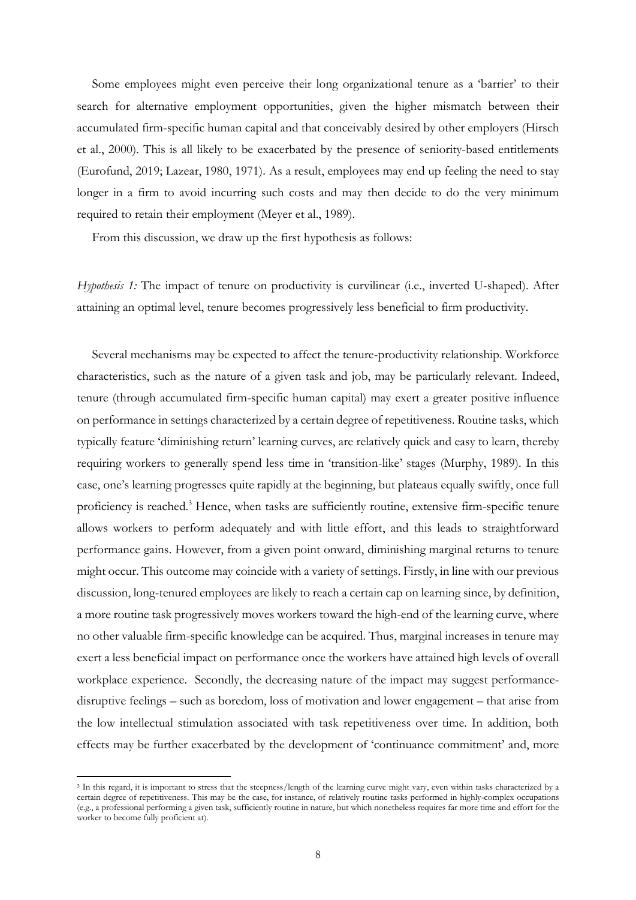Some employees might even perceive their long organizational tenure as a 'barrier' to their search for alternative employment opportunities, given the higher mismatch between their accumulated firm-specific human capital and that conceivably desired by other employers (Hirsch et al., 2000). This is all likely to be exacerbated by the presence of seniority-based entitlements (Eurofund, 2019; Lazear, 1980, 1971). As a result, employees may end up feeling the need to stay longer in a firm to avoid incurring such costs and may then decide to do the very minimum required to retain their employment (Meyer et al., 1989).

From this discussion, we draw up the first hypothesis as follows:

*Hypothesis 1:* The impact of tenure on productivity is curvilinear (i.e., inverted U-shaped). After attaining an optimal level, tenure becomes progressively less beneficial to firm productivity.

Several mechanisms may be expected to affect the tenure-productivity relationship. Workforce characteristics, such as the nature of a given task and job, may be particularly relevant. Indeed, tenure (through accumulated firm-specific human capital) may exert a greater positive influence on performance in settings characterized by a certain degree of repetitiveness. Routine tasks, which typically feature 'diminishing return' learning curves, are relatively quick and easy to learn, thereby requiring workers to generally spend less time in 'transition-like' stages (Murphy, 1989). In this case, one's learning progresses quite rapidly at the beginning, but plateaus equally swiftly, once full proficiency is reached.[3] Hence, when tasks are sufficiently routine, extensive firm-specific tenure allows workers to perform adequately and with little effort, and this leads to straightforward performance gains. However, from a given point onward, diminishing marginal returns to tenure might occur. This outcome may coincide with a variety of settings. Firstly, in line with our previous discussion, long-tenured employees are likely to reach a certain cap on learning since, by definition, a more routine task progressively moves workers toward the high-end of the learning curve, where no other valuable firm-specific knowledge can be acquired. Thus, marginal increases in tenure may exert a less beneficial impact on performance once the workers have attained high levels of overall workplace experience. Secondly, the decreasing nature of the impact may suggest performance-disruptive feelings – such as boredom, loss of motivation and lower engagement – that arise from the low intellectual stimulation associated with task repetitiveness over time. In addition, both effects may be further exacerbated by the development of 'continuance commitment' and, more

[3] In this regard, it is important to stress that the steepness/length of the learning curve might vary, even within tasks characterized by a certain degree of repetitiveness. This may be the case, for instance, of relatively routine tasks performed in highly-complex occupations (e.g., a professional performing a given task, sufficiently routine in nature, but which nonetheless requires far more time and effort for the worker to become fully proficient at).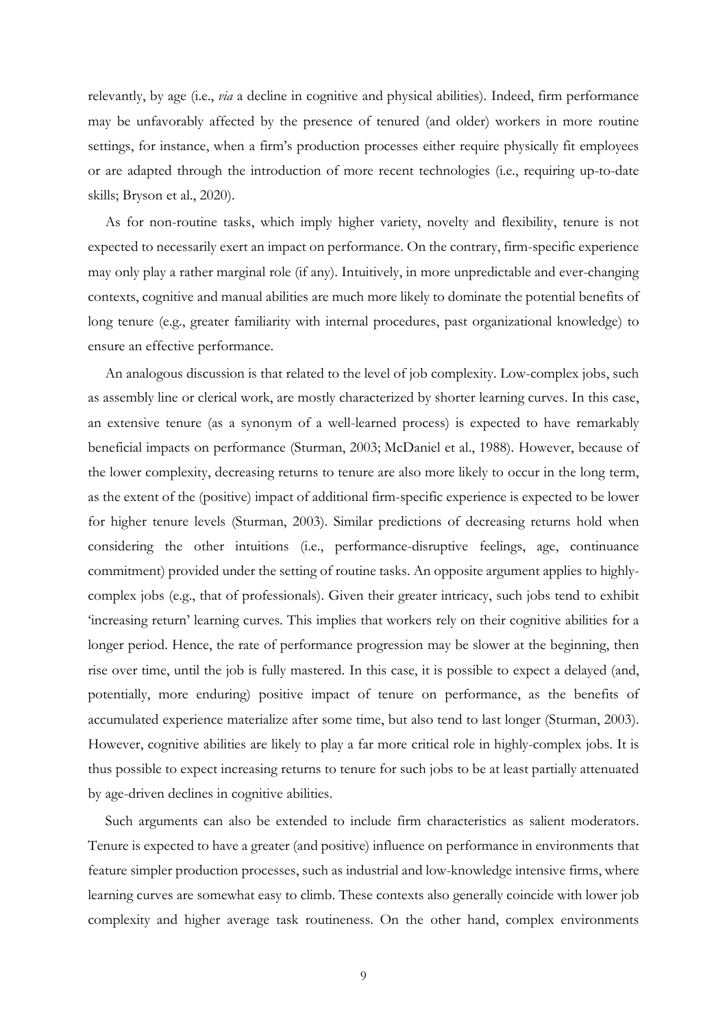relevantly, by age (i.e., *via* a decline in cognitive and physical abilities). Indeed, firm performance may be unfavorably affected by the presence of tenured (and older) workers in more routine settings, for instance, when a firm's production processes either require physically fit employees or are adapted through the introduction of more recent technologies (i.e., requiring up-to-date skills; Bryson et al., 2020).

As for non-routine tasks, which imply higher variety, novelty and flexibility, tenure is not expected to necessarily exert an impact on performance. On the contrary, firm-specific experience may only play a rather marginal role (if any). Intuitively, in more unpredictable and ever-changing contexts, cognitive and manual abilities are much more likely to dominate the potential benefits of long tenure (e.g., greater familiarity with internal procedures, past organizational knowledge) to ensure an effective performance.

An analogous discussion is that related to the level of job complexity. Low-complex jobs, such as assembly line or clerical work, are mostly characterized by shorter learning curves. In this case, an extensive tenure (as a synonym of a well-learned process) is expected to have remarkably beneficial impacts on performance (Sturman, 2003; McDaniel et al., 1988). However, because of the lower complexity, decreasing returns to tenure are also more likely to occur in the long term, as the extent of the (positive) impact of additional firm-specific experience is expected to be lower for higher tenure levels (Sturman, 2003). Similar predictions of decreasing returns hold when considering the other intuitions (i.e., performance-disruptive feelings, age, continuance commitment) provided under the setting of routine tasks. An opposite argument applies to highly-complex jobs (e.g., that of professionals). Given their greater intricacy, such jobs tend to exhibit 'increasing return' learning curves. This implies that workers rely on their cognitive abilities for a longer period. Hence, the rate of performance progression may be slower at the beginning, then rise over time, until the job is fully mastered. In this case, it is possible to expect a delayed (and, potentially, more enduring) positive impact of tenure on performance, as the benefits of accumulated experience materialize after some time, but also tend to last longer (Sturman, 2003). However, cognitive abilities are likely to play a far more critical role in highly-complex jobs. It is thus possible to expect increasing returns to tenure for such jobs to be at least partially attenuated by age-driven declines in cognitive abilities.

Such arguments can also be extended to include firm characteristics as salient moderators. Tenure is expected to have a greater (and positive) influence on performance in environments that feature simpler production processes, such as industrial and low-knowledge intensive firms, where learning curves are somewhat easy to climb. These contexts also generally coincide with lower job complexity and higher average task routineness. On the other hand, complex environments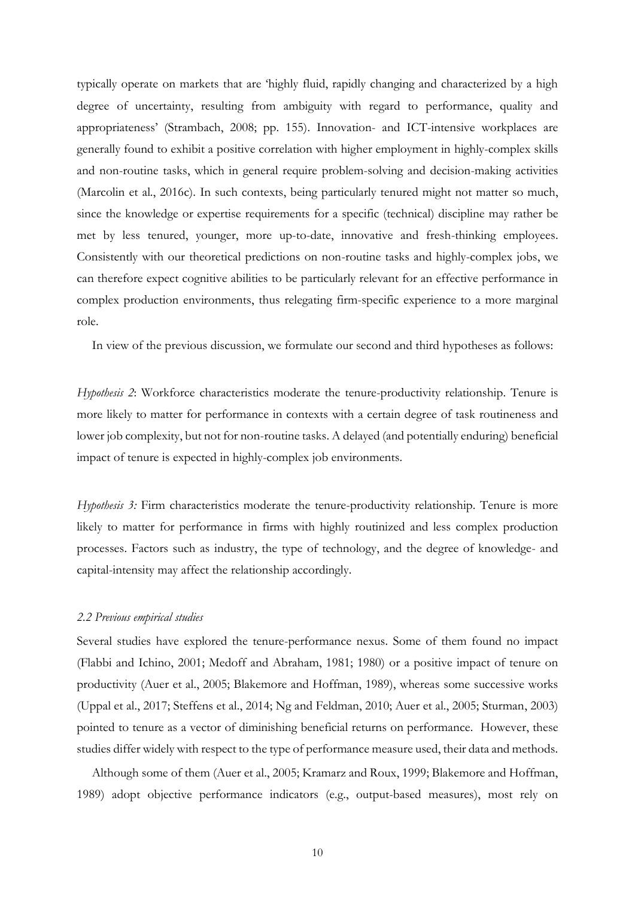typically operate on markets that are 'highly fluid, rapidly changing and characterized by a high degree of uncertainty, resulting from ambiguity with regard to performance, quality and appropriateness' (Strambach, 2008; pp. 155). Innovation- and ICT-intensive workplaces are generally found to exhibit a positive correlation with higher employment in highly-complex skills and non-routine tasks, which in general require problem-solving and decision-making activities (Marcolin et al., 2016c). In such contexts, being particularly tenured might not matter so much, since the knowledge or expertise requirements for a specific (technical) discipline may rather be met by less tenured, younger, more up-to-date, innovative and fresh-thinking employees. Consistently with our theoretical predictions on non-routine tasks and highly-complex jobs, we can therefore expect cognitive abilities to be particularly relevant for an effective performance in complex production environments, thus relegating firm-specific experience to a more marginal role.

In view of the previous discussion, we formulate our second and third hypotheses as follows:

*Hypothesis 2*: Workforce characteristics moderate the tenure-productivity relationship. Tenure is more likely to matter for performance in contexts with a certain degree of task routineness and lower job complexity, but not for non-routine tasks. A delayed (and potentially enduring) beneficial impact of tenure is expected in highly-complex job environments.

*Hypothesis 3:* Firm characteristics moderate the tenure-productivity relationship. Tenure is more likely to matter for performance in firms with highly routinized and less complex production processes. Factors such as industry, the type of technology, and the degree of knowledge- and capital-intensity may affect the relationship accordingly.

### *2.2 Previous empirical studies*

Several studies have explored the tenure-performance nexus. Some of them found no impact (Flabbi and Ichino, 2001; Medoff and Abraham, 1981; 1980) or a positive impact of tenure on productivity (Auer et al., 2005; Blakemore and Hoffman, 1989), whereas some successive works (Uppal et al., 2017; Steffens et al., 2014; Ng and Feldman, 2010; Auer et al., 2005; Sturman, 2003) pointed to tenure as a vector of diminishing beneficial returns on performance. However, these studies differ widely with respect to the type of performance measure used, their data and methods.

Although some of them (Auer et al., 2005; Kramarz and Roux, 1999; Blakemore and Hoffman, 1989) adopt objective performance indicators (e.g., output-based measures), most rely on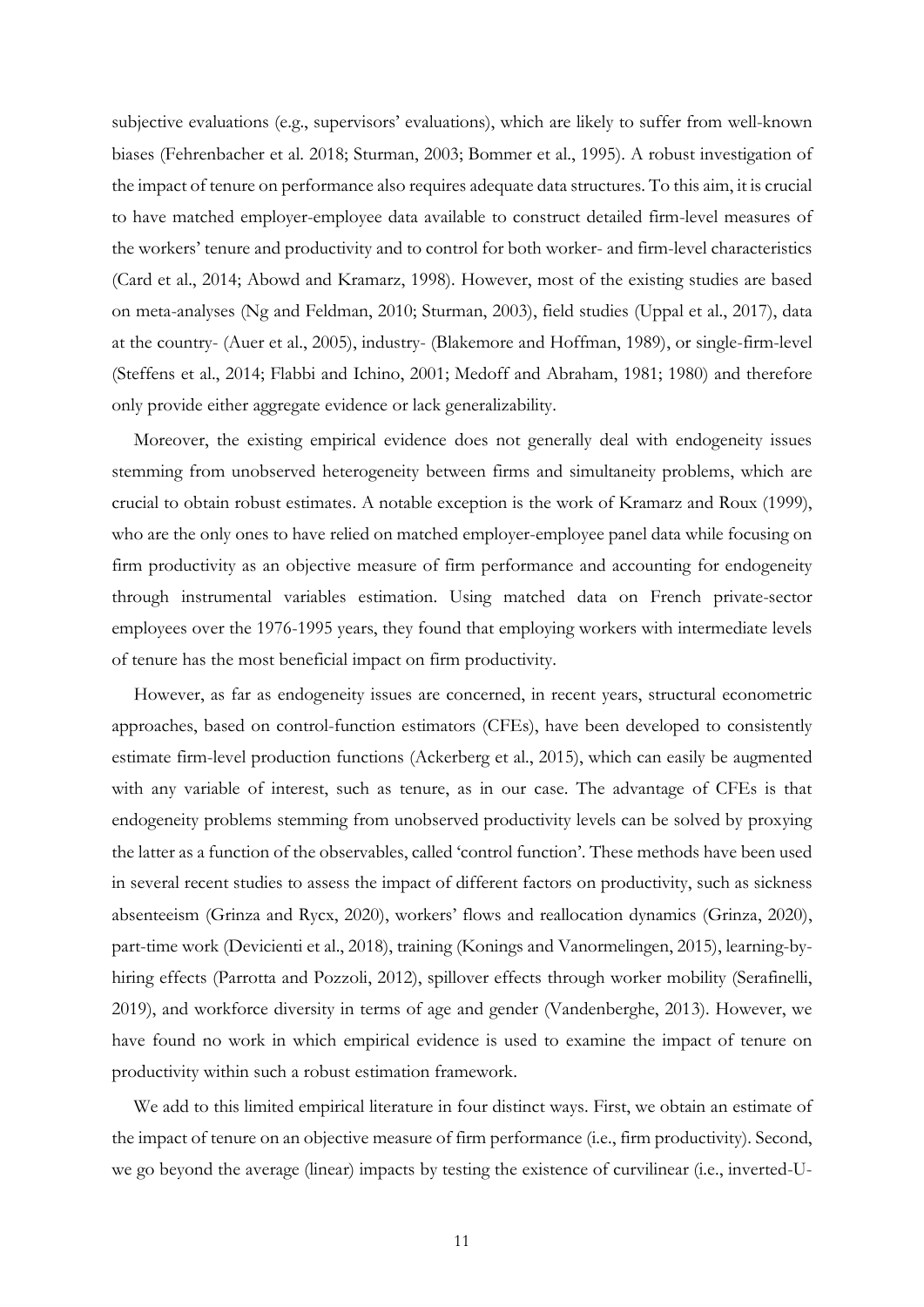subjective evaluations (e.g., supervisors' evaluations), which are likely to suffer from well-known biases (Fehrenbacher et al. 2018; Sturman, 2003; Bommer et al., 1995). A robust investigation of the impact of tenure on performance also requires adequate data structures. To this aim, it is crucial to have matched employer-employee data available to construct detailed firm-level measures of the workers' tenure and productivity and to control for both worker- and firm-level characteristics (Card et al., 2014; Abowd and Kramarz, 1998). However, most of the existing studies are based on meta-analyses (Ng and Feldman, 2010; Sturman, 2003), field studies (Uppal et al., 2017), data at the country- (Auer et al., 2005), industry- (Blakemore and Hoffman, 1989), or single-firm-level (Steffens et al., 2014; Flabbi and Ichino, 2001; Medoff and Abraham, 1981; 1980) and therefore only provide either aggregate evidence or lack generalizability.

Moreover, the existing empirical evidence does not generally deal with endogeneity issues stemming from unobserved heterogeneity between firms and simultaneity problems, which are crucial to obtain robust estimates. A notable exception is the work of Kramarz and Roux (1999), who are the only ones to have relied on matched employer-employee panel data while focusing on firm productivity as an objective measure of firm performance and accounting for endogeneity through instrumental variables estimation. Using matched data on French private-sector employees over the 1976-1995 years, they found that employing workers with intermediate levels of tenure has the most beneficial impact on firm productivity.

However, as far as endogeneity issues are concerned, in recent years, structural econometric approaches, based on control-function estimators (CFEs), have been developed to consistently estimate firm-level production functions (Ackerberg et al., 2015), which can easily be augmented with any variable of interest, such as tenure, as in our case. The advantage of CFEs is that endogeneity problems stemming from unobserved productivity levels can be solved by proxying the latter as a function of the observables, called 'control function'. These methods have been used in several recent studies to assess the impact of different factors on productivity, such as sickness absenteeism (Grinza and Rycx, 2020), workers' flows and reallocation dynamics (Grinza, 2020), part-time work (Devicienti et al., 2018), training (Konings and Vanormelingen, 2015), learning-by-hiring effects (Parrotta and Pozzoli, 2012), spillover effects through worker mobility (Serafinelli, 2019), and workforce diversity in terms of age and gender (Vandenberghe, 2013). However, we have found no work in which empirical evidence is used to examine the impact of tenure on productivity within such a robust estimation framework.

We add to this limited empirical literature in four distinct ways. First, we obtain an estimate of the impact of tenure on an objective measure of firm performance (i.e., firm productivity). Second, we go beyond the average (linear) impacts by testing the existence of curvilinear (i.e., inverted-U-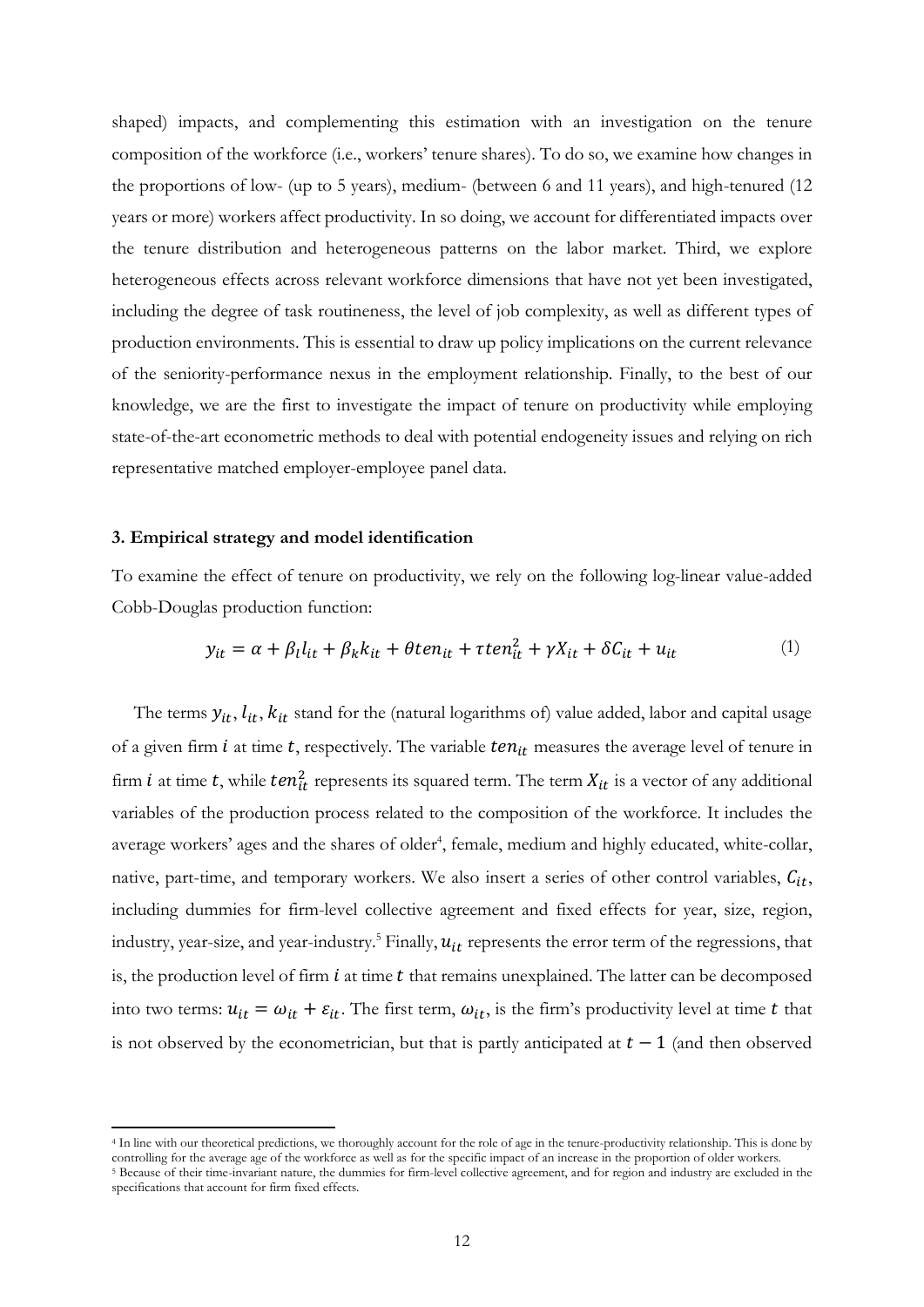shaped) impacts, and complementing this estimation with an investigation on the tenure composition of the workforce (i.e., workers' tenure shares). To do so, we examine how changes in the proportions of low- (up to 5 years), medium- (between 6 and 11 years), and high-tenured (12 years or more) workers affect productivity. In so doing, we account for differentiated impacts over the tenure distribution and heterogeneous patterns on the labor market. Third, we explore heterogeneous effects across relevant workforce dimensions that have not yet been investigated, including the degree of task routineness, the level of job complexity, as well as different types of production environments. This is essential to draw up policy implications on the current relevance of the seniority-performance nexus in the employment relationship. Finally, to the best of our knowledge, we are the first to investigate the impact of tenure on productivity while employing state-of-the-art econometric methods to deal with potential endogeneity issues and relying on rich representative matched employer-employee panel data.

### 3. Empirical strategy and model identification

To examine the effect of tenure on productivity, we rely on the following log-linear value-added Cobb-Douglas production function:

$$y_{it} = \alpha + \beta_l l_{it} + \beta_k k_{it} + \theta ten_{it} + \tau ten_{it}^2 + \gamma X_{it} + \delta C_{it} + u_{it} \tag{1}$$

The terms $y_{it}, l_{it}, k_{it}$ stand for the (natural logarithms of) value added, labor and capital usage of a given firm $i$ at time $t$, respectively. The variable $ten_{it}$ measures the average level of tenure in firm $i$ at time $t$, while $ten_{it}^2$ represents its squared term. The term $X_{it}$ is a vector of any additional variables of the production process related to the composition of the workforce. It includes the average workers' ages and the shares of older[4], female, medium and highly educated, white-collar, native, part-time, and temporary workers. We also insert a series of other control variables, $C_{it}$, including dummies for firm-level collective agreement and fixed effects for year, size, region, industry, year-size, and year-industry.[5] Finally, $u_{it}$ represents the error term of the regressions, that is, the production level of firm $i$ at time $t$ that remains unexplained. The latter can be decomposed into two terms: $u_{it} = \omega_{it} + \varepsilon_{it}$. The first term, $\omega_{it}$, is the firm's productivity level at time $t$ that is not observed by the econometrician, but that is partly anticipated at $t-1$ (and then observed

[4] In line with our theoretical predictions, we thoroughly account for the role of age in the tenure-productivity relationship. This is done by controlling for the average age of the workforce as well as for the specific impact of an increase in the proportion of older workers.

[5] Because of their time-invariant nature, the dummies for firm-level collective agreement, and for region and industry are excluded in the specifications that account for firm fixed effects.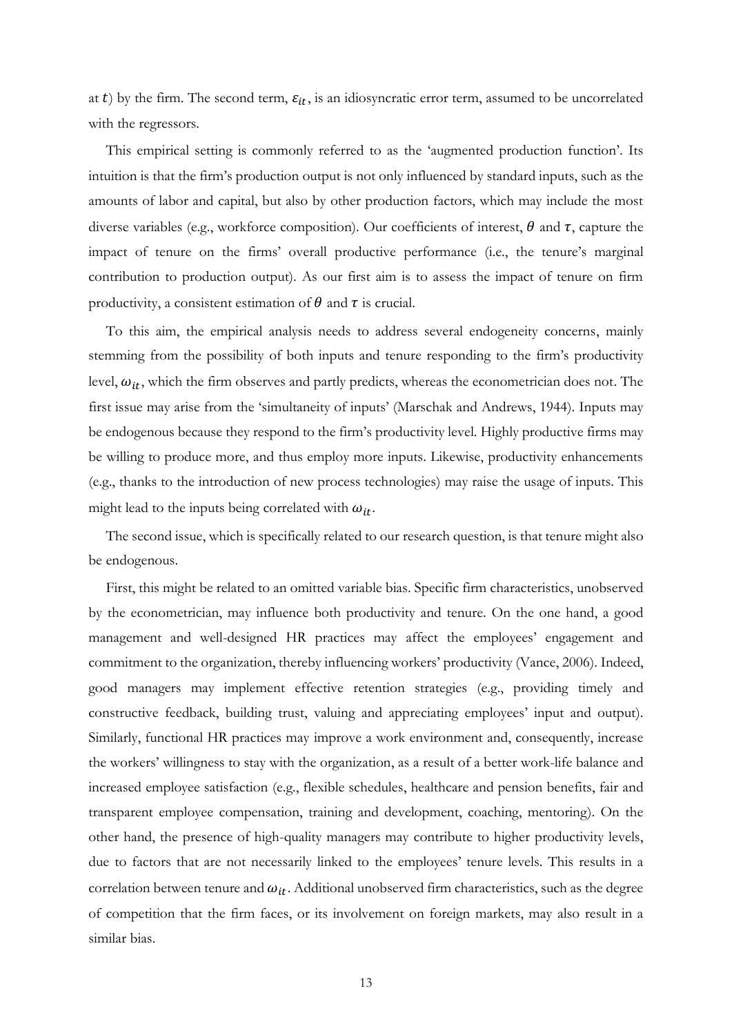at $t$) by the firm. The second term, $\varepsilon_{it}$, is an idiosyncratic error term, assumed to be uncorrelated with the regressors.

This empirical setting is commonly referred to as the 'augmented production function'. Its intuition is that the firm's production output is not only influenced by standard inputs, such as the amounts of labor and capital, but also by other production factors, which may include the most diverse variables (e.g., workforce composition). Our coefficients of interest, $\theta$ and $\tau$, capture the impact of tenure on the firms' overall productive performance (i.e., the tenure's marginal contribution to production output). As our first aim is to assess the impact of tenure on firm productivity, a consistent estimation of $\theta$ and $\tau$ is crucial.

To this aim, the empirical analysis needs to address several endogeneity concerns, mainly stemming from the possibility of both inputs and tenure responding to the firm's productivity level, $\omega_{it}$, which the firm observes and partly predicts, whereas the econometrician does not. The first issue may arise from the 'simultaneity of inputs' (Marschak and Andrews, 1944). Inputs may be endogenous because they respond to the firm's productivity level. Highly productive firms may be willing to produce more, and thus employ more inputs. Likewise, productivity enhancements (e.g., thanks to the introduction of new process technologies) may raise the usage of inputs. This might lead to the inputs being correlated with $\omega_{it}$.

The second issue, which is specifically related to our research question, is that tenure might also be endogenous.

First, this might be related to an omitted variable bias. Specific firm characteristics, unobserved by the econometrician, may influence both productivity and tenure. On the one hand, a good management and well-designed HR practices may affect the employees' engagement and commitment to the organization, thereby influencing workers' productivity (Vance, 2006). Indeed, good managers may implement effective retention strategies (e.g., providing timely and constructive feedback, building trust, valuing and appreciating employees' input and output). Similarly, functional HR practices may improve a work environment and, consequently, increase the workers' willingness to stay with the organization, as a result of a better work-life balance and increased employee satisfaction (e.g., flexible schedules, healthcare and pension benefits, fair and transparent employee compensation, training and development, coaching, mentoring). On the other hand, the presence of high-quality managers may contribute to higher productivity levels, due to factors that are not necessarily linked to the employees' tenure levels. This results in a correlation between tenure and $\omega_{it}$. Additional unobserved firm characteristics, such as the degree of competition that the firm faces, or its involvement on foreign markets, may also result in a similar bias.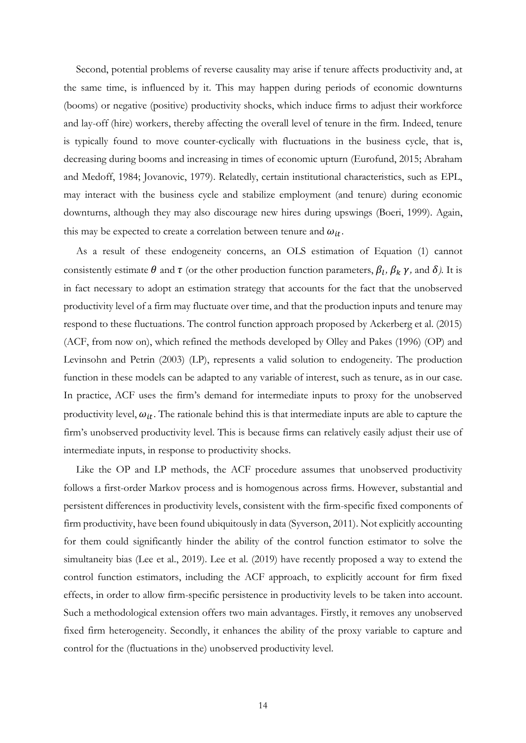Second, potential problems of reverse causality may arise if tenure affects productivity and, at the same time, is influenced by it. This may happen during periods of economic downturns (booms) or negative (positive) productivity shocks, which induce firms to adjust their workforce and lay-off (hire) workers, thereby affecting the overall level of tenure in the firm. Indeed, tenure is typically found to move counter-cyclically with fluctuations in the business cycle, that is, decreasing during booms and increasing in times of economic upturn (Eurofund, 2015; Abraham and Medoff, 1984; Jovanovic, 1979). Relatedly, certain institutional characteristics, such as EPL, may interact with the business cycle and stabilize employment (and tenure) during economic downturns, although they may also discourage new hires during upswings (Boeri, 1999). Again, this may be expected to create a correlation between tenure and $\omega_{it}$.

As a result of these endogeneity concerns, an OLS estimation of Equation (1) cannot consistently estimate $\theta$ and $\tau$ (or the other production function parameters, $\beta_l$, $\beta_k$ $\gamma$, and $\delta$). It is in fact necessary to adopt an estimation strategy that accounts for the fact that the unobserved productivity level of a firm may fluctuate over time, and that the production inputs and tenure may respond to these fluctuations. The control function approach proposed by Ackerberg et al. (2015) (ACF, from now on), which refined the methods developed by Olley and Pakes (1996) (OP) and Levinsohn and Petrin (2003) (LP), represents a valid solution to endogeneity. The production function in these models can be adapted to any variable of interest, such as tenure, as in our case. In practice, ACF uses the firm's demand for intermediate inputs to proxy for the unobserved productivity level, $\omega_{it}$. The rationale behind this is that intermediate inputs are able to capture the firm's unobserved productivity level. This is because firms can relatively easily adjust their use of intermediate inputs, in response to productivity shocks.

Like the OP and LP methods, the ACF procedure assumes that unobserved productivity follows a first-order Markov process and is homogenous across firms. However, substantial and persistent differences in productivity levels, consistent with the firm-specific fixed components of firm productivity, have been found ubiquitously in data (Syverson, 2011). Not explicitly accounting for them could significantly hinder the ability of the control function estimator to solve the simultaneity bias (Lee et al., 2019). Lee et al. (2019) have recently proposed a way to extend the control function estimators, including the ACF approach, to explicitly account for firm fixed effects, in order to allow firm-specific persistence in productivity levels to be taken into account. Such a methodological extension offers two main advantages. Firstly, it removes any unobserved fixed firm heterogeneity. Secondly, it enhances the ability of the proxy variable to capture and control for the (fluctuations in the) unobserved productivity level.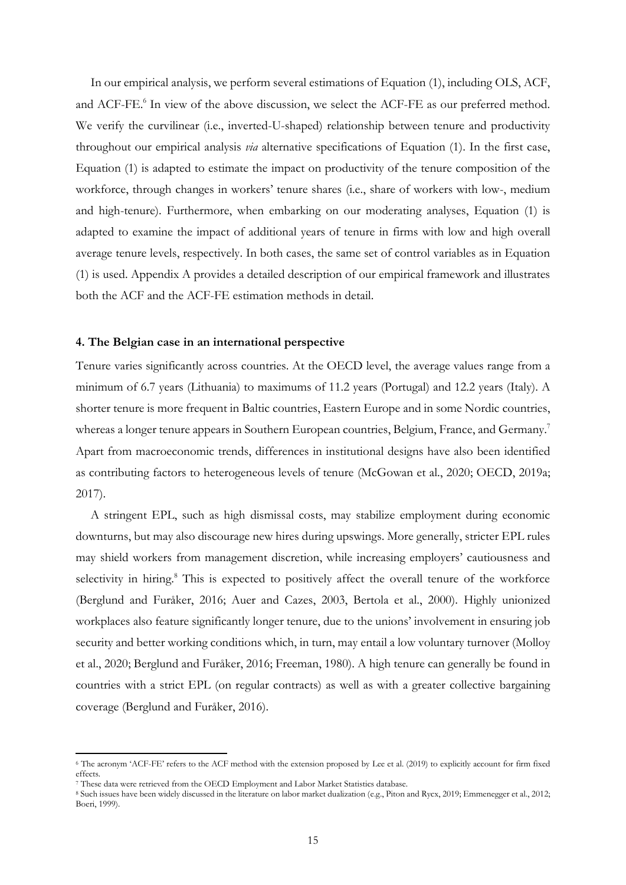In our empirical analysis, we perform several estimations of Equation (1), including OLS, ACF, and ACF-FE.[6] In view of the above discussion, we select the ACF-FE as our preferred method. We verify the curvilinear (i.e., inverted-U-shaped) relationship between tenure and productivity throughout our empirical analysis *via* alternative specifications of Equation (1). In the first case, Equation (1) is adapted to estimate the impact on productivity of the tenure composition of the workforce, through changes in workers' tenure shares (i.e., share of workers with low-, medium and high-tenure). Furthermore, when embarking on our moderating analyses, Equation (1) is adapted to examine the impact of additional years of tenure in firms with low and high overall average tenure levels, respectively. In both cases, the same set of control variables as in Equation (1) is used. Appendix A provides a detailed description of our empirical framework and illustrates both the ACF and the ACF-FE estimation methods in detail.

## 4. The Belgian case in an international perspective

Tenure varies significantly across countries. At the OECD level, the average values range from a minimum of 6.7 years (Lithuania) to maximums of 11.2 years (Portugal) and 12.2 years (Italy). A shorter tenure is more frequent in Baltic countries, Eastern Europe and in some Nordic countries, whereas a longer tenure appears in Southern European countries, Belgium, France, and Germany.[7] Apart from macroeconomic trends, differences in institutional designs have also been identified as contributing factors to heterogeneous levels of tenure (McGowan et al., 2020; OECD, 2019a; 2017).

A stringent EPL, such as high dismissal costs, may stabilize employment during economic downturns, but may also discourage new hires during upswings. More generally, stricter EPL rules may shield workers from management discretion, while increasing employers' cautiousness and selectivity in hiring.[8] This is expected to positively affect the overall tenure of the workforce (Berglund and Furåker, 2016; Auer and Cazes, 2003, Bertola et al., 2000). Highly unionized workplaces also feature significantly longer tenure, due to the unions' involvement in ensuring job security and better working conditions which, in turn, may entail a low voluntary turnover (Molloy et al., 2020; Berglund and Furåker, 2016; Freeman, 1980). A high tenure can generally be found in countries with a strict EPL (on regular contracts) as well as with a greater collective bargaining coverage (Berglund and Furåker, 2016).

---

[6] The acronym 'ACF-FE' refers to the ACF method with the extension proposed by Lee et al. (2019) to explicitly account for firm fixed effects.

[7] These data were retrieved from the OECD Employment and Labor Market Statistics database.

[8] Such issues have been widely discussed in the literature on labor market dualization (e.g., Piton and Rycx, 2019; Emmenegger et al., 2012; Boeri, 1999).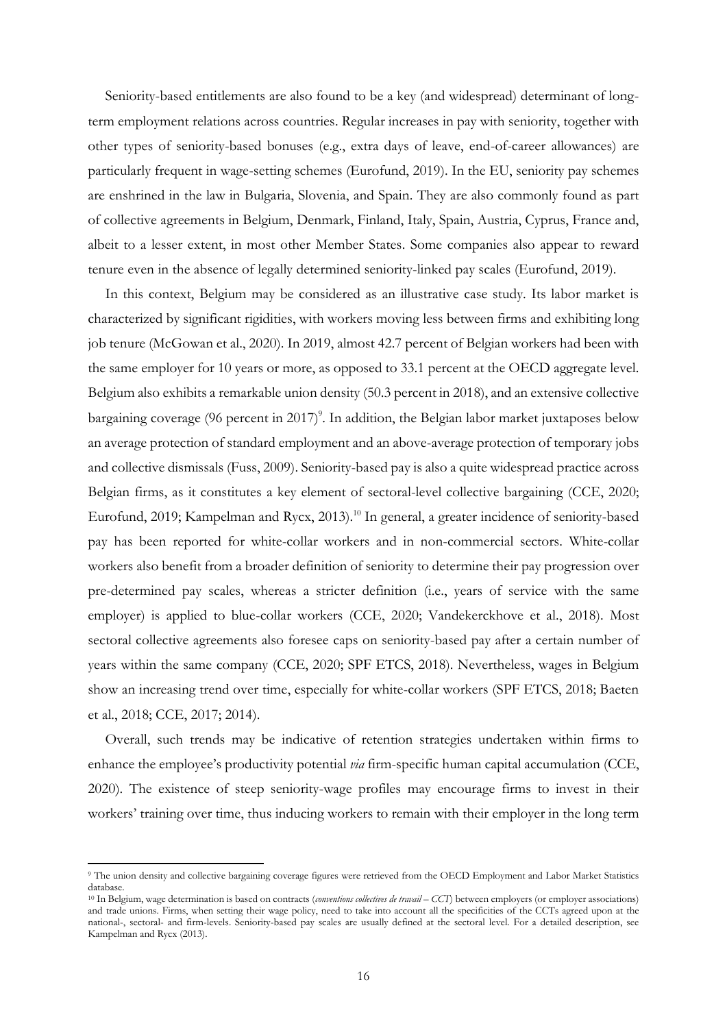Seniority-based entitlements are also found to be a key (and widespread) determinant of long-term employment relations across countries. Regular increases in pay with seniority, together with other types of seniority-based bonuses (e.g., extra days of leave, end-of-career allowances) are particularly frequent in wage-setting schemes (Eurofund, 2019). In the EU, seniority pay schemes are enshrined in the law in Bulgaria, Slovenia, and Spain. They are also commonly found as part of collective agreements in Belgium, Denmark, Finland, Italy, Spain, Austria, Cyprus, France and, albeit to a lesser extent, in most other Member States. Some companies also appear to reward tenure even in the absence of legally determined seniority-linked pay scales (Eurofund, 2019).

In this context, Belgium may be considered as an illustrative case study. Its labor market is characterized by significant rigidities, with workers moving less between firms and exhibiting long job tenure (McGowan et al., 2020). In 2019, almost 42.7 percent of Belgian workers had been with the same employer for 10 years or more, as opposed to 33.1 percent at the OECD aggregate level. Belgium also exhibits a remarkable union density (50.3 percent in 2018), and an extensive collective bargaining coverage (96 percent in 2017)[9]. In addition, the Belgian labor market juxtaposes below an average protection of standard employment and an above-average protection of temporary jobs and collective dismissals (Fuss, 2009). Seniority-based pay is also a quite widespread practice across Belgian firms, as it constitutes a key element of sectoral-level collective bargaining (CCE, 2020; Eurofund, 2019; Kampelman and Rycx, 2013).[10] In general, a greater incidence of seniority-based pay has been reported for white-collar workers and in non-commercial sectors. White-collar workers also benefit from a broader definition of seniority to determine their pay progression over pre-determined pay scales, whereas a stricter definition (i.e., years of service with the same employer) is applied to blue-collar workers (CCE, 2020; Vandekerckhove et al., 2018). Most sectoral collective agreements also foresee caps on seniority-based pay after a certain number of years within the same company (CCE, 2020; SPF ETCS, 2018). Nevertheless, wages in Belgium show an increasing trend over time, especially for white-collar workers (SPF ETCS, 2018; Baeten et al., 2018; CCE, 2017; 2014).

Overall, such trends may be indicative of retention strategies undertaken within firms to enhance the employee's productivity potential *via* firm-specific human capital accumulation (CCE, 2020). The existence of steep seniority-wage profiles may encourage firms to invest in their workers' training over time, thus inducing workers to remain with their employer in the long term

---

[9] The union density and collective bargaining coverage figures were retrieved from the OECD Employment and Labor Market Statistics database.

[10] In Belgium, wage determination is based on contracts (*conventions collectives de travail – CCT*) between employers (or employer associations) and trade unions. Firms, when setting their wage policy, need to take into account all the specificities of the CCTs agreed upon at the national-, sectoral- and firm-levels. Seniority-based pay scales are usually defined at the sectoral level. For a detailed description, see Kampelman and Rycx (2013).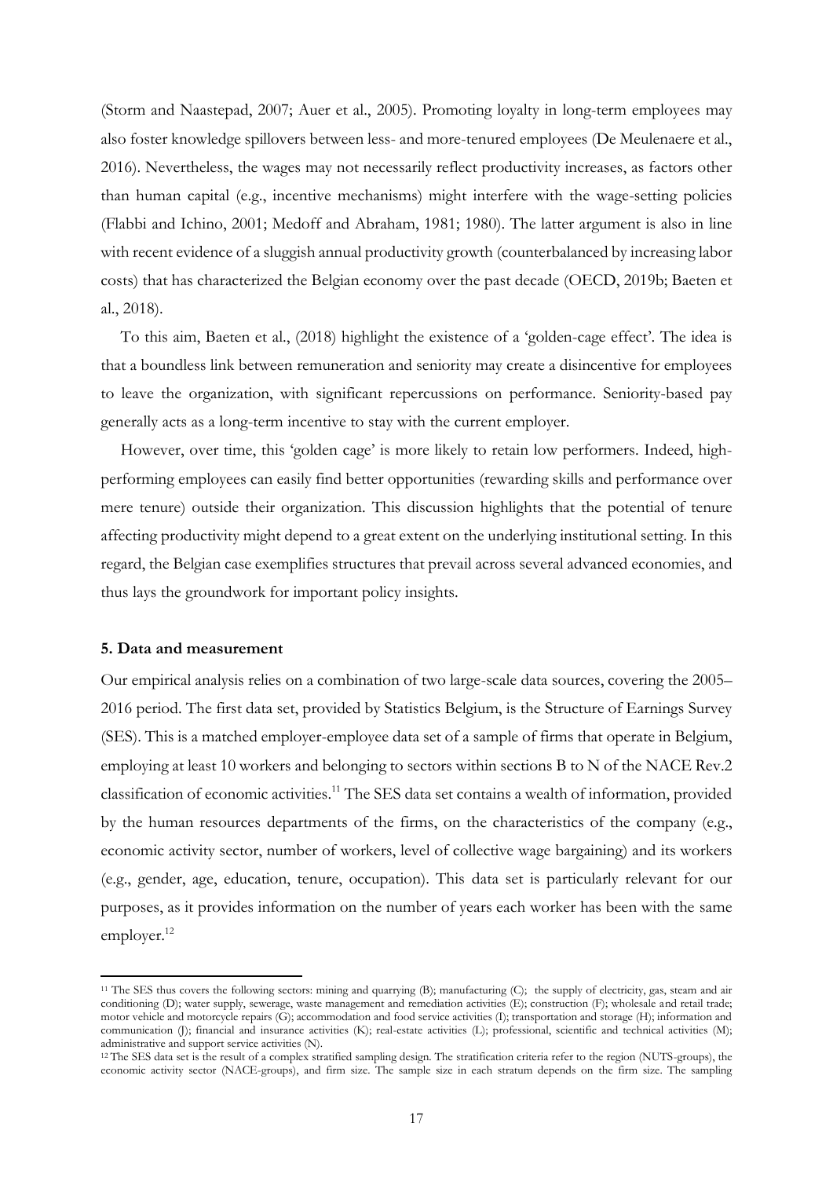(Storm and Naastepad, 2007; Auer et al., 2005). Promoting loyalty in long-term employees may also foster knowledge spillovers between less- and more-tenured employees (De Meulenaere et al., 2016). Nevertheless, the wages may not necessarily reflect productivity increases, as factors other than human capital (e.g., incentive mechanisms) might interfere with the wage-setting policies (Flabbi and Ichino, 2001; Medoff and Abraham, 1981; 1980). The latter argument is also in line with recent evidence of a sluggish annual productivity growth (counterbalanced by increasing labor costs) that has characterized the Belgian economy over the past decade (OECD, 2019b; Baeten et al., 2018).

To this aim, Baeten et al., (2018) highlight the existence of a 'golden-cage effect'. The idea is that a boundless link between remuneration and seniority may create a disincentive for employees to leave the organization, with significant repercussions on performance. Seniority-based pay generally acts as a long-term incentive to stay with the current employer.

However, over time, this 'golden cage' is more likely to retain low performers. Indeed, high-performing employees can easily find better opportunities (rewarding skills and performance over mere tenure) outside their organization. This discussion highlights that the potential of tenure affecting productivity might depend to a great extent on the underlying institutional setting. In this regard, the Belgian case exemplifies structures that prevail across several advanced economies, and thus lays the groundwork for important policy insights.

## 5. Data and measurement

Our empirical analysis relies on a combination of two large-scale data sources, covering the 2005–2016 period. The first data set, provided by Statistics Belgium, is the Structure of Earnings Survey (SES). This is a matched employer-employee data set of a sample of firms that operate in Belgium, employing at least 10 workers and belonging to sectors within sections B to N of the NACE Rev.2 classification of economic activities.[11] The SES data set contains a wealth of information, provided by the human resources departments of the firms, on the characteristics of the company (e.g., economic activity sector, number of workers, level of collective wage bargaining) and its workers (e.g., gender, age, education, tenure, occupation). This data set is particularly relevant for our purposes, as it provides information on the number of years each worker has been with the same employer.[12]

[11] The SES thus covers the following sectors: mining and quarrying (B); manufacturing (C); the supply of electricity, gas, steam and air conditioning (D); water supply, sewerage, waste management and remediation activities (E); construction (F); wholesale and retail trade; motor vehicle and motorcycle repairs (G); accommodation and food service activities (I); transportation and storage (H); information and communication (J); financial and insurance activities (K); real-estate activities (L); professional, scientific and technical activities (M); administrative and support service activities (N).

[12] The SES data set is the result of a complex stratified sampling design. The stratification criteria refer to the region (NUTS-groups), the economic activity sector (NACE-groups), and firm size. The sample size in each stratum depends on the firm size. The sampling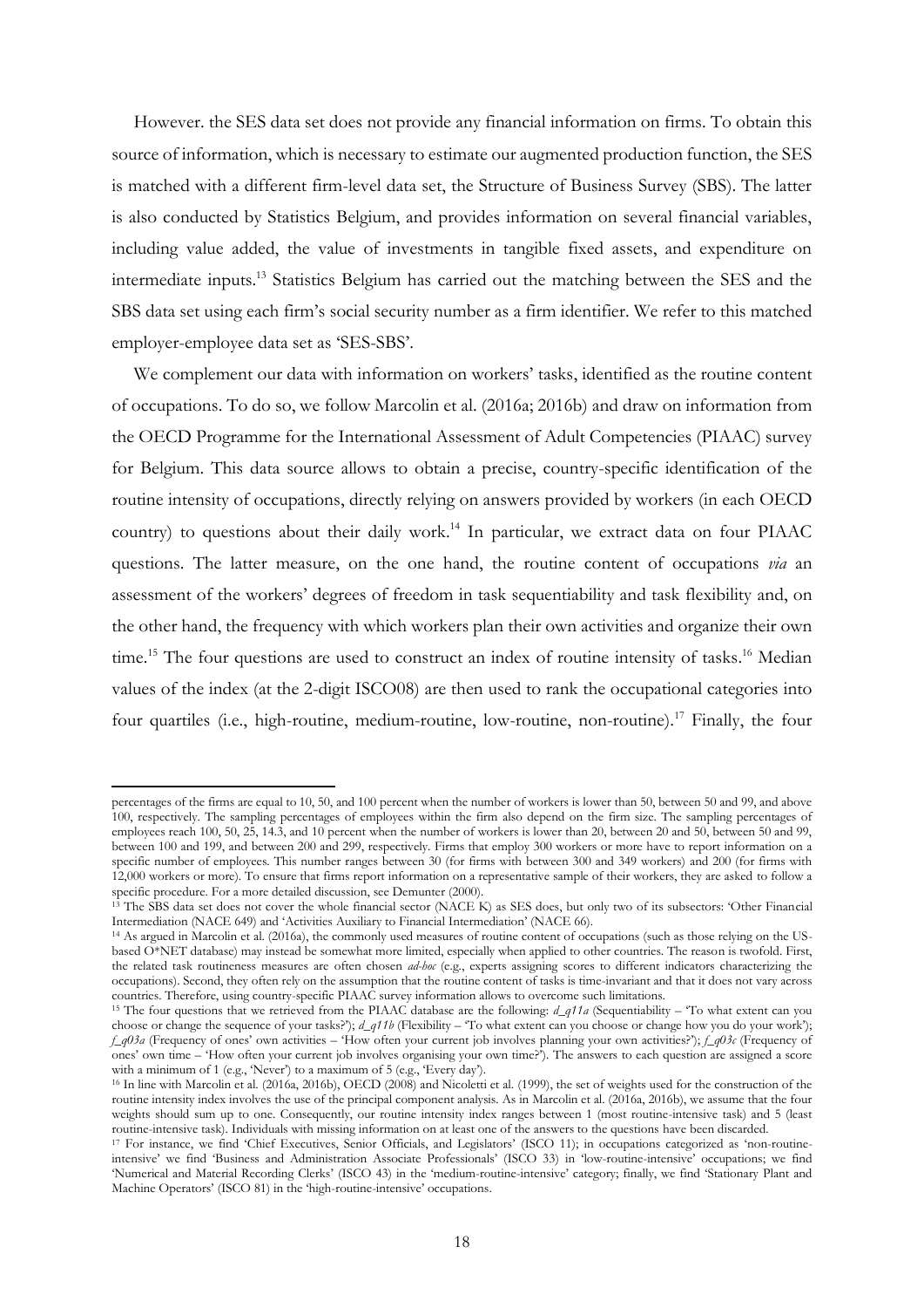However. the SES data set does not provide any financial information on firms. To obtain this source of information, which is necessary to estimate our augmented production function, the SES is matched with a different firm-level data set, the Structure of Business Survey (SBS). The latter is also conducted by Statistics Belgium, and provides information on several financial variables, including value added, the value of investments in tangible fixed assets, and expenditure on intermediate inputs.[13] Statistics Belgium has carried out the matching between the SES and the SBS data set using each firm's social security number as a firm identifier. We refer to this matched employer-employee data set as 'SES-SBS'.

We complement our data with information on workers' tasks, identified as the routine content of occupations. To do so, we follow Marcolin et al. (2016a; 2016b) and draw on information from the OECD Programme for the International Assessment of Adult Competencies (PIAAC) survey for Belgium. This data source allows to obtain a precise, country-specific identification of the routine intensity of occupations, directly relying on answers provided by workers (in each OECD country) to questions about their daily work.[14] In particular, we extract data on four PIAAC questions. The latter measure, on the one hand, the routine content of occupations *via* an assessment of the workers' degrees of freedom in task sequentiability and task flexibility and, on the other hand, the frequency with which workers plan their own activities and organize their own time.[15] The four questions are used to construct an index of routine intensity of tasks.[16] Median values of the index (at the 2-digit ISCO08) are then used to rank the occupational categories into four quartiles (i.e., high-routine, medium-routine, low-routine, non-routine).[17] Finally, the four

---

percentages of the firms are equal to 10, 50, and 100 percent when the number of workers is lower than 50, between 50 and 99, and above 100, respectively. The sampling percentages of employees within the firm also depend on the firm size. The sampling percentages of employees reach 100, 50, 25, 14.3, and 10 percent when the number of workers is lower than 20, between 20 and 50, between 50 and 99, between 100 and 199, and between 200 and 299, respectively. Firms that employ 300 workers or more have to report information on a specific number of employees. This number ranges between 30 (for firms with between 300 and 349 workers) and 200 (for firms with 12,000 workers or more). To ensure that firms report information on a representative sample of their workers, they are asked to follow a specific procedure. For a more detailed discussion, see Demunter (2000).

[13] The SBS data set does not cover the whole financial sector (NACE K) as SES does, but only two of its subsectors: 'Other Financial Intermediation (NACE 649) and 'Activities Auxiliary to Financial Intermediation' (NACE 66).

[14] As argued in Marcolin et al. (2016a), the commonly used measures of routine content of occupations (such as those relying on the US-based O*NET database) may instead be somewhat more limited, especially when applied to other countries. The reason is twofold. First, the related task routineness measures are often chosen *ad-hoc* (e.g., experts assigning scores to different indicators characterizing the occupations). Second, they often rely on the assumption that the routine content of tasks is time-invariant and that it does not vary across countries. Therefore, using country-specific PIAAC survey information allows to overcome such limitations.

[15] The four questions that we retrieved from the PIAAC database are the following: *d_q11a* (Sequentiability – 'To what extent can you choose or change the sequence of your tasks?'); *d_q11b* (Flexibility – 'To what extent can you choose or change how you do your work'); *f_q03a* (Frequency of ones' own activities – 'How often your current job involves planning your own activities?'); *f_q03c* (Frequency of ones' own time – 'How often your current job involves organising your own time?'). The answers to each question are assigned a score with a minimum of 1 (e.g., 'Never') to a maximum of 5 (e.g., 'Every day').

[16] In line with Marcolin et al. (2016a, 2016b), OECD (2008) and Nicoletti et al. (1999), the set of weights used for the construction of the routine intensity index involves the use of the principal component analysis. As in Marcolin et al. (2016a, 2016b), we assume that the four weights should sum up to one. Consequently, our routine intensity index ranges between 1 (most routine-intensive task) and 5 (least routine-intensive task). Individuals with missing information on at least one of the answers to the questions have been discarded.

[17] For instance, we find 'Chief Executives, Senior Officials, and Legislators' (ISCO 11); in occupations categorized as 'non-routine-intensive' we find 'Business and Administration Associate Professionals' (ISCO 33) in 'low-routine-intensive' occupations; we find 'Numerical and Material Recording Clerks' (ISCO 43) in the 'medium-routine-intensive' category; finally, we find 'Stationary Plant and Machine Operators' (ISCO 81) in the 'high-routine-intensive' occupations.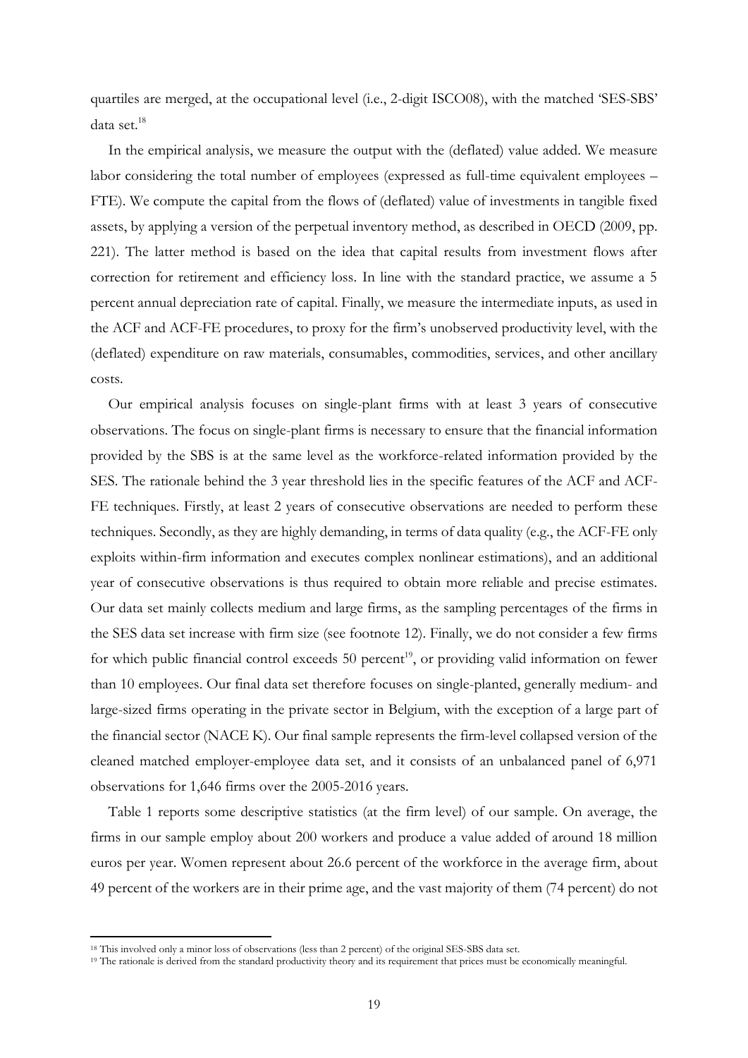quartiles are merged, at the occupational level (i.e., 2-digit ISCO08), with the matched 'SES-SBS' data set.[18]

In the empirical analysis, we measure the output with the (deflated) value added. We measure labor considering the total number of employees (expressed as full-time equivalent employees – FTE). We compute the capital from the flows of (deflated) value of investments in tangible fixed assets, by applying a version of the perpetual inventory method, as described in OECD (2009, pp. 221). The latter method is based on the idea that capital results from investment flows after correction for retirement and efficiency loss. In line with the standard practice, we assume a 5 percent annual depreciation rate of capital. Finally, we measure the intermediate inputs, as used in the ACF and ACF-FE procedures, to proxy for the firm's unobserved productivity level, with the (deflated) expenditure on raw materials, consumables, commodities, services, and other ancillary costs.

Our empirical analysis focuses on single-plant firms with at least 3 years of consecutive observations. The focus on single-plant firms is necessary to ensure that the financial information provided by the SBS is at the same level as the workforce-related information provided by the SES. The rationale behind the 3 year threshold lies in the specific features of the ACF and ACF-FE techniques. Firstly, at least 2 years of consecutive observations are needed to perform these techniques. Secondly, as they are highly demanding, in terms of data quality (e.g., the ACF-FE only exploits within-firm information and executes complex nonlinear estimations), and an additional year of consecutive observations is thus required to obtain more reliable and precise estimates. Our data set mainly collects medium and large firms, as the sampling percentages of the firms in the SES data set increase with firm size (see footnote 12). Finally, we do not consider a few firms for which public financial control exceeds 50 percent[19], or providing valid information on fewer than 10 employees. Our final data set therefore focuses on single-planted, generally medium- and large-sized firms operating in the private sector in Belgium, with the exception of a large part of the financial sector (NACE K). Our final sample represents the firm-level collapsed version of the cleaned matched employer-employee data set, and it consists of an unbalanced panel of 6,971 observations for 1,646 firms over the 2005-2016 years.

Table 1 reports some descriptive statistics (at the firm level) of our sample. On average, the firms in our sample employ about 200 workers and produce a value added of around 18 million euros per year. Women represent about 26.6 percent of the workforce in the average firm, about 49 percent of the workers are in their prime age, and the vast majority of them (74 percent) do not

[18] This involved only a minor loss of observations (less than 2 percent) of the original SES-SBS data set.

[19] The rationale is derived from the standard productivity theory and its requirement that prices must be economically meaningful.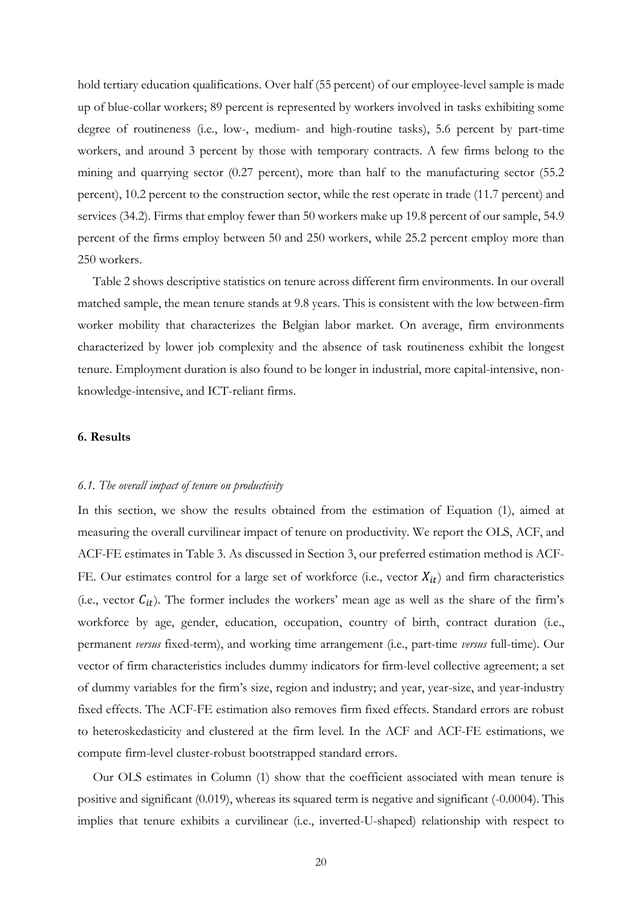hold tertiary education qualifications. Over half (55 percent) of our employee-level sample is made up of blue-collar workers; 89 percent is represented by workers involved in tasks exhibiting some degree of routineness (i.e., low-, medium- and high-routine tasks), 5.6 percent by part-time workers, and around 3 percent by those with temporary contracts. A few firms belong to the mining and quarrying sector (0.27 percent), more than half to the manufacturing sector (55.2 percent), 10.2 percent to the construction sector, while the rest operate in trade (11.7 percent) and services (34.2). Firms that employ fewer than 50 workers make up 19.8 percent of our sample, 54.9 percent of the firms employ between 50 and 250 workers, while 25.2 percent employ more than 250 workers.

Table 2 shows descriptive statistics on tenure across different firm environments. In our overall matched sample, the mean tenure stands at 9.8 years. This is consistent with the low between-firm worker mobility that characterizes the Belgian labor market. On average, firm environments characterized by lower job complexity and the absence of task routineness exhibit the longest tenure. Employment duration is also found to be longer in industrial, more capital-intensive, non-knowledge-intensive, and ICT-reliant firms.

## 6. Results

### *6.1. The overall impact of tenure on productivity*

In this section, we show the results obtained from the estimation of Equation (1), aimed at measuring the overall curvilinear impact of tenure on productivity. We report the OLS, ACF, and ACF-FE estimates in Table 3. As discussed in Section 3, our preferred estimation method is ACF-FE. Our estimates control for a large set of workforce (i.e., vector $X_{it}$) and firm characteristics (i.e., vector $C_{it}$). The former includes the workers' mean age as well as the share of the firm's workforce by age, gender, education, occupation, country of birth, contract duration (i.e., permanent *versus* fixed-term), and working time arrangement (i.e., part-time *versus* full-time). Our vector of firm characteristics includes dummy indicators for firm-level collective agreement; a set of dummy variables for the firm's size, region and industry; and year, year-size, and year-industry fixed effects. The ACF-FE estimation also removes firm fixed effects. Standard errors are robust to heteroskedasticity and clustered at the firm level. In the ACF and ACF-FE estimations, we compute firm-level cluster-robust bootstrapped standard errors.

Our OLS estimates in Column (1) show that the coefficient associated with mean tenure is positive and significant (0.019), whereas its squared term is negative and significant (-0.0004). This implies that tenure exhibits a curvilinear (i.e., inverted-U-shaped) relationship with respect to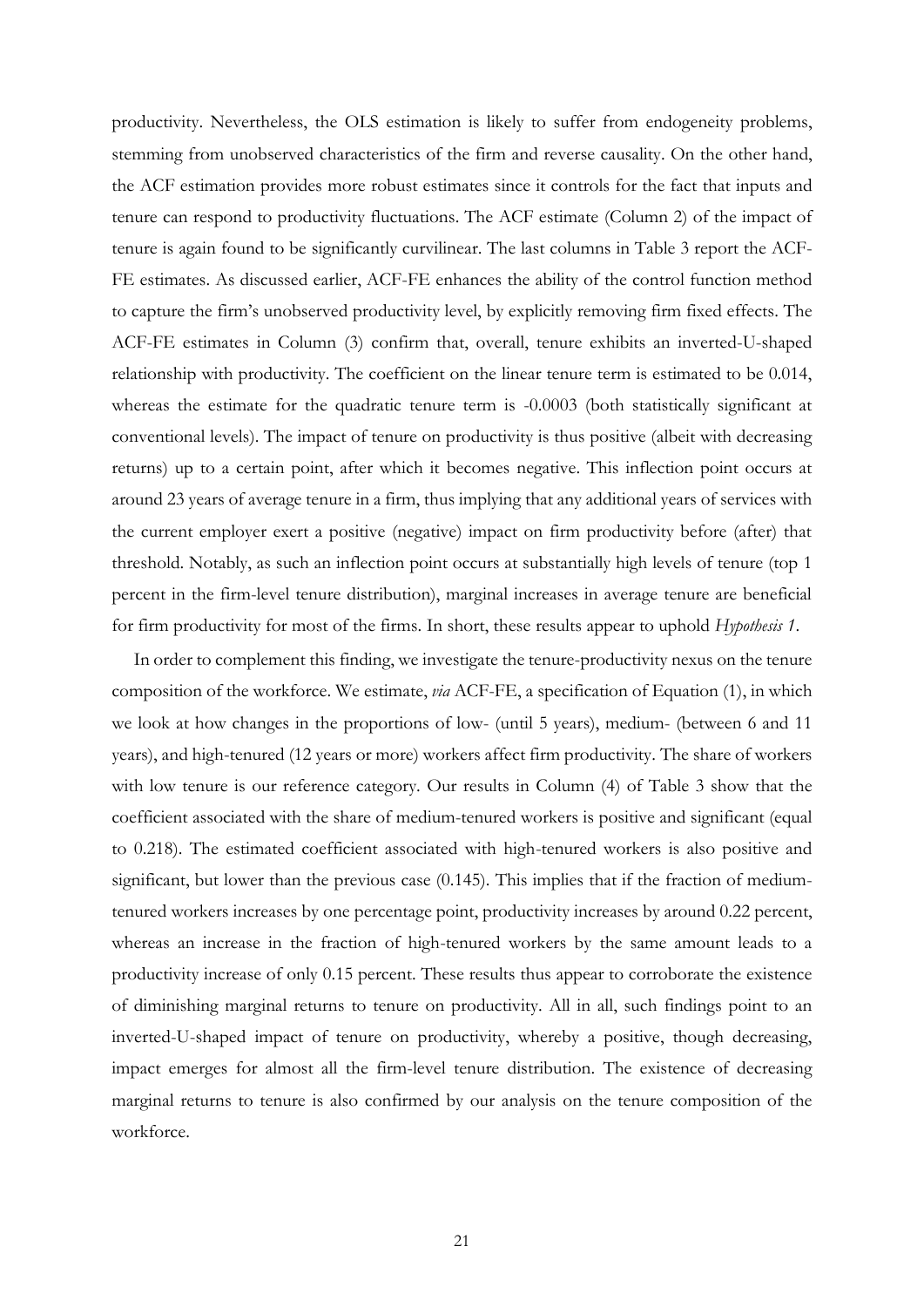productivity. Nevertheless, the OLS estimation is likely to suffer from endogeneity problems, stemming from unobserved characteristics of the firm and reverse causality. On the other hand, the ACF estimation provides more robust estimates since it controls for the fact that inputs and tenure can respond to productivity fluctuations. The ACF estimate (Column 2) of the impact of tenure is again found to be significantly curvilinear. The last columns in Table 3 report the ACF-FE estimates. As discussed earlier, ACF-FE enhances the ability of the control function method to capture the firm's unobserved productivity level, by explicitly removing firm fixed effects. The ACF-FE estimates in Column (3) confirm that, overall, tenure exhibits an inverted-U-shaped relationship with productivity. The coefficient on the linear tenure term is estimated to be 0.014, whereas the estimate for the quadratic tenure term is -0.0003 (both statistically significant at conventional levels). The impact of tenure on productivity is thus positive (albeit with decreasing returns) up to a certain point, after which it becomes negative. This inflection point occurs at around 23 years of average tenure in a firm, thus implying that any additional years of services with the current employer exert a positive (negative) impact on firm productivity before (after) that threshold. Notably, as such an inflection point occurs at substantially high levels of tenure (top 1 percent in the firm-level tenure distribution), marginal increases in average tenure are beneficial for firm productivity for most of the firms. In short, these results appear to uphold *Hypothesis 1*.

In order to complement this finding, we investigate the tenure-productivity nexus on the tenure composition of the workforce. We estimate, *via* ACF-FE, a specification of Equation (1), in which we look at how changes in the proportions of low- (until 5 years), medium- (between 6 and 11 years), and high-tenured (12 years or more) workers affect firm productivity. The share of workers with low tenure is our reference category. Our results in Column (4) of Table 3 show that the coefficient associated with the share of medium-tenured workers is positive and significant (equal to 0.218). The estimated coefficient associated with high-tenured workers is also positive and significant, but lower than the previous case (0.145). This implies that if the fraction of medium-tenured workers increases by one percentage point, productivity increases by around 0.22 percent, whereas an increase in the fraction of high-tenured workers by the same amount leads to a productivity increase of only 0.15 percent. These results thus appear to corroborate the existence of diminishing marginal returns to tenure on productivity. All in all, such findings point to an inverted-U-shaped impact of tenure on productivity, whereby a positive, though decreasing, impact emerges for almost all the firm-level tenure distribution. The existence of decreasing marginal returns to tenure is also confirmed by our analysis on the tenure composition of the workforce.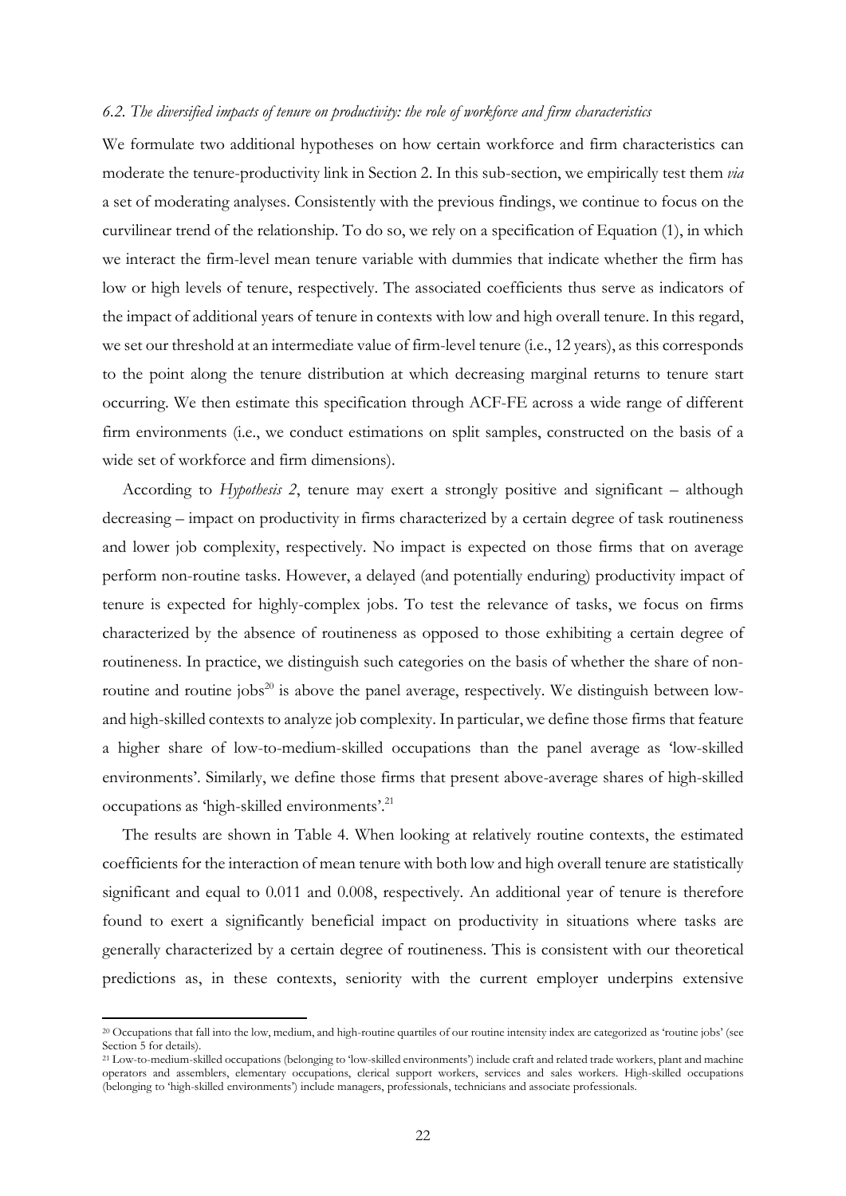### *6.2. The diversified impacts of tenure on productivity: the role of workforce and firm characteristics*

We formulate two additional hypotheses on how certain workforce and firm characteristics can moderate the tenure-productivity link in Section 2. In this sub-section, we empirically test them *via* a set of moderating analyses. Consistently with the previous findings, we continue to focus on the curvilinear trend of the relationship. To do so, we rely on a specification of Equation (1), in which we interact the firm-level mean tenure variable with dummies that indicate whether the firm has low or high levels of tenure, respectively. The associated coefficients thus serve as indicators of the impact of additional years of tenure in contexts with low and high overall tenure. In this regard, we set our threshold at an intermediate value of firm-level tenure (i.e., 12 years), as this corresponds to the point along the tenure distribution at which decreasing marginal returns to tenure start occurring. We then estimate this specification through ACF-FE across a wide range of different firm environments (i.e., we conduct estimations on split samples, constructed on the basis of a wide set of workforce and firm dimensions).

According to *Hypothesis 2*, tenure may exert a strongly positive and significant – although decreasing – impact on productivity in firms characterized by a certain degree of task routineness and lower job complexity, respectively. No impact is expected on those firms that on average perform non-routine tasks. However, a delayed (and potentially enduring) productivity impact of tenure is expected for highly-complex jobs. To test the relevance of tasks, we focus on firms characterized by the absence of routineness as opposed to those exhibiting a certain degree of routineness. In practice, we distinguish such categories on the basis of whether the share of non-routine and routine jobs[20] is above the panel average, respectively. We distinguish between low- and high-skilled contexts to analyze job complexity. In particular, we define those firms that feature a higher share of low-to-medium-skilled occupations than the panel average as 'low-skilled environments'. Similarly, we define those firms that present above-average shares of high-skilled occupations as 'high-skilled environments'.[21]

The results are shown in Table 4. When looking at relatively routine contexts, the estimated coefficients for the interaction of mean tenure with both low and high overall tenure are statistically significant and equal to 0.011 and 0.008, respectively. An additional year of tenure is therefore found to exert a significantly beneficial impact on productivity in situations where tasks are generally characterized by a certain degree of routineness. This is consistent with our theoretical predictions as, in these contexts, seniority with the current employer underpins extensive

---

[20] Occupations that fall into the low, medium, and high-routine quartiles of our routine intensity index are categorized as 'routine jobs' (see Section 5 for details).

[21] Low-to-medium-skilled occupations (belonging to 'low-skilled environments') include craft and related trade workers, plant and machine operators and assemblers, elementary occupations, clerical support workers, services and sales workers. High-skilled occupations (belonging to 'high-skilled environments') include managers, professionals, technicians and associate professionals.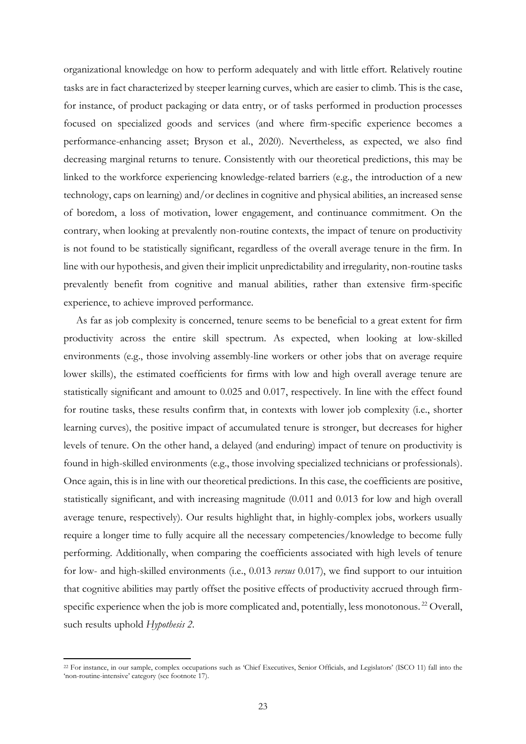organizational knowledge on how to perform adequately and with little effort. Relatively routine tasks are in fact characterized by steeper learning curves, which are easier to climb. This is the case, for instance, of product packaging or data entry, or of tasks performed in production processes focused on specialized goods and services (and where firm-specific experience becomes a performance-enhancing asset; Bryson et al., 2020). Nevertheless, as expected, we also find decreasing marginal returns to tenure. Consistently with our theoretical predictions, this may be linked to the workforce experiencing knowledge-related barriers (e.g., the introduction of a new technology, caps on learning) and/or declines in cognitive and physical abilities, an increased sense of boredom, a loss of motivation, lower engagement, and continuance commitment. On the contrary, when looking at prevalently non-routine contexts, the impact of tenure on productivity is not found to be statistically significant, regardless of the overall average tenure in the firm. In line with our hypothesis, and given their implicit unpredictability and irregularity, non-routine tasks prevalently benefit from cognitive and manual abilities, rather than extensive firm-specific experience, to achieve improved performance.

As far as job complexity is concerned, tenure seems to be beneficial to a great extent for firm productivity across the entire skill spectrum. As expected, when looking at low-skilled environments (e.g., those involving assembly-line workers or other jobs that on average require lower skills), the estimated coefficients for firms with low and high overall average tenure are statistically significant and amount to 0.025 and 0.017, respectively. In line with the effect found for routine tasks, these results confirm that, in contexts with lower job complexity (i.e., shorter learning curves), the positive impact of accumulated tenure is stronger, but decreases for higher levels of tenure. On the other hand, a delayed (and enduring) impact of tenure on productivity is found in high-skilled environments (e.g., those involving specialized technicians or professionals). Once again, this is in line with our theoretical predictions. In this case, the coefficients are positive, statistically significant, and with increasing magnitude (0.011 and 0.013 for low and high overall average tenure, respectively). Our results highlight that, in highly-complex jobs, workers usually require a longer time to fully acquire all the necessary competencies/knowledge to become fully performing. Additionally, when comparing the coefficients associated with high levels of tenure for low- and high-skilled environments (i.e., 0.013 *versus* 0.017), we find support to our intuition that cognitive abilities may partly offset the positive effects of productivity accrued through firm-specific experience when the job is more complicated and, potentially, less monotonous. [22] Overall, such results uphold *Hypothesis 2*.

[22] For instance, in our sample, complex occupations such as 'Chief Executives, Senior Officials, and Legislators' (ISCO 11) fall into the 'non-routine-intensive' category (see footnote 17).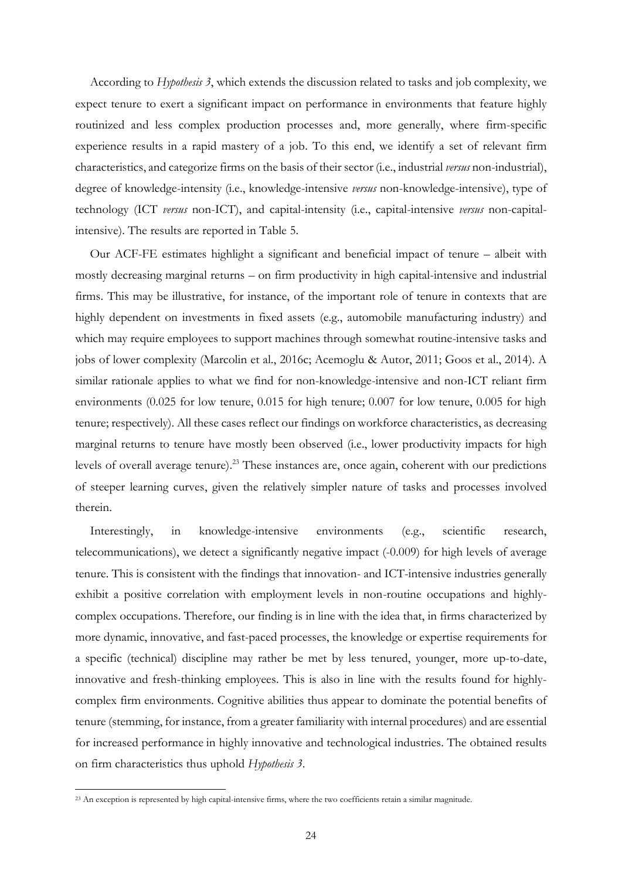According to *Hypothesis 3*, which extends the discussion related to tasks and job complexity, we expect tenure to exert a significant impact on performance in environments that feature highly routinized and less complex production processes and, more generally, where firm-specific experience results in a rapid mastery of a job. To this end, we identify a set of relevant firm characteristics, and categorize firms on the basis of their sector (i.e., industrial *versus* non-industrial), degree of knowledge-intensity (i.e., knowledge-intensive *versus* non-knowledge-intensive), type of technology (ICT *versus* non-ICT), and capital-intensity (i.e., capital-intensive *versus* non-capital-intensive). The results are reported in Table 5.

Our ACF-FE estimates highlight a significant and beneficial impact of tenure – albeit with mostly decreasing marginal returns – on firm productivity in high capital-intensive and industrial firms. This may be illustrative, for instance, of the important role of tenure in contexts that are highly dependent on investments in fixed assets (e.g., automobile manufacturing industry) and which may require employees to support machines through somewhat routine-intensive tasks and jobs of lower complexity (Marcolin et al., 2016c; Acemoglu & Autor, 2011; Goos et al., 2014). A similar rationale applies to what we find for non-knowledge-intensive and non-ICT reliant firm environments (0.025 for low tenure, 0.015 for high tenure; 0.007 for low tenure, 0.005 for high tenure; respectively). All these cases reflect our findings on workforce characteristics, as decreasing marginal returns to tenure have mostly been observed (i.e., lower productivity impacts for high levels of overall average tenure).[23] These instances are, once again, coherent with our predictions of steeper learning curves, given the relatively simpler nature of tasks and processes involved therein.

Interestingly, in knowledge-intensive environments (e.g., scientific research, telecommunications), we detect a significantly negative impact (-0.009) for high levels of average tenure. This is consistent with the findings that innovation- and ICT-intensive industries generally exhibit a positive correlation with employment levels in non-routine occupations and highly-complex occupations. Therefore, our finding is in line with the idea that, in firms characterized by more dynamic, innovative, and fast-paced processes, the knowledge or expertise requirements for a specific (technical) discipline may rather be met by less tenured, younger, more up-to-date, innovative and fresh-thinking employees. This is also in line with the results found for highly-complex firm environments. Cognitive abilities thus appear to dominate the potential benefits of tenure (stemming, for instance, from a greater familiarity with internal procedures) and are essential for increased performance in highly innovative and technological industries. The obtained results on firm characteristics thus uphold *Hypothesis 3*.

[23] An exception is represented by high capital-intensive firms, where the two coefficients retain a similar magnitude.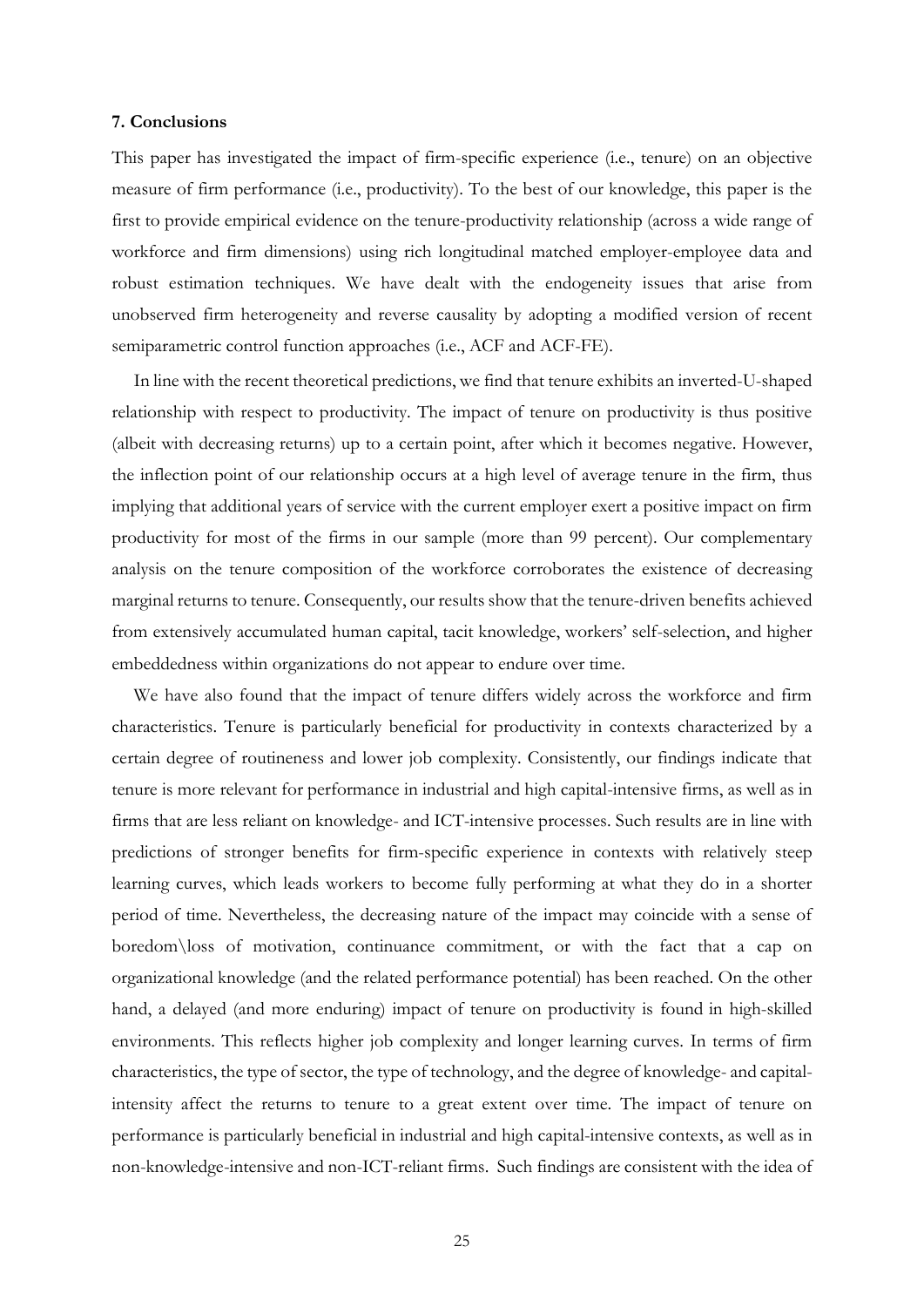### 7. Conclusions

This paper has investigated the impact of firm-specific experience (i.e., tenure) on an objective measure of firm performance (i.e., productivity). To the best of our knowledge, this paper is the first to provide empirical evidence on the tenure-productivity relationship (across a wide range of workforce and firm dimensions) using rich longitudinal matched employer-employee data and robust estimation techniques. We have dealt with the endogeneity issues that arise from unobserved firm heterogeneity and reverse causality by adopting a modified version of recent semiparametric control function approaches (i.e., ACF and ACF-FE).

In line with the recent theoretical predictions, we find that tenure exhibits an inverted-U-shaped relationship with respect to productivity. The impact of tenure on productivity is thus positive (albeit with decreasing returns) up to a certain point, after which it becomes negative. However, the inflection point of our relationship occurs at a high level of average tenure in the firm, thus implying that additional years of service with the current employer exert a positive impact on firm productivity for most of the firms in our sample (more than 99 percent). Our complementary analysis on the tenure composition of the workforce corroborates the existence of decreasing marginal returns to tenure. Consequently, our results show that the tenure-driven benefits achieved from extensively accumulated human capital, tacit knowledge, workers' self-selection, and higher embeddedness within organizations do not appear to endure over time.

We have also found that the impact of tenure differs widely across the workforce and firm characteristics. Tenure is particularly beneficial for productivity in contexts characterized by a certain degree of routineness and lower job complexity. Consistently, our findings indicate that tenure is more relevant for performance in industrial and high capital-intensive firms, as well as in firms that are less reliant on knowledge- and ICT-intensive processes. Such results are in line with predictions of stronger benefits for firm-specific experience in contexts with relatively steep learning curves, which leads workers to become fully performing at what they do in a shorter period of time. Nevertheless, the decreasing nature of the impact may coincide with a sense of boredom\loss of motivation, continuance commitment, or with the fact that a cap on organizational knowledge (and the related performance potential) has been reached. On the other hand, a delayed (and more enduring) impact of tenure on productivity is found in high-skilled environments. This reflects higher job complexity and longer learning curves. In terms of firm characteristics, the type of sector, the type of technology, and the degree of knowledge- and capital-intensity affect the returns to tenure to a great extent over time. The impact of tenure on performance is particularly beneficial in industrial and high capital-intensive contexts, as well as in non-knowledge-intensive and non-ICT-reliant firms. Such findings are consistent with the idea of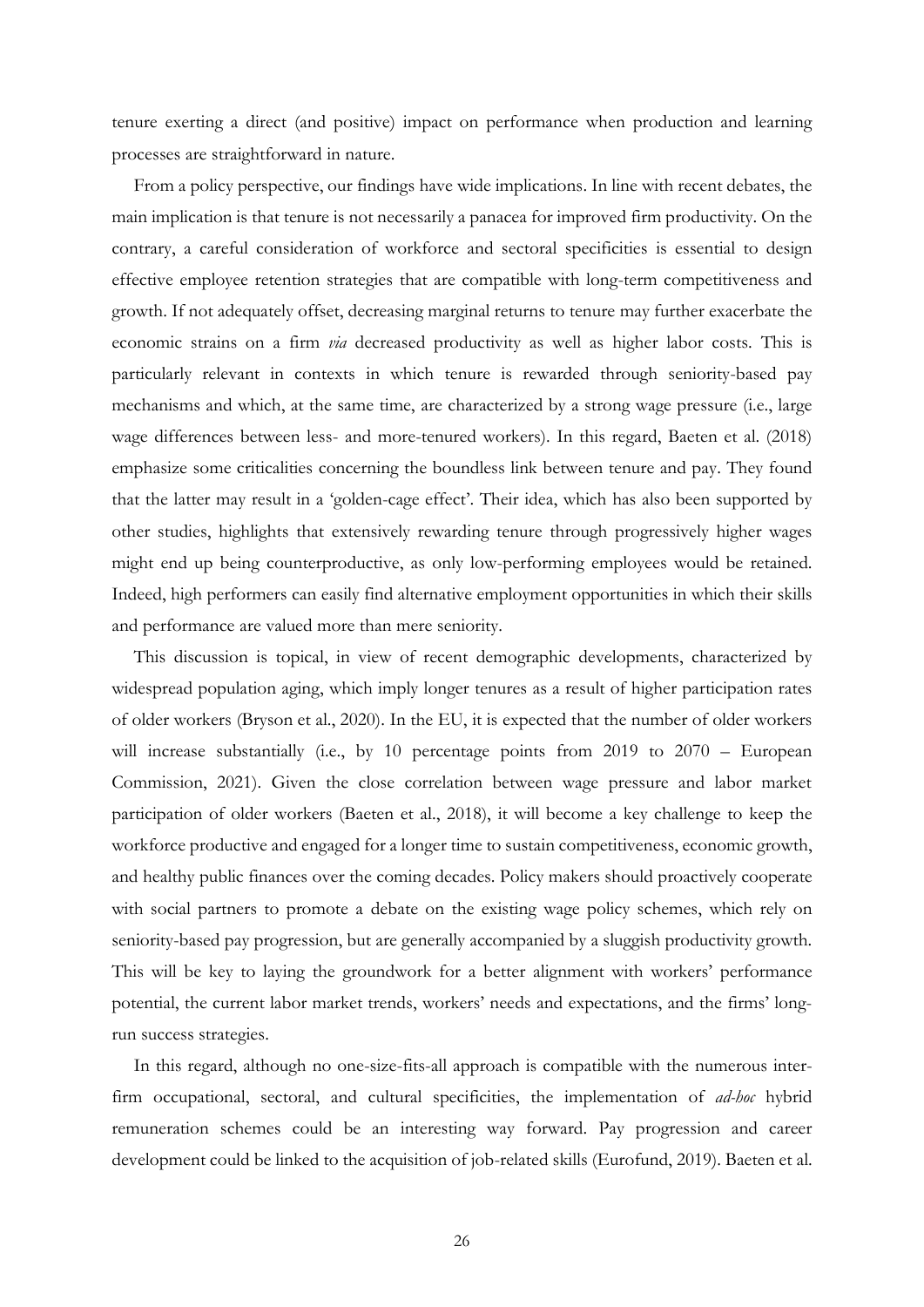tenure exerting a direct (and positive) impact on performance when production and learning processes are straightforward in nature.

From a policy perspective, our findings have wide implications. In line with recent debates, the main implication is that tenure is not necessarily a panacea for improved firm productivity. On the contrary, a careful consideration of workforce and sectoral specificities is essential to design effective employee retention strategies that are compatible with long-term competitiveness and growth. If not adequately offset, decreasing marginal returns to tenure may further exacerbate the economic strains on a firm *via* decreased productivity as well as higher labor costs. This is particularly relevant in contexts in which tenure is rewarded through seniority-based pay mechanisms and which, at the same time, are characterized by a strong wage pressure (i.e., large wage differences between less- and more-tenured workers). In this regard, Baeten et al. (2018) emphasize some criticalities concerning the boundless link between tenure and pay. They found that the latter may result in a 'golden-cage effect'. Their idea, which has also been supported by other studies, highlights that extensively rewarding tenure through progressively higher wages might end up being counterproductive, as only low-performing employees would be retained. Indeed, high performers can easily find alternative employment opportunities in which their skills and performance are valued more than mere seniority.

This discussion is topical, in view of recent demographic developments, characterized by widespread population aging, which imply longer tenures as a result of higher participation rates of older workers (Bryson et al., 2020). In the EU, it is expected that the number of older workers will increase substantially (i.e., by 10 percentage points from 2019 to 2070 – European Commission, 2021). Given the close correlation between wage pressure and labor market participation of older workers (Baeten et al., 2018), it will become a key challenge to keep the workforce productive and engaged for a longer time to sustain competitiveness, economic growth, and healthy public finances over the coming decades. Policy makers should proactively cooperate with social partners to promote a debate on the existing wage policy schemes, which rely on seniority-based pay progression, but are generally accompanied by a sluggish productivity growth. This will be key to laying the groundwork for a better alignment with workers' performance potential, the current labor market trends, workers' needs and expectations, and the firms' long-run success strategies.

In this regard, although no one-size-fits-all approach is compatible with the numerous inter-firm occupational, sectoral, and cultural specificities, the implementation of *ad-hoc* hybrid remuneration schemes could be an interesting way forward. Pay progression and career development could be linked to the acquisition of job-related skills (Eurofund, 2019). Baeten et al.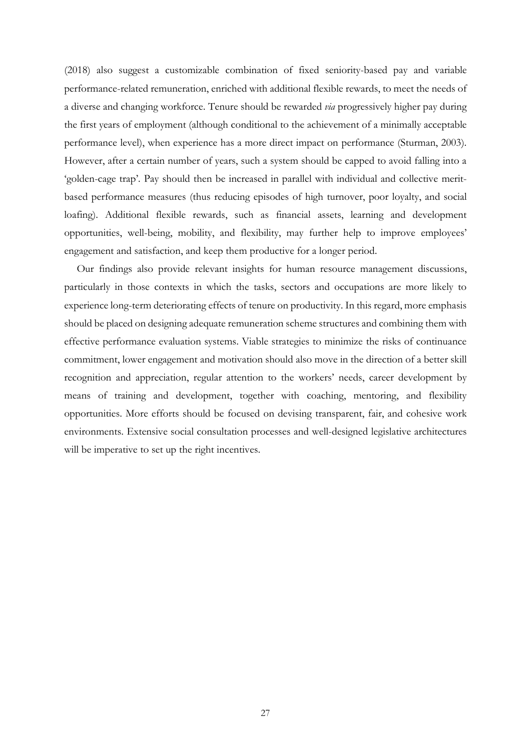(2018) also suggest a customizable combination of fixed seniority-based pay and variable performance-related remuneration, enriched with additional flexible rewards, to meet the needs of a diverse and changing workforce. Tenure should be rewarded *via* progressively higher pay during the first years of employment (although conditional to the achievement of a minimally acceptable performance level), when experience has a more direct impact on performance (Sturman, 2003). However, after a certain number of years, such a system should be capped to avoid falling into a 'golden-cage trap'. Pay should then be increased in parallel with individual and collective merit-based performance measures (thus reducing episodes of high turnover, poor loyalty, and social loafing). Additional flexible rewards, such as financial assets, learning and development opportunities, well-being, mobility, and flexibility, may further help to improve employees' engagement and satisfaction, and keep them productive for a longer period.

Our findings also provide relevant insights for human resource management discussions, particularly in those contexts in which the tasks, sectors and occupations are more likely to experience long-term deteriorating effects of tenure on productivity. In this regard, more emphasis should be placed on designing adequate remuneration scheme structures and combining them with effective performance evaluation systems. Viable strategies to minimize the risks of continuance commitment, lower engagement and motivation should also move in the direction of a better skill recognition and appreciation, regular attention to the workers' needs, career development by means of training and development, together with coaching, mentoring, and flexibility opportunities. More efforts should be focused on devising transparent, fair, and cohesive work environments. Extensive social consultation processes and well-designed legislative architectures will be imperative to set up the right incentives.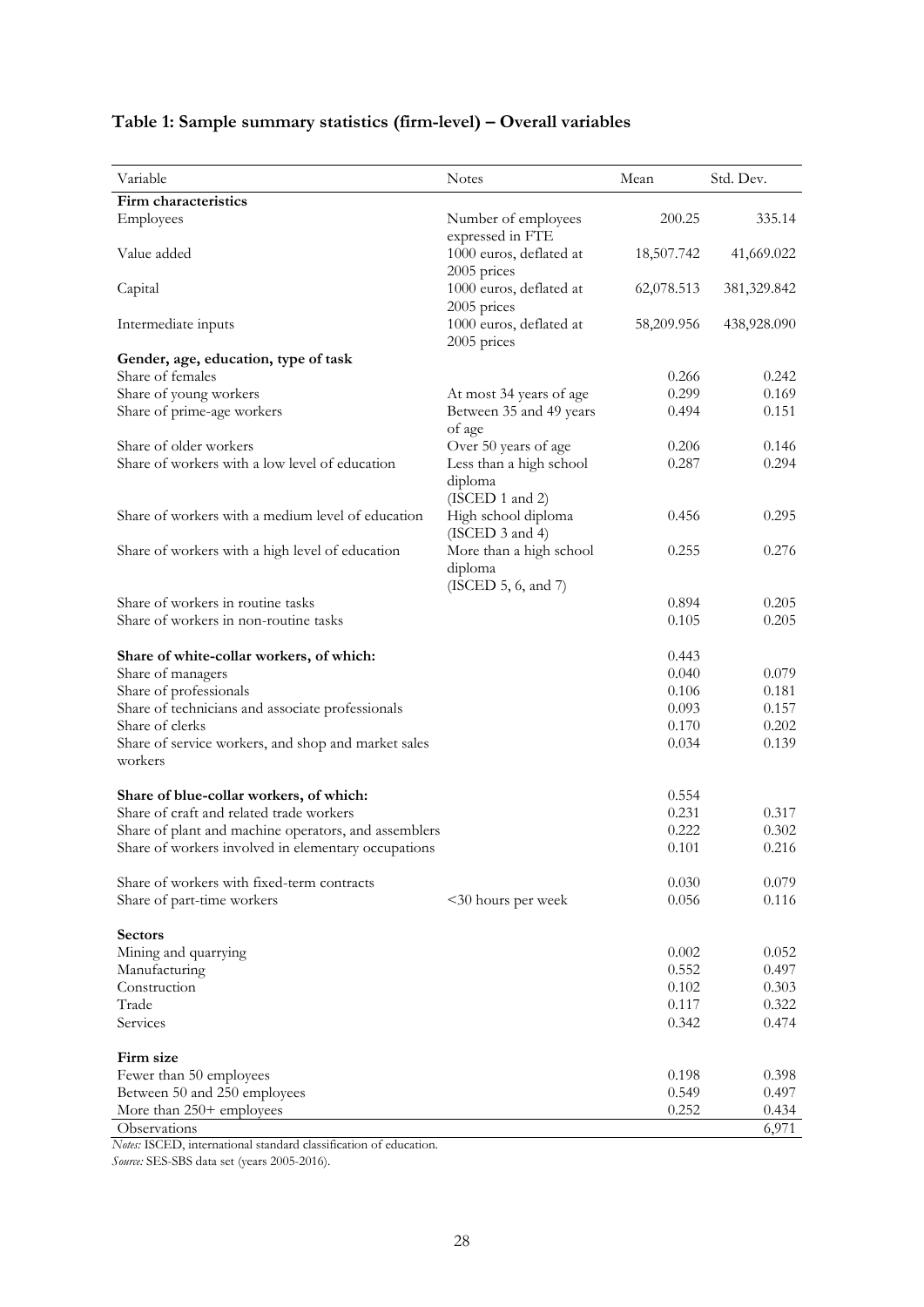## Table 1: Sample summary statistics (firm-level) – Overall variables

| Variable | Notes | Mean | Std. Dev. |
|---|---|---|---|
| **Firm characteristics** | | | |
| Employees | Number of employees expressed in FTE | 200.25 | 335.14 |
| Value added | 1000 euros, deflated at 2005 prices | 18,507.742 | 41,669.022 |
| Capital | 1000 euros, deflated at 2005 prices | 62,078.513 | 381,329.842 |
| Intermediate inputs | 1000 euros, deflated at 2005 prices | 58,209.956 | 438,928.090 |
| **Gender, age, education, type of task** | | | |
| Share of females | | 0.266 | 0.242 |
| Share of young workers | At most 34 years of age | 0.299 | 0.169 |
| Share of prime-age workers | Between 35 and 49 years of age | 0.494 | 0.151 |
| Share of older workers | Over 50 years of age | 0.206 | 0.146 |
| Share of workers with a low level of education | Less than a high school diploma (ISCED 1 and 2) | 0.287 | 0.294 |
| Share of workers with a medium level of education | High school diploma (ISCED 3 and 4) | 0.456 | 0.295 |
| Share of workers with a high level of education | More than a high school diploma (ISCED 5, 6, and 7) | 0.255 | 0.276 |
| Share of workers in routine tasks | | 0.894 | 0.205 |
| Share of workers in non-routine tasks | | 0.105 | 0.205 |
| **Share of white-collar workers, of which:** | | 0.443 | |
| Share of managers | | 0.040 | 0.079 |
| Share of professionals | | 0.106 | 0.181 |
| Share of technicians and associate professionals | | 0.093 | 0.157 |
| Share of clerks | | 0.170 | 0.202 |
| Share of service workers, and shop and market sales workers | | 0.034 | 0.139 |
| **Share of blue-collar workers, of which:** | | 0.554 | |
| Share of craft and related trade workers | | 0.231 | 0.317 |
| Share of plant and machine operators, and assemblers | | 0.222 | 0.302 |
| Share of workers involved in elementary occupations | | 0.101 | 0.216 |
| Share of workers with fixed-term contracts | | 0.030 | 0.079 |
| Share of part-time workers | <30 hours per week | 0.056 | 0.116 |
| **Sectors** | | | |
| Mining and quarrying | | 0.002 | 0.052 |
| Manufacturing | | 0.552 | 0.497 |
| Construction | | 0.102 | 0.303 |
| Trade | | 0.117 | 0.322 |
| Services | | 0.342 | 0.474 |
| **Firm size** | | | |
| Fewer than 50 employees | | 0.198 | 0.398 |
| Between 50 and 250 employees | | 0.549 | 0.497 |
| More than 250+ employees | | 0.252 | 0.434 |
| Observations | | | 6,971 |

*Notes:* ISCED, international standard classification of education.
*Source:* SES-SBS data set (years 2005-2016).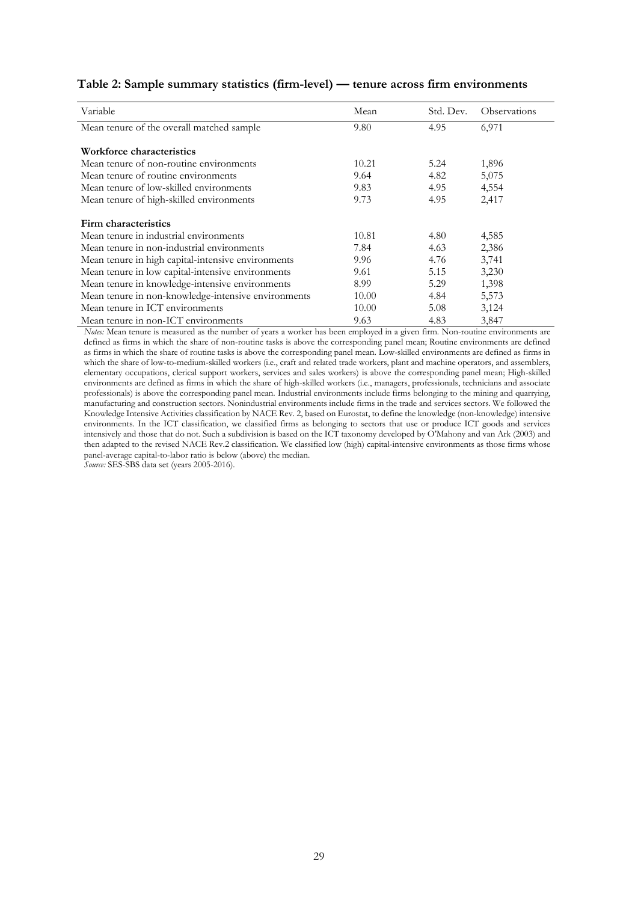**Table 2: Sample summary statistics (firm-level) — tenure across firm environments**

| Variable | Mean | Std. Dev. | Observations |
|---|---|---|---|
| Mean tenure of the overall matched sample | 9.80 | 4.95 | 6,971 |
| **Workforce characteristics** | | | |
| Mean tenure of non-routine environments | 10.21 | 5.24 | 1,896 |
| Mean tenure of routine environments | 9.64 | 4.82 | 5,075 |
| Mean tenure of low-skilled environments | 9.83 | 4.95 | 4,554 |
| Mean tenure of high-skilled environments | 9.73 | 4.95 | 2,417 |
| **Firm characteristics** | | | |
| Mean tenure in industrial environments | 10.81 | 4.80 | 4,585 |
| Mean tenure in non-industrial environments | 7.84 | 4.63 | 2,386 |
| Mean tenure in high capital-intensive environments | 9.96 | 4.76 | 3,741 |
| Mean tenure in low capital-intensive environments | 9.61 | 5.15 | 3,230 |
| Mean tenure in knowledge-intensive environments | 8.99 | 5.29 | 1,398 |
| Mean tenure in non-knowledge-intensive environments | 10.00 | 4.84 | 5,573 |
| Mean tenure in ICT environments | 10.00 | 5.08 | 3,124 |
| Mean tenure in non-ICT environments | 9.63 | 4.83 | 3,847 |

*Notes:* Mean tenure is measured as the number of years a worker has been employed in a given firm. Non-routine environments are defined as firms in which the share of non-routine tasks is above the corresponding panel mean; Routine environments are defined as firms in which the share of routine tasks is above the corresponding panel mean. Low-skilled environments are defined as firms in which the share of low-to-medium-skilled workers (i.e., craft and related trade workers, plant and machine operators, and assemblers, elementary occupations, clerical support workers, services and sales workers) is above the corresponding panel mean; High-skilled environments are defined as firms in which the share of high-skilled workers (i.e., managers, professionals, technicians and associate professionals) is above the corresponding panel mean. Industrial environments include firms belonging to the mining and quarrying, manufacturing and construction sectors. Nonindustrial environments include firms in the trade and services sectors. We followed the Knowledge Intensive Activities classification by NACE Rev. 2, based on Eurostat, to define the knowledge (non-knowledge) intensive environments. In the ICT classification, we classified firms as belonging to sectors that use or produce ICT goods and services intensively and those that do not. Such a subdivision is based on the ICT taxonomy developed by O'Mahony and van Ark (2003) and then adapted to the revised NACE Rev.2 classification. We classified low (high) capital-intensive environments as those firms whose panel-average capital-to-labor ratio is below (above) the median.

*Source:* SES-SBS data set (years 2005-2016).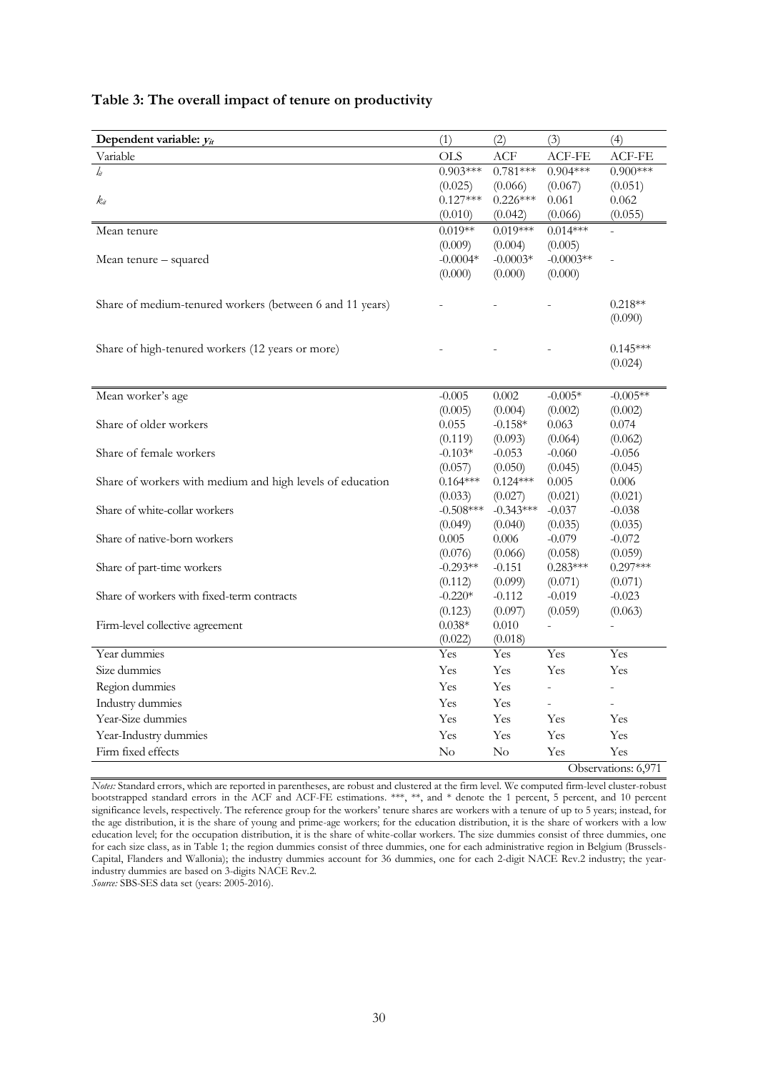## Table 3: The overall impact of tenure on productivity

| **Dependent variable: $y_{it}$** | (1) | (2) | (3) | (4) |
|---|---|---|---|---|
| Variable | OLS | ACF | ACF-FE | ACF-FE |
| $l_{it}$ | 0.903*** | 0.781*** | 0.904*** | 0.900*** |
| | (0.025) | (0.066) | (0.067) | (0.051) |
| $k_{it}$ | 0.127*** | 0.226*** | 0.061 | 0.062 |
| | (0.010) | (0.042) | (0.066) | (0.055) |
| Mean tenure | 0.019** | 0.019*** | 0.014*** | - |
| | (0.009) | (0.004) | (0.005) | |
| Mean tenure – squared | -0.0004* | -0.0003* | -0.0003** | - |
| | (0.000) | (0.000) | (0.000) | |
| Share of medium-tenured workers (between 6 and 11 years) | - | - | - | 0.218** |
| | | | | (0.090) |
| Share of high-tenured workers (12 years or more) | - | - | - | 0.145*** |
| | | | | (0.024) |
| Mean worker's age | -0.005 | 0.002 | -0.005* | -0.005** |
| | (0.005) | (0.004) | (0.002) | (0.002) |
| Share of older workers | 0.055 | -0.158* | 0.063 | 0.074 |
| | (0.119) | (0.093) | (0.064) | (0.062) |
| Share of female workers | -0.103* | -0.053 | -0.060 | -0.056 |
| | (0.057) | (0.050) | (0.045) | (0.045) |
| Share of workers with medium and high levels of education | 0.164*** | 0.124*** | 0.005 | 0.006 |
| | (0.033) | (0.027) | (0.021) | (0.021) |
| Share of white-collar workers | -0.508*** | -0.343*** | -0.037 | -0.038 |
| | (0.049) | (0.040) | (0.035) | (0.035) |
| Share of native-born workers | 0.005 | 0.006 | -0.079 | -0.072 |
| | (0.076) | (0.066) | (0.058) | (0.059) |
| Share of part-time workers | -0.293** | -0.151 | 0.283*** | 0.297*** |
| | (0.112) | (0.099) | (0.071) | (0.071) |
| Share of workers with fixed-term contracts | -0.220* | -0.112 | -0.019 | -0.023 |
| | (0.123) | (0.097) | (0.059) | (0.063) |
| Firm-level collective agreement | 0.038* | 0.010 | - | - |
| | (0.022) | (0.018) | | |
| Year dummies | Yes | Yes | Yes | Yes |
| Size dummies | Yes | Yes | Yes | Yes |
| Region dummies | Yes | Yes | - | - |
| Industry dummies | Yes | Yes | - | - |
| Year-Size dummies | Yes | Yes | Yes | Yes |
| Year-Industry dummies | Yes | Yes | Yes | Yes |
| Firm fixed effects | No | No | Yes | Yes |
| | | | | Observations: 6,971 |

*Notes:* Standard errors, which are reported in parentheses, are robust and clustered at the firm level. We computed firm-level cluster-robust bootstrapped standard errors in the ACF and ACF-FE estimations. ***, **, and * denote the 1 percent, 5 percent, and 10 percent significance levels, respectively. The reference group for the workers' tenure shares are workers with a tenure of up to 5 years; instead, for the age distribution, it is the share of young and prime-age workers; for the education distribution, it is the share of workers with a low education level; for the occupation distribution, it is the share of white-collar workers. The size dummies consist of three dummies, one for each size class, as in Table 1; the region dummies consist of three dummies, one for each administrative region in Belgium (Brussels-Capital, Flanders and Wallonia); the industry dummies account for 36 dummies, one for each 2-digit NACE Rev.2 industry; the year-industry dummies are based on 3-digits NACE Rev.2.

*Source:* SBS-SES data set (years: 2005-2016).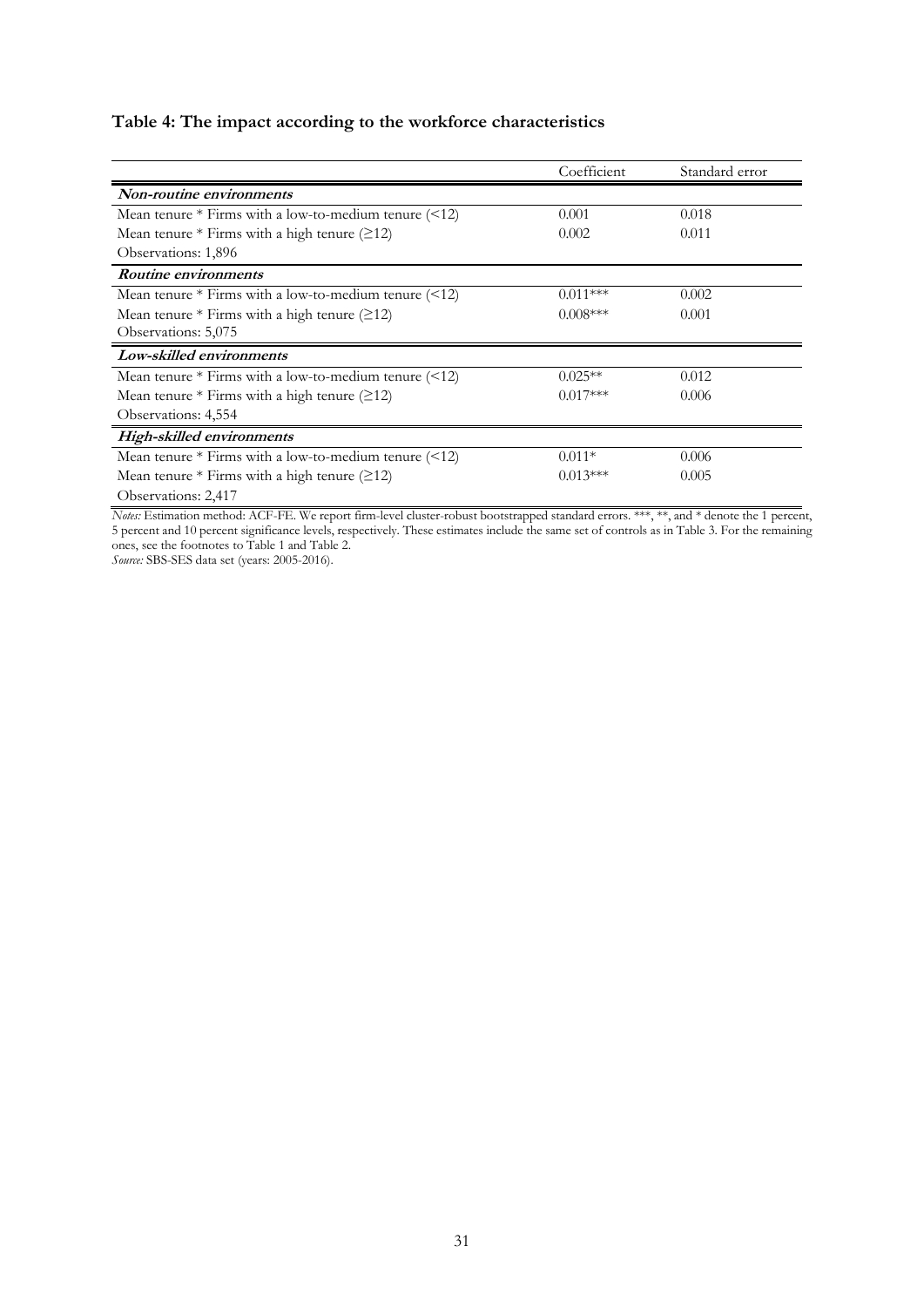**Table 4: The impact according to the workforce characteristics**

| | Coefficient | Standard error |
|---|---|---|
| ***Non-routine environments*** | | |
| Mean tenure * Firms with a low-to-medium tenure (<12) | 0.001 | 0.018 |
| Mean tenure * Firms with a high tenure (≥12) | 0.002 | 0.011 |
| Observations: 1,896 | | |
| ***Routine environments*** | | |
| Mean tenure * Firms with a low-to-medium tenure (<12) | 0.011*** | 0.002 |
| Mean tenure * Firms with a high tenure (≥12) | 0.008*** | 0.001 |
| Observations: 5,075 | | |
| ***Low-skilled environments*** | | |
| Mean tenure * Firms with a low-to-medium tenure (<12) | 0.025** | 0.012 |
| Mean tenure * Firms with a high tenure (≥12) | 0.017*** | 0.006 |
| Observations: 4,554 | | |
| ***High-skilled environments*** | | |
| Mean tenure * Firms with a low-to-medium tenure (<12) | 0.011* | 0.006 |
| Mean tenure * Firms with a high tenure (≥12) | 0.013*** | 0.005 |
| Observations: 2,417 | | |

*Notes:* Estimation method: ACF-FE. We report firm-level cluster-robust bootstrapped standard errors. ***, **, and * denote the 1 percent, 5 percent and 10 percent significance levels, respectively. These estimates include the same set of controls as in Table 3. For the remaining ones, see the footnotes to Table 1 and Table 2.

*Source:* SBS-SES data set (years: 2005-2016).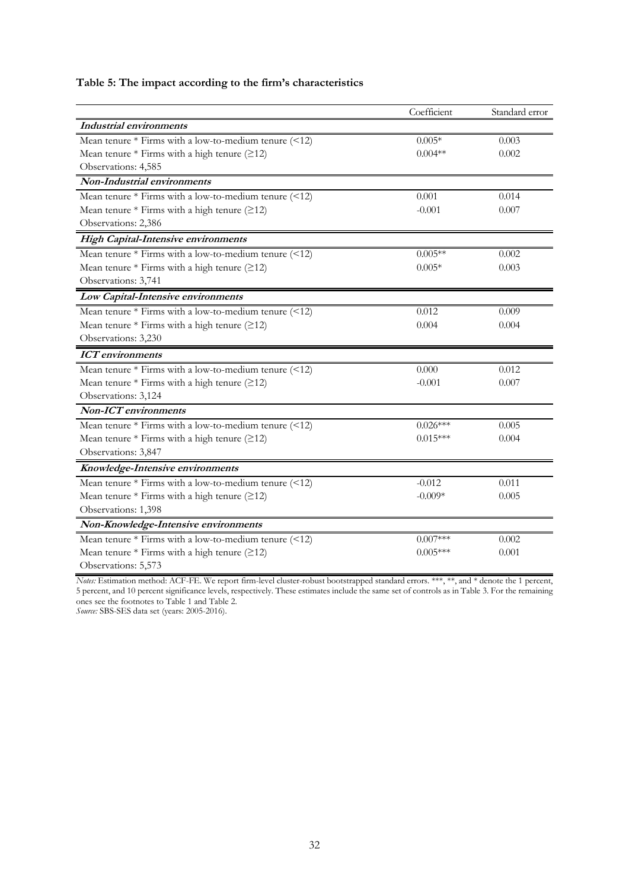**Table 5: The impact according to the firm's characteristics**

| | Coefficient | Standard error |
|---|---|---|
| ***Industrial environments*** | | |
| Mean tenure * Firms with a low-to-medium tenure (<12) | 0.005* | 0.003 |
| Mean tenure * Firms with a high tenure (≥12) | 0.004** | 0.002 |
| Observations: 4,585 | | |
| ***Non-Industrial environments*** | | |
| Mean tenure * Firms with a low-to-medium tenure (<12) | 0.001 | 0.014 |
| Mean tenure * Firms with a high tenure (≥12) | -0.001 | 0.007 |
| Observations: 2,386 | | |
| ***High Capital-Intensive environments*** | | |
| Mean tenure * Firms with a low-to-medium tenure (<12) | 0.005** | 0.002 |
| Mean tenure * Firms with a high tenure (≥12) | 0.005* | 0.003 |
| Observations: 3,741 | | |
| ***Low Capital-Intensive environments*** | | |
| Mean tenure * Firms with a low-to-medium tenure (<12) | 0.012 | 0.009 |
| Mean tenure * Firms with a high tenure (≥12) | 0.004 | 0.004 |
| Observations: 3,230 | | |
| ***ICT environments*** | | |
| Mean tenure * Firms with a low-to-medium tenure (<12) | 0.000 | 0.012 |
| Mean tenure * Firms with a high tenure (≥12) | -0.001 | 0.007 |
| Observations: 3,124 | | |
| ***Non-ICT environments*** | | |
| Mean tenure * Firms with a low-to-medium tenure (<12) | 0.026*** | 0.005 |
| Mean tenure * Firms with a high tenure (≥12) | 0.015*** | 0.004 |
| Observations: 3,847 | | |
| ***Knowledge-Intensive environments*** | | |
| Mean tenure * Firms with a low-to-medium tenure (<12) | -0.012 | 0.011 |
| Mean tenure * Firms with a high tenure (≥12) | -0.009* | 0.005 |
| Observations: 1,398 | | |
| ***Non-Knowledge-Intensive environments*** | | |
| Mean tenure * Firms with a low-to-medium tenure (<12) | 0.007*** | 0.002 |
| Mean tenure * Firms with a high tenure (≥12) | 0.005*** | 0.001 |
| Observations: 5,573 | | |

*Notes:* Estimation method: ACF-FE. We report firm-level cluster-robust bootstrapped standard errors. ***, **, and * denote the 1 percent, 5 percent, and 10 percent significance levels, respectively. These estimates include the same set of controls as in Table 3. For the remaining ones see the footnotes to Table 1 and Table 2.
*Source:* SBS-SES data set (years: 2005-2016).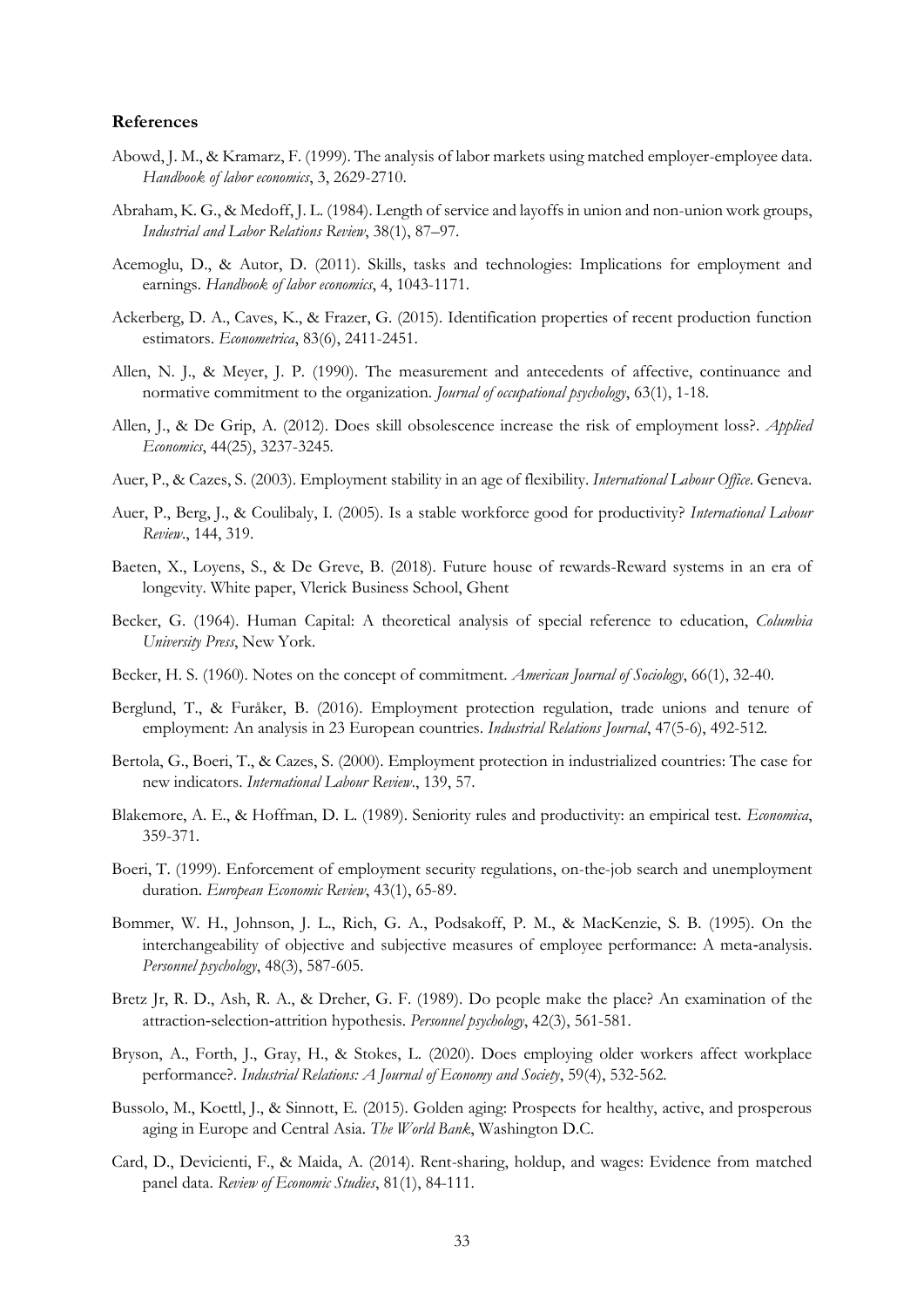**References**

Abowd, J. M., & Kramarz, F. (1999). The analysis of labor markets using matched employer-employee data. *Handbook of labor economics*, 3, 2629-2710.

Abraham, K. G., & Medoff, J. L. (1984). Length of service and layoffs in union and non-union work groups, *Industrial and Labor Relations Review*, 38(1), 87–97.

Acemoglu, D., & Autor, D. (2011). Skills, tasks and technologies: Implications for employment and earnings. *Handbook of labor economics*, 4, 1043-1171.

Ackerberg, D. A., Caves, K., & Frazer, G. (2015). Identification properties of recent production function estimators. *Econometrica*, 83(6), 2411-2451.

Allen, N. J., & Meyer, J. P. (1990). The measurement and antecedents of affective, continuance and normative commitment to the organization. *Journal of occupational psychology*, 63(1), 1-18.

Allen, J., & De Grip, A. (2012). Does skill obsolescence increase the risk of employment loss?. *Applied Economics*, 44(25), 3237-3245.

Auer, P., & Cazes, S. (2003). Employment stability in an age of flexibility. *International Labour Office*. Geneva.

Auer, P., Berg, J., & Coulibaly, I. (2005). Is a stable workforce good for productivity? *International Labour Review*., 144, 319.

Baeten, X., Loyens, S., & De Greve, B. (2018). Future house of rewards-Reward systems in an era of longevity. White paper, Vlerick Business School, Ghent

Becker, G. (1964). Human Capital: A theoretical analysis of special reference to education, *Columbia University Press*, New York.

Becker, H. S. (1960). Notes on the concept of commitment. *American Journal of Sociology*, 66(1), 32-40.

Berglund, T., & Furåker, B. (2016). Employment protection regulation, trade unions and tenure of employment: An analysis in 23 European countries. *Industrial Relations Journal*, 47(5-6), 492-512.

Bertola, G., Boeri, T., & Cazes, S. (2000). Employment protection in industrialized countries: The case for new indicators. *International Labour Review*., 139, 57.

Blakemore, A. E., & Hoffman, D. L. (1989). Seniority rules and productivity: an empirical test. *Economica*, 359-371.

Boeri, T. (1999). Enforcement of employment security regulations, on-the-job search and unemployment duration. *European Economic Review*, 43(1), 65-89.

Bommer, W. H., Johnson, J. L., Rich, G. A., Podsakoff, P. M., & MacKenzie, S. B. (1995). On the interchangeability of objective and subjective measures of employee performance: A meta‐analysis. *Personnel psychology*, 48(3), 587-605.

Bretz Jr, R. D., Ash, R. A., & Dreher, G. F. (1989). Do people make the place? An examination of the attraction‐selection‐attrition hypothesis. *Personnel psychology*, 42(3), 561-581.

Bryson, A., Forth, J., Gray, H., & Stokes, L. (2020). Does employing older workers affect workplace performance?. *Industrial Relations: A Journal of Economy and Society*, 59(4), 532-562.

Bussolo, M., Koettl, J., & Sinnott, E. (2015). Golden aging: Prospects for healthy, active, and prosperous aging in Europe and Central Asia. *The World Bank*, Washington D.C.

Card, D., Devicienti, F., & Maida, A. (2014). Rent-sharing, holdup, and wages: Evidence from matched panel data. *Review of Economic Studies*, 81(1), 84-111.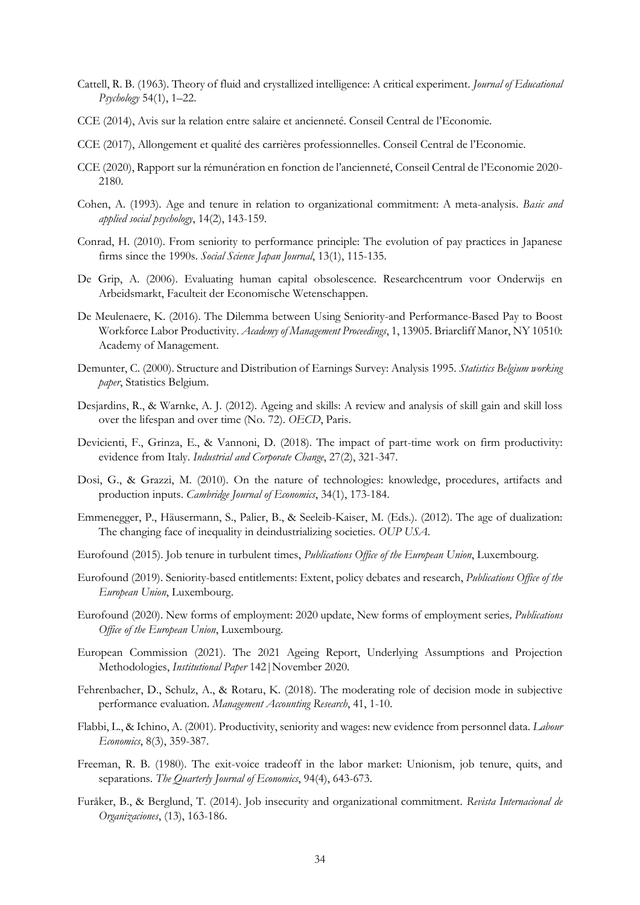Cattell, R. B. (1963). Theory of fluid and crystallized intelligence: A critical experiment. *Journal of Educational Psychology* 54(1), 1–22.

CCE (2014), Avis sur la relation entre salaire et ancienneté. Conseil Central de l'Economie.

CCE (2017), Allongement et qualité des carrières professionnelles. Conseil Central de l'Economie.

CCE (2020), Rapport sur la rémunération en fonction de l'ancienneté, Conseil Central de l'Economie 2020-2180.

Cohen, A. (1993). Age and tenure in relation to organizational commitment: A meta-analysis. *Basic and applied social psychology*, 14(2), 143-159.

Conrad, H. (2010). From seniority to performance principle: The evolution of pay practices in Japanese firms since the 1990s. *Social Science Japan Journal*, 13(1), 115-135.

De Grip, A. (2006). Evaluating human capital obsolescence. Researchcentrum voor Onderwijs en Arbeidsmarkt, Faculteit der Economische Wetenschappen.

De Meulenaere, K. (2016). The Dilemma between Using Seniority-and Performance-Based Pay to Boost Workforce Labor Productivity. *Academy of Management Proceedings*, 1, 13905. Briarcliff Manor, NY 10510: Academy of Management.

Demunter, C. (2000). Structure and Distribution of Earnings Survey: Analysis 1995. *Statistics Belgium working paper*, Statistics Belgium.

Desjardins, R., & Warnke, A. J. (2012). Ageing and skills: A review and analysis of skill gain and skill loss over the lifespan and over time (No. 72). *OECD*, Paris.

Devicienti, F., Grinza, E., & Vannoni, D. (2018). The impact of part-time work on firm productivity: evidence from Italy. *Industrial and Corporate Change*, 27(2), 321-347.

Dosi, G., & Grazzi, M. (2010). On the nature of technologies: knowledge, procedures, artifacts and production inputs. *Cambridge Journal of Economics*, 34(1), 173-184.

Emmenegger, P., Häusermann, S., Palier, B., & Seeleib-Kaiser, M. (Eds.). (2012). The age of dualization: The changing face of inequality in deindustrializing societies. *OUP USA*.

Eurofound (2015). Job tenure in turbulent times, *Publications Office of the European Union*, Luxembourg.

Eurofound (2019). Seniority-based entitlements: Extent, policy debates and research, *Publications Office of the European Union*, Luxembourg.

Eurofound (2020). New forms of employment: 2020 update, New forms of employment series*, Publications Office of the European Union*, Luxembourg.

European Commission (2021). The 2021 Ageing Report, Underlying Assumptions and Projection Methodologies, *Institutional Paper* 142|November 2020.

Fehrenbacher, D., Schulz, A., & Rotaru, K. (2018). The moderating role of decision mode in subjective performance evaluation. *Management Accounting Research*, 41, 1-10.

Flabbi, L., & Ichino, A. (2001). Productivity, seniority and wages: new evidence from personnel data. *Labour Economics*, 8(3), 359-387.

Freeman, R. B. (1980). The exit-voice tradeoff in the labor market: Unionism, job tenure, quits, and separations. *The Quarterly Journal of Economics*, 94(4), 643-673.

Furåker, B., & Berglund, T. (2014). Job insecurity and organizational commitment. *Revista Internacional de Organizaciones*, (13), 163-186.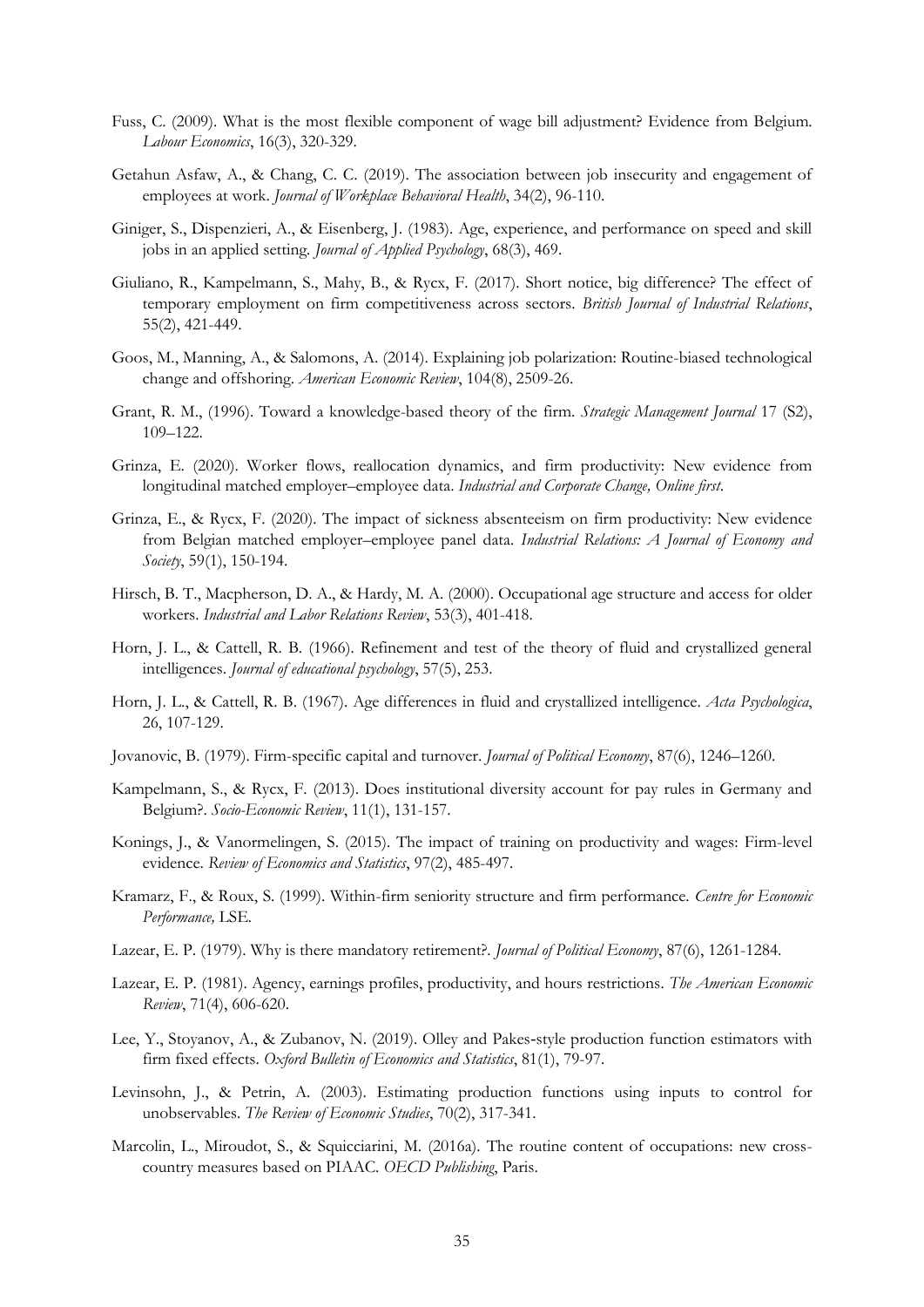Fuss, C. (2009). What is the most flexible component of wage bill adjustment? Evidence from Belgium. *Labour Economics*, 16(3), 320-329.

Getahun Asfaw, A., & Chang, C. C. (2019). The association between job insecurity and engagement of employees at work. *Journal of Workplace Behavioral Health*, 34(2), 96-110.

Giniger, S., Dispenzieri, A., & Eisenberg, J. (1983). Age, experience, and performance on speed and skill jobs in an applied setting. *Journal of Applied Psychology*, 68(3), 469.

Giuliano, R., Kampelmann, S., Mahy, B., & Rycx, F. (2017). Short notice, big difference? The effect of temporary employment on firm competitiveness across sectors. *British Journal of Industrial Relations*, 55(2), 421-449.

Goos, M., Manning, A., & Salomons, A. (2014). Explaining job polarization: Routine-biased technological change and offshoring. *American Economic Review*, 104(8), 2509-26.

Grant, R. M., (1996). Toward a knowledge-based theory of the firm. *Strategic Management Journal* 17 (S2), 109–122.

Grinza, E. (2020). Worker flows, reallocation dynamics, and firm productivity: New evidence from longitudinal matched employer–employee data. *Industrial and Corporate Change, Online first*.

Grinza, E., & Rycx, F. (2020). The impact of sickness absenteeism on firm productivity: New evidence from Belgian matched employer–employee panel data. *Industrial Relations: A Journal of Economy and Society*, 59(1), 150-194.

Hirsch, B. T., Macpherson, D. A., & Hardy, M. A. (2000). Occupational age structure and access for older workers. *Industrial and Labor Relations Review*, 53(3), 401-418.

Horn, J. L., & Cattell, R. B. (1966). Refinement and test of the theory of fluid and crystallized general intelligences. *Journal of educational psychology*, 57(5), 253.

Horn, J. L., & Cattell, R. B. (1967). Age differences in fluid and crystallized intelligence. *Acta Psychologica*, 26, 107-129.

Jovanovic, B. (1979). Firm-specific capital and turnover. *Journal of Political Economy*, 87(6), 1246–1260.

Kampelmann, S., & Rycx, F. (2013). Does institutional diversity account for pay rules in Germany and Belgium?. *Socio-Economic Review*, 11(1), 131-157.

Konings, J., & Vanormelingen, S. (2015). The impact of training on productivity and wages: Firm-level evidence. *Review of Economics and Statistics*, 97(2), 485-497.

Kramarz, F., & Roux, S. (1999). Within-firm seniority structure and firm performance. *Centre for Economic Performance,* LSE.

Lazear, E. P. (1979). Why is there mandatory retirement?. *Journal of Political Economy*, 87(6), 1261-1284.

Lazear, E. P. (1981). Agency, earnings profiles, productivity, and hours restrictions. *The American Economic Review*, 71(4), 606-620.

Lee, Y., Stoyanov, A., & Zubanov, N. (2019). Olley and Pakes-style production function estimators with firm fixed effects. *Oxford Bulletin of Economics and Statistics*, 81(1), 79-97.

Levinsohn, J., & Petrin, A. (2003). Estimating production functions using inputs to control for unobservables. *The Review of Economic Studies*, 70(2), 317-341.

Marcolin, L., Miroudot, S., & Squicciarini, M. (2016a). The routine content of occupations: new cross-country measures based on PIAAC. *OECD Publishing*, Paris.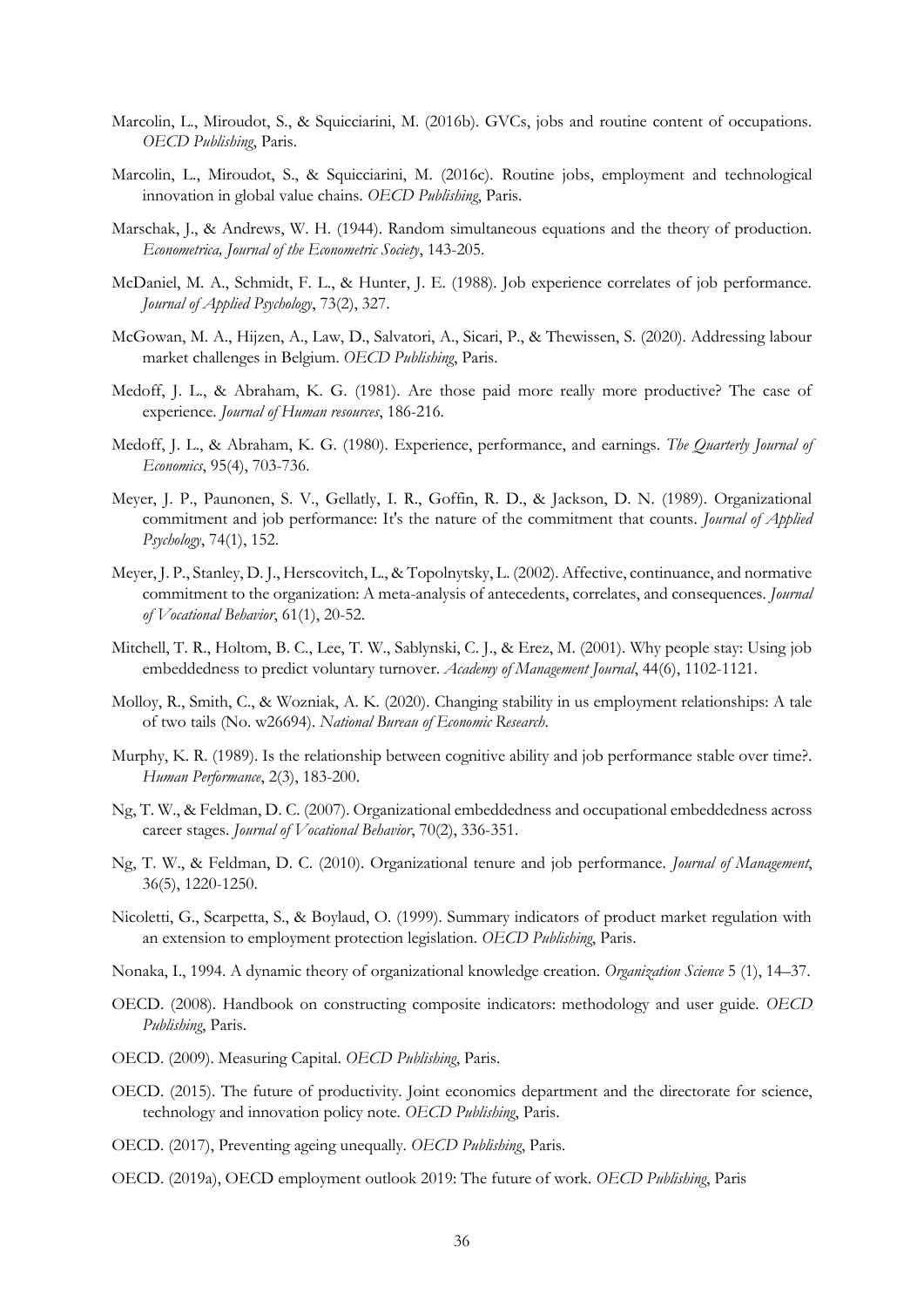Marcolin, L., Miroudot, S., & Squicciarini, M. (2016b). GVCs, jobs and routine content of occupations. *OECD Publishing*, Paris.

Marcolin, L., Miroudot, S., & Squicciarini, M. (2016c). Routine jobs, employment and technological innovation in global value chains. *OECD Publishing*, Paris.

Marschak, J., & Andrews, W. H. (1944). Random simultaneous equations and the theory of production. *Econometrica, Journal of the Econometric Society*, 143-205.

McDaniel, M. A., Schmidt, F. L., & Hunter, J. E. (1988). Job experience correlates of job performance. *Journal of Applied Psychology*, 73(2), 327.

McGowan, M. A., Hijzen, A., Law, D., Salvatori, A., Sicari, P., & Thewissen, S. (2020). Addressing labour market challenges in Belgium. *OECD Publishing*, Paris.

Medoff, J. L., & Abraham, K. G. (1981). Are those paid more really more productive? The case of experience. *Journal of Human resources*, 186-216.

Medoff, J. L., & Abraham, K. G. (1980). Experience, performance, and earnings. *The Quarterly Journal of Economics*, 95(4), 703-736.

Meyer, J. P., Paunonen, S. V., Gellatly, I. R., Goffin, R. D., & Jackson, D. N. (1989). Organizational commitment and job performance: It's the nature of the commitment that counts. *Journal of Applied Psychology*, 74(1), 152.

Meyer, J. P., Stanley, D. J., Herscovitch, L., & Topolnytsky, L. (2002). Affective, continuance, and normative commitment to the organization: A meta-analysis of antecedents, correlates, and consequences. *Journal of Vocational Behavior*, 61(1), 20-52.

Mitchell, T. R., Holtom, B. C., Lee, T. W., Sablynski, C. J., & Erez, M. (2001). Why people stay: Using job embeddedness to predict voluntary turnover. *Academy of Management Journal*, 44(6), 1102-1121.

Molloy, R., Smith, C., & Wozniak, A. K. (2020). Changing stability in us employment relationships: A tale of two tails (No. w26694). *National Bureau of Economic Research*.

Murphy, K. R. (1989). Is the relationship between cognitive ability and job performance stable over time?. *Human Performance*, 2(3), 183-200.

Ng, T. W., & Feldman, D. C. (2007). Organizational embeddedness and occupational embeddedness across career stages. *Journal of Vocational Behavior*, 70(2), 336-351.

Ng, T. W., & Feldman, D. C. (2010). Organizational tenure and job performance. *Journal of Management*, 36(5), 1220-1250.

Nicoletti, G., Scarpetta, S., & Boylaud, O. (1999). Summary indicators of product market regulation with an extension to employment protection legislation. *OECD Publishing*, Paris.

Nonaka, I., 1994. A dynamic theory of organizational knowledge creation. *Organization Science* 5 (1), 14–37.

OECD. (2008). Handbook on constructing composite indicators: methodology and user guide. *OECD Publishing*, Paris.

OECD. (2009). Measuring Capital. *OECD Publishing*, Paris.

OECD. (2015). The future of productivity. Joint economics department and the directorate for science, technology and innovation policy note. *OECD Publishing*, Paris.

OECD. (2017), Preventing ageing unequally. *OECD Publishing*, Paris.

OECD. (2019a), OECD employment outlook 2019: The future of work. *OECD Publishing*, Paris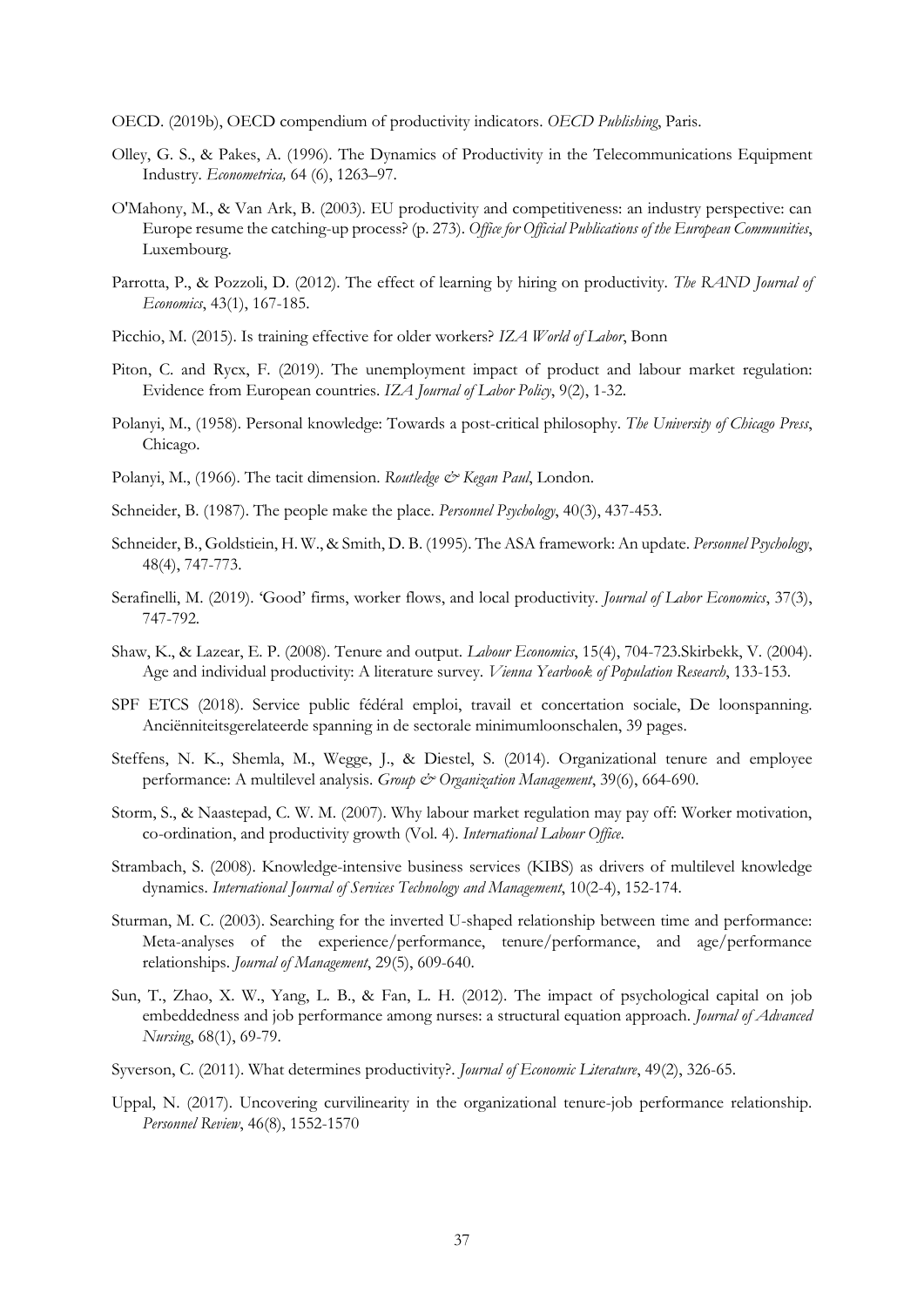OECD. (2019b), OECD compendium of productivity indicators. *OECD Publishing*, Paris.

Olley, G. S., & Pakes, A. (1996). The Dynamics of Productivity in the Telecommunications Equipment Industry. *Econometrica,* 64 (6), 1263–97.

O'Mahony, M., & Van Ark, B. (2003). EU productivity and competitiveness: an industry perspective: can Europe resume the catching-up process? (p. 273). *Office for Official Publications of the European Communities*, Luxembourg.

Parrotta, P., & Pozzoli, D. (2012). The effect of learning by hiring on productivity. *The RAND Journal of Economics*, 43(1), 167-185.

Picchio, M. (2015). Is training effective for older workers? *IZA World of Labor*, Bonn

Piton, C. and Rycx, F. (2019). The unemployment impact of product and labour market regulation: Evidence from European countries. *IZA Journal of Labor Policy*, 9(2), 1-32.

Polanyi, M., (1958). Personal knowledge: Towards a post-critical philosophy. *The University of Chicago Press*, Chicago.

Polanyi, M., (1966). The tacit dimension. *Routledge & Kegan Paul*, London.

Schneider, B. (1987). The people make the place. *Personnel Psychology*, 40(3), 437-453.

Schneider, B., Goldstiein, H. W., & Smith, D. B. (1995). The ASA framework: An update. *Personnel Psychology*, 48(4), 747-773.

Serafinelli, M. (2019). 'Good' firms, worker flows, and local productivity. *Journal of Labor Economics*, 37(3), 747-792.

Shaw, K., & Lazear, E. P. (2008). Tenure and output. *Labour Economics*, 15(4), 704-723.Skirbekk, V. (2004). Age and individual productivity: A literature survey. *Vienna Yearbook of Population Research*, 133-153.

SPF ETCS (2018). Service public fédéral emploi, travail et concertation sociale, De loonspanning. Anciënniteitsgerelateerde spanning in de sectorale minimumloonschalen, 39 pages.

Steffens, N. K., Shemla, M., Wegge, J., & Diestel, S. (2014). Organizational tenure and employee performance: A multilevel analysis. *Group & Organization Management*, 39(6), 664-690.

Storm, S., & Naastepad, C. W. M. (2007). Why labour market regulation may pay off: Worker motivation, co-ordination, and productivity growth (Vol. 4). *International Labour Office.*

Strambach, S. (2008). Knowledge-intensive business services (KIBS) as drivers of multilevel knowledge dynamics. *International Journal of Services Technology and Management*, 10(2-4), 152-174.

Sturman, M. C. (2003). Searching for the inverted U-shaped relationship between time and performance: Meta-analyses of the experience/performance, tenure/performance, and age/performance relationships. *Journal of Management*, 29(5), 609-640.

Sun, T., Zhao, X. W., Yang, L. B., & Fan, L. H. (2012). The impact of psychological capital on job embeddedness and job performance among nurses: a structural equation approach. *Journal of Advanced Nursing*, 68(1), 69-79.

Syverson, C. (2011). What determines productivity?. *Journal of Economic Literature*, 49(2), 326-65.

Uppal, N. (2017). Uncovering curvilinearity in the organizational tenure-job performance relationship. *Personnel Review*, 46(8), 1552-1570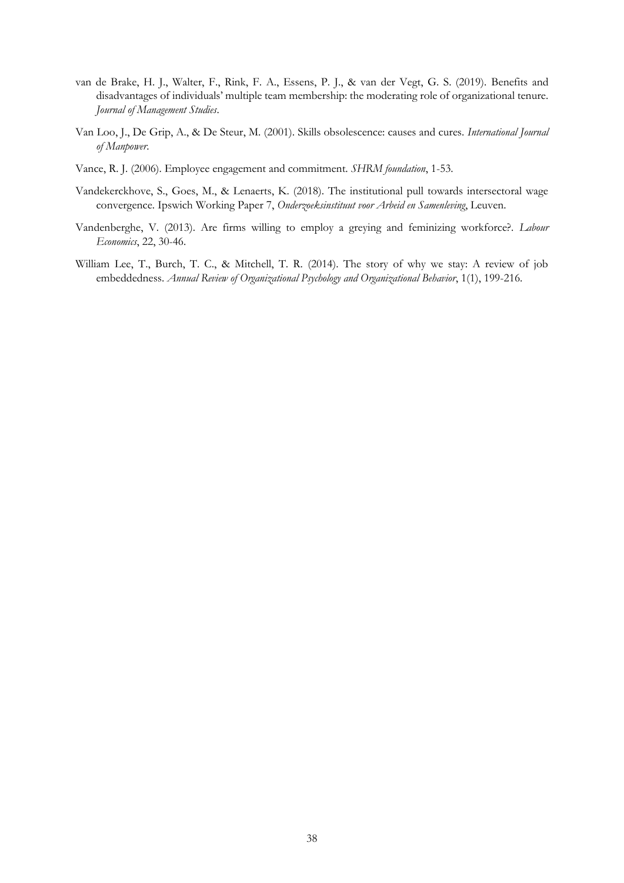van de Brake, H. J., Walter, F., Rink, F. A., Essens, P. J., & van der Vegt, G. S. (2019). Benefits and disadvantages of individuals' multiple team membership: the moderating role of organizational tenure. *Journal of Management Studies*.

Van Loo, J., De Grip, A., & De Steur, M. (2001). Skills obsolescence: causes and cures. *International Journal of Manpower*.

Vance, R. J. (2006). Employee engagement and commitment. *SHRM foundation*, 1-53.

Vandekerckhove, S., Goes, M., & Lenaerts, K. (2018). The institutional pull towards intersectoral wage convergence. Ipswich Working Paper 7, *Onderzoeksinstituut voor Arbeid en Samenleving*, Leuven.

Vandenberghe, V. (2013). Are firms willing to employ a greying and feminizing workforce?. *Labour Economics*, 22, 30-46.

William Lee, T., Burch, T. C., & Mitchell, T. R. (2014). The story of why we stay: A review of job embeddedness. *Annual Review of Organizational Psychology and Organizational Behavior*, 1(1), 199-216.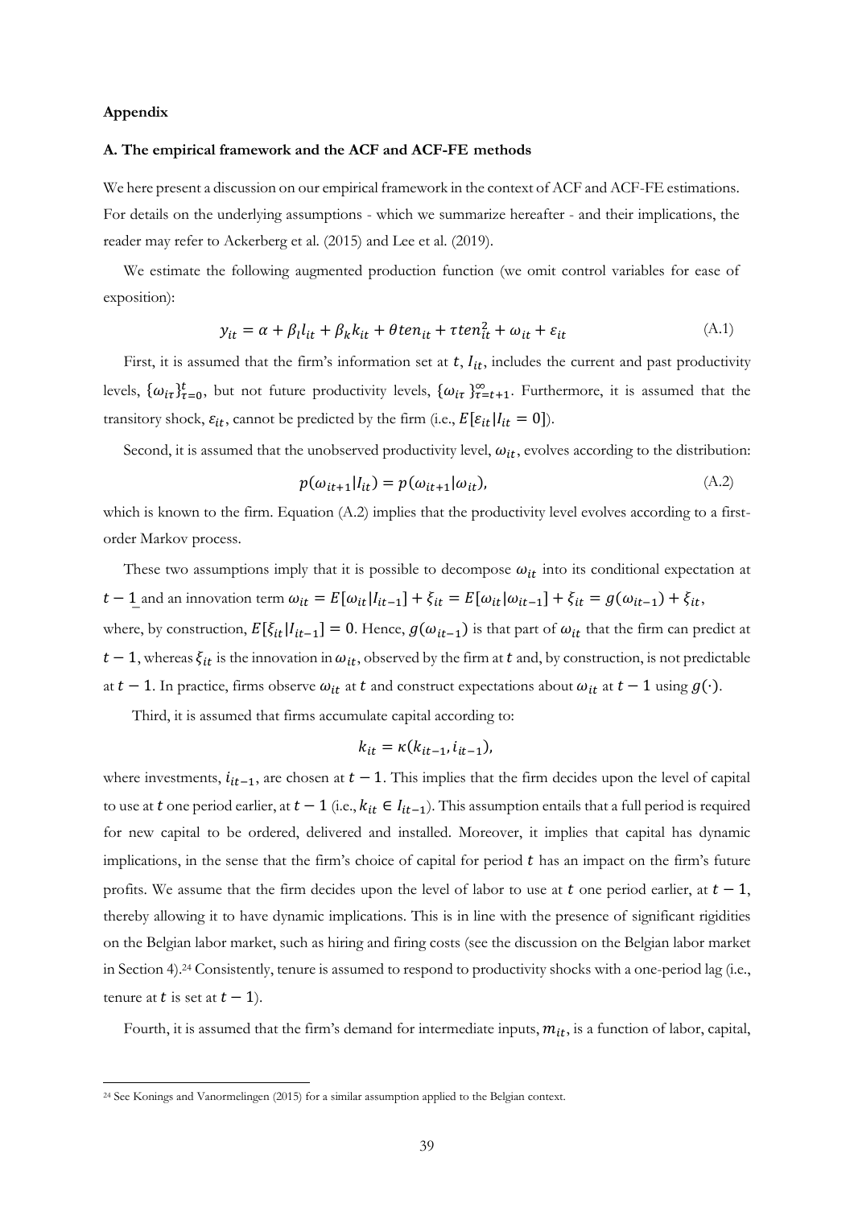## Appendix

### A. The empirical framework and the ACF and ACF-FE methods

We here present a discussion on our empirical framework in the context of ACF and ACF-FE estimations. For details on the underlying assumptions - which we summarize hereafter - and their implications, the reader may refer to Ackerberg et al. (2015) and Lee et al. (2019).

We estimate the following augmented production function (we omit control variables for ease of exposition):

$$y_{it} = \alpha + \beta_l l_{it} + \beta_k k_{it} + \theta ten_{it} + \tau ten_{it}^2 + \omega_{it} + \varepsilon_{it} \tag{A.1}$$

First, it is assumed that the firm's information set at $t$, $I_{it}$, includes the current and past productivity levels, $\{\omega_{i\tau}\}_{\tau=0}^{t}$, but not future productivity levels, $\{\omega_{i\tau}\}_{\tau=t+1}^{\infty}$. Furthermore, it is assumed that the transitory shock, $\varepsilon_{it}$, cannot be predicted by the firm (i.e., $E[\varepsilon_{it}|I_{it} = 0]$).

Second, it is assumed that the unobserved productivity level, $\omega_{it}$, evolves according to the distribution:

$$p(\omega_{it+1}|I_{it}) = p(\omega_{it+1}|\omega_{it}), \tag{A.2}$$

which is known to the firm. Equation (A.2) implies that the productivity level evolves according to a first-order Markov process.

These two assumptions imply that it is possible to decompose $\omega_{it}$ into its conditional expectation at $t-1$ and an innovation term $\omega_{it} = E[\omega_{it}|I_{it-1}] + \xi_{it} = E[\omega_{it}|\omega_{it-1}] + \xi_{it} = g(\omega_{it-1}) + \xi_{it}$, where, by construction, $E[\xi_{it}|I_{it-1}] = 0$. Hence, $g(\omega_{it-1})$ is that part of $\omega_{it}$ that the firm can predict at $t-1$, whereas $\xi_{it}$ is the innovation in $\omega_{it}$, observed by the firm at $t$ and, by construction, is not predictable at $t-1$. In practice, firms observe $\omega_{it}$ at $t$ and construct expectations about $\omega_{it}$ at $t-1$ using $g(\cdot)$.

Third, it is assumed that firms accumulate capital according to:

$$k_{it} = \kappa(k_{it-1}, i_{it-1}),$$

where investments, $i_{it-1}$, are chosen at $t-1$. This implies that the firm decides upon the level of capital to use at $t$ one period earlier, at $t-1$ (i.e., $k_{it} \in I_{it-1}$). This assumption entails that a full period is required for new capital to be ordered, delivered and installed. Moreover, it implies that capital has dynamic implications, in the sense that the firm's choice of capital for period $t$ has an impact on the firm's future profits. We assume that the firm decides upon the level of labor to use at $t$ one period earlier, at $t-1$, thereby allowing it to have dynamic implications. This is in line with the presence of significant rigidities on the Belgian labor market, such as hiring and firing costs (see the discussion on the Belgian labor market in Section 4).[24] Consistently, tenure is assumed to respond to productivity shocks with a one-period lag (i.e., tenure at $t$ is set at $t-1$).

Fourth, it is assumed that the firm's demand for intermediate inputs, $m_{it}$, is a function of labor, capital,

[24] See Konings and Vanormelingen (2015) for a similar assumption applied to the Belgian context.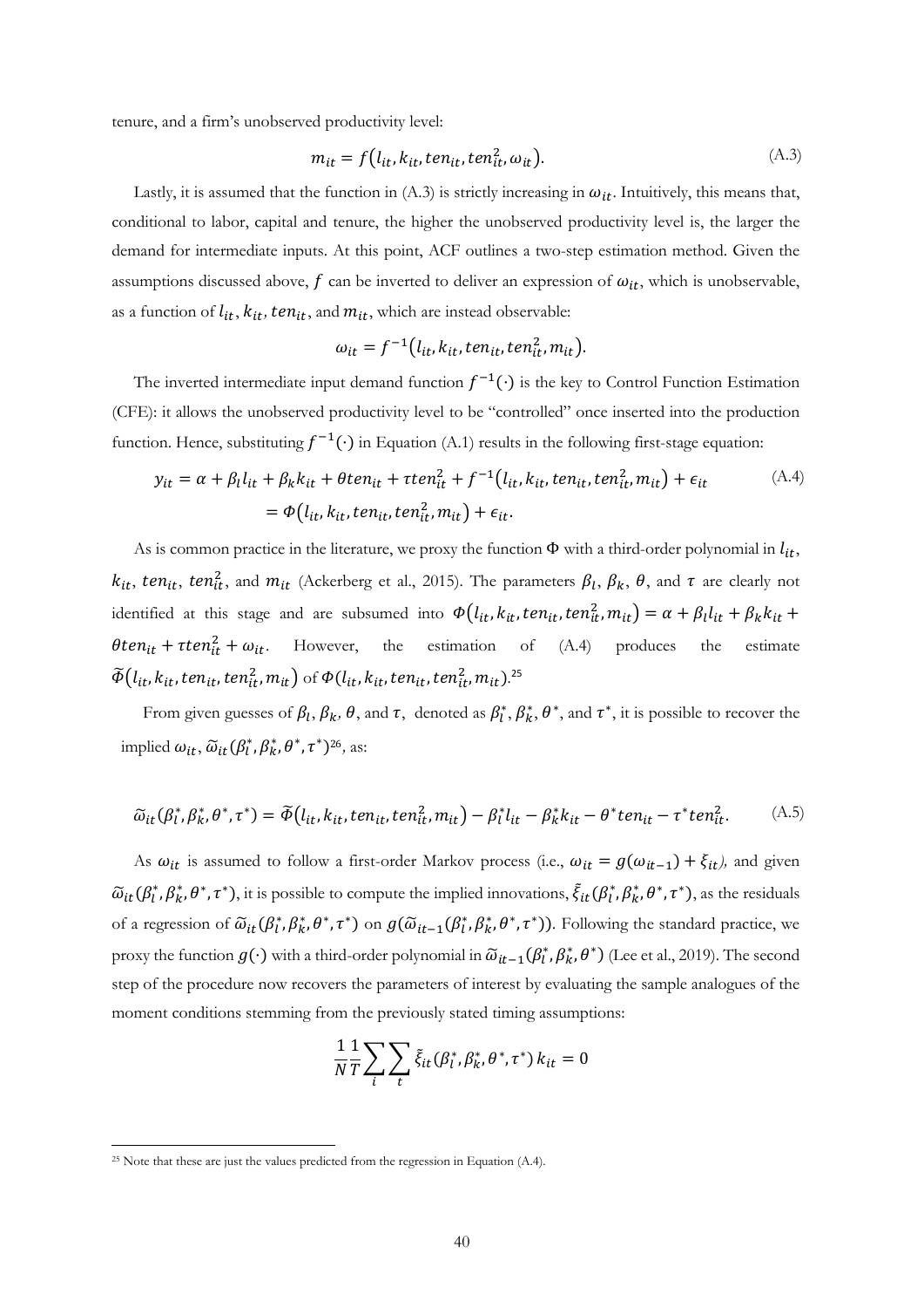tenure, and a firm's unobserved productivity level:

$$m_{it} = f\left(l_{it}, k_{it}, ten_{it}, ten_{it}^2, \omega_{it}\right). \tag{A.3}$$

Lastly, it is assumed that the function in (A.3) is strictly increasing in $\omega_{it}$. Intuitively, this means that, conditional to labor, capital and tenure, the higher the unobserved productivity level is, the larger the demand for intermediate inputs. At this point, ACF outlines a two-step estimation method. Given the assumptions discussed above, $f$ can be inverted to deliver an expression of $\omega_{it}$, which is unobservable, as a function of $l_{it}$, $k_{it}$, $ten_{it}$, and $m_{it}$, which are instead observable:

$$\omega_{it} = f^{-1}\left(l_{it}, k_{it}, ten_{it}, ten_{it}^2, m_{it}\right).$$

The inverted intermediate input demand function $f^{-1}(\cdot)$ is the key to Control Function Estimation (CFE): it allows the unobserved productivity level to be "controlled" once inserted into the production function. Hence, substituting $f^{-1}(\cdot)$ in Equation (A.1) results in the following first-stage equation:

$$\begin{aligned} y_{it} &= \alpha + \beta_l l_{it} + \beta_k k_{it} + \theta ten_{it} + \tau ten_{it}^2 + f^{-1}\left(l_{it}, k_{it}, ten_{it}, ten_{it}^2, m_{it}\right) + \epsilon_{it} \\ &= \Phi\left(l_{it}, k_{it}, ten_{it}, ten_{it}^2, m_{it}\right) + \epsilon_{it}. \end{aligned} \tag{A.4}$$

As is common practice in the literature, we proxy the function $\Phi$ with a third-order polynomial in $l_{it}$, $k_{it}$, $ten_{it}$, $ten_{it}^2$, and $m_{it}$ (Ackerberg et al., 2015). The parameters $\beta_l$, $\beta_k$, $\theta$, and $\tau$ are clearly not identified at this stage and are subsumed into $\Phi\left(l_{it}, k_{it}, ten_{it}, ten_{it}^2, m_{it}\right) = \alpha + \beta_l l_{it} + \beta_k k_{it} + \theta ten_{it} + \tau ten_{it}^2 + \omega_{it}$. However, the estimation of (A.4) produces the estimate $\widetilde{\Phi}\left(l_{it}, k_{it}, ten_{it}, ten_{it}^2, m_{it}\right)$ of $\Phi(l_{it}, k_{it}, ten_{it}, ten_{it}^2, m_{it})$.[25]

From given guesses of $\beta_l$, $\beta_k$, $\theta$, and $\tau$, denoted as $\beta_l^*$, $\beta_k^*$, $\theta^*$, and $\tau^*$, it is possible to recover the implied $\omega_{it}$, $\widetilde{\omega}_{it}(\beta_l^*, \beta_k^*, \theta^*, \tau^*)$[26], as:

$$\widetilde{\omega}_{it}(\beta_l^*, \beta_k^*, \theta^*, \tau^*) = \widetilde{\Phi}\left(l_{it}, k_{it}, ten_{it}, ten_{it}^2, m_{it}\right) - \beta_l^* l_{it} - \beta_k^* k_{it} - \theta^* ten_{it} - \tau^* ten_{it}^2. \tag{A.5}$$

As $\omega_{it}$ is assumed to follow a first-order Markov process (i.e., $\omega_{it} = g(\omega_{it-1}) + \xi_{it}$), and given $\widetilde{\omega}_{it}(\beta_l^*, \beta_k^*, \theta^*, \tau^*)$, it is possible to compute the implied innovations, $\tilde{\xi}_{it}(\beta_l^*, \beta_k^*, \theta^*, \tau^*)$, as the residuals of a regression of $\widetilde{\omega}_{it}(\beta_l^*, \beta_k^*, \theta^*, \tau^*)$ on $g(\widetilde{\omega}_{it-1}(\beta_l^*, \beta_k^*, \theta^*, \tau^*))$. Following the standard practice, we proxy the function $g(\cdot)$ with a third-order polynomial in $\widetilde{\omega}_{it-1}(\beta_l^*, \beta_k^*, \theta^*)$ (Lee et al., 2019). The second step of the procedure now recovers the parameters of interest by evaluating the sample analogues of the moment conditions stemming from the previously stated timing assumptions:

$$\frac{1}{N}\frac{1}{T}\sum_i \sum_t \tilde{\xi}_{it}(\beta_l^*, \beta_k^*, \theta^*, \tau^*)\, k_{it} = 0$$

[25] Note that these are just the values predicted from the regression in Equation (A.4).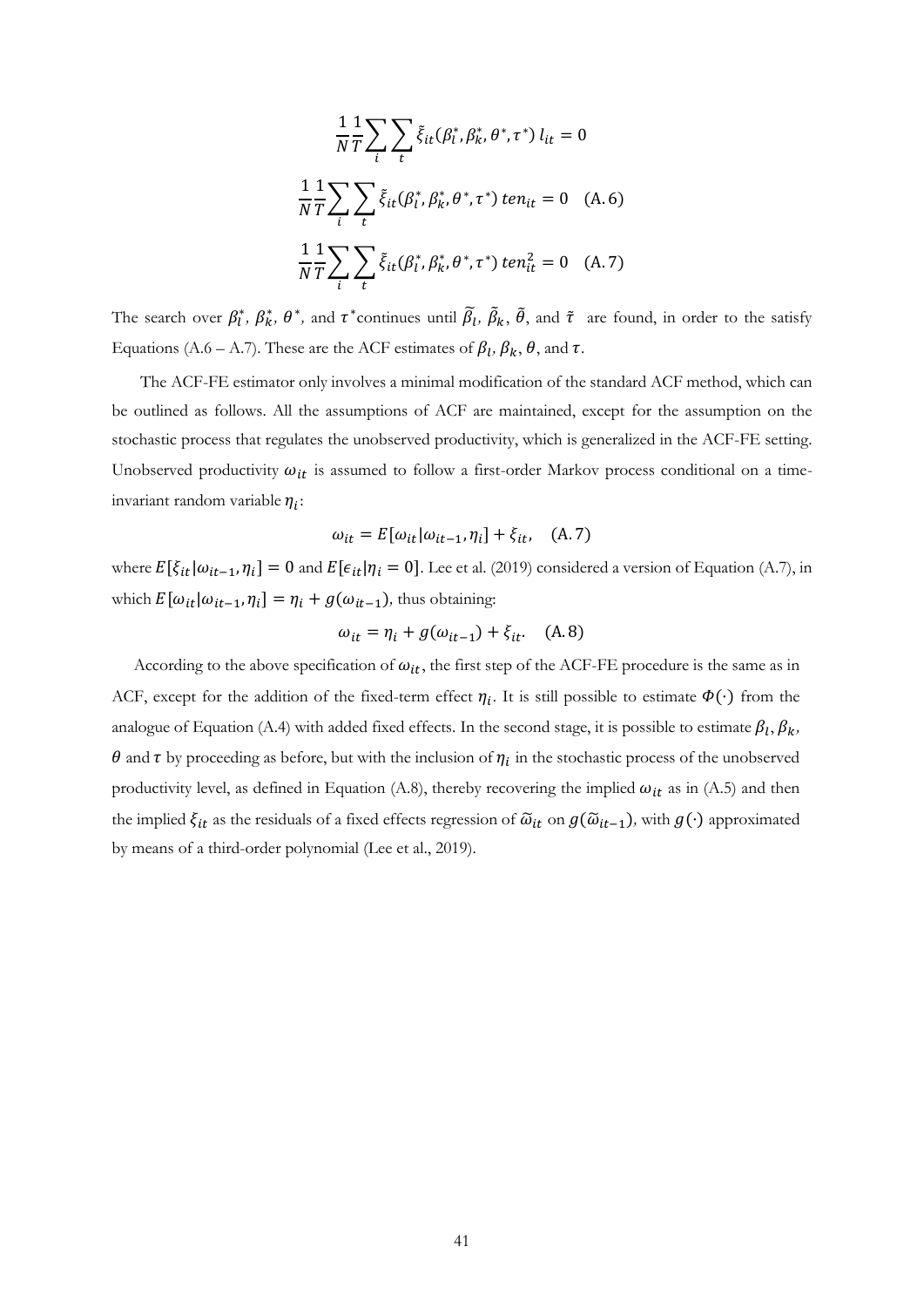$$\frac{1}{N}\frac{1}{T}\sum_{i}\sum_{t}\tilde{\xi}_{it}(\beta_l^*, \beta_k^*, \theta^*, \tau^*)\, l_{it} = 0$$

$$\frac{1}{N}\frac{1}{T}\sum_{i}\sum_{t}\tilde{\xi}_{it}(\beta_l^*, \beta_k^*, \theta^*, \tau^*)\, ten_{it} = 0 \quad (\text{A}.6)$$

$$\frac{1}{N}\frac{1}{T}\sum_{i}\sum_{t}\tilde{\xi}_{it}(\beta_l^*, \beta_k^*, \theta^*, \tau^*)\, ten_{it}^2 = 0 \quad (\text{A}.7)$$

The search over $\beta_l^*$, $\beta_k^*$, $\theta^*$, and $\tau^*$continues until $\widetilde{\beta}_l$, $\tilde{\beta}_k$, $\tilde{\theta}$, and $\tilde{\tau}$ are found, in order to the satisfy Equations (A.6 – A.7). These are the ACF estimates of $\beta_l$, $\beta_k$, $\theta$, and $\tau$.

The ACF-FE estimator only involves a minimal modification of the standard ACF method, which can be outlined as follows. All the assumptions of ACF are maintained, except for the assumption on the stochastic process that regulates the unobserved productivity, which is generalized in the ACF-FE setting. Unobserved productivity $\omega_{it}$ is assumed to follow a first-order Markov process conditional on a time-invariant random variable $\eta_i$:

$$\omega_{it} = E[\omega_{it}|\omega_{it-1}, \eta_i] + \xi_{it}, \quad (\text{A}.7)$$

where $E[\xi_{it}|\omega_{it-1}, \eta_i] = 0$ and $E[\epsilon_{it}|\eta_i = 0]$. Lee et al. (2019) considered a version of Equation (A.7), in which $E[\omega_{it}|\omega_{it-1}, \eta_i] = \eta_i + g(\omega_{it-1})$, thus obtaining:

$$\omega_{it} = \eta_i + g(\omega_{it-1}) + \xi_{it}. \quad (\text{A}.8)$$

According to the above specification of $\omega_{it}$, the first step of the ACF-FE procedure is the same as in ACF, except for the addition of the fixed-term effect $\eta_i$. It is still possible to estimate $\Phi(\cdot)$ from the analogue of Equation (A.4) with added fixed effects. In the second stage, it is possible to estimate $\beta_l$, $\beta_k$, $\theta$ and $\tau$ by proceeding as before, but with the inclusion of $\eta_i$ in the stochastic process of the unobserved productivity level, as defined in Equation (A.8), thereby recovering the implied $\omega_{it}$ as in (A.5) and then the implied $\xi_{it}$ as the residuals of a fixed effects regression of $\widetilde{\omega}_{it}$ on $g(\widetilde{\omega}_{it-1})$, with $g(\cdot)$ approximated by means of a third-order polynomial (Lee et al., 2019).